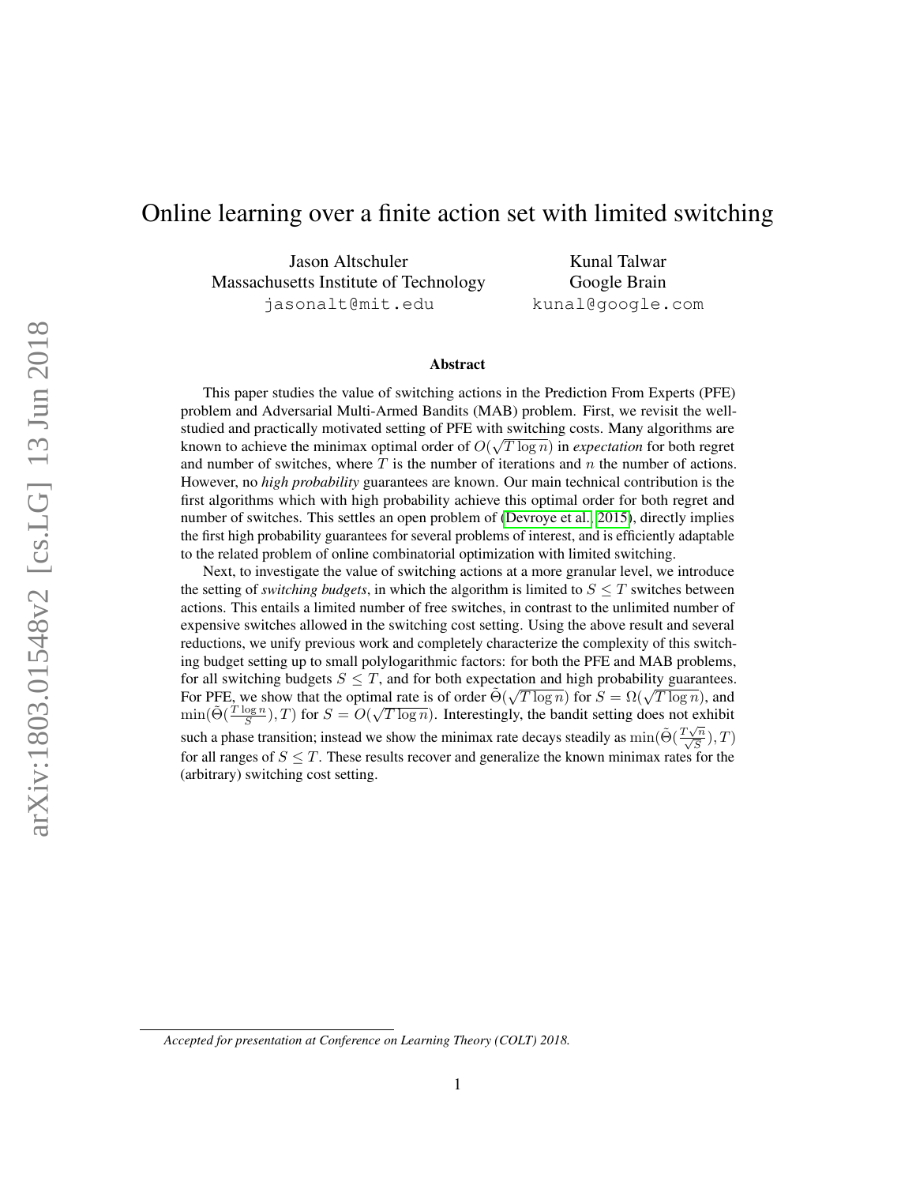# Online learning over a finite action set with limited switching

Jason Altschuler
Massachusetts Institute of Technology
jasonalt@mit.edu

Kunal Talwar
Google Brain
kunal@google.com

## Abstract

This paper studies the value of switching actions in the Prediction From Experts (PFE) problem and Adversarial Multi-Armed Bandits (MAB) problem. First, we revisit the well-studied and practically motivated setting of PFE with switching costs. Many algorithms are known to achieve the minimax optimal order of $O(\sqrt{T \log n})$ in *expectation* for both regret and number of switches, where $T$ is the number of iterations and $n$ the number of actions. However, no *high probability* guarantees are known. Our main technical contribution is the first algorithms which with high probability achieve this optimal order for both regret and number of switches. This settles an open problem of (Devroye et al., 2015), directly implies the first high probability guarantees for several problems of interest, and is efficiently adaptable to the related problem of online combinatorial optimization with limited switching.

Next, to investigate the value of switching actions at a more granular level, we introduce the setting of *switching budgets*, in which the algorithm is limited to $S \leq T$ switches between actions. This entails a limited number of free switches, in contrast to the unlimited number of expensive switches allowed in the switching cost setting. Using the above result and several reductions, we unify previous work and completely characterize the complexity of this switching budget setting up to small polylogarithmic factors: for both the PFE and MAB problems, for all switching budgets $S \leq T$, and for both expectation and high probability guarantees. For PFE, we show that the optimal rate is of order $\tilde{\Theta}(\sqrt{T \log n})$ for $S = \Omega(\sqrt{T \log n})$, and $\min(\tilde{\Theta}(\frac{T \log n}{S}), T)$ for $S = O(\sqrt{T \log n})$. Interestingly, the bandit setting does not exhibit such a phase transition; instead we show the minimax rate decays steadily as $\min(\tilde{\Theta}(\frac{T\sqrt{n}}{\sqrt{S}}), T)$ for all ranges of $S \leq T$. These results recover and generalize the known minimax rates for the (arbitrary) switching cost setting.

*Accepted for presentation at Conference on Learning Theory (COLT) 2018.*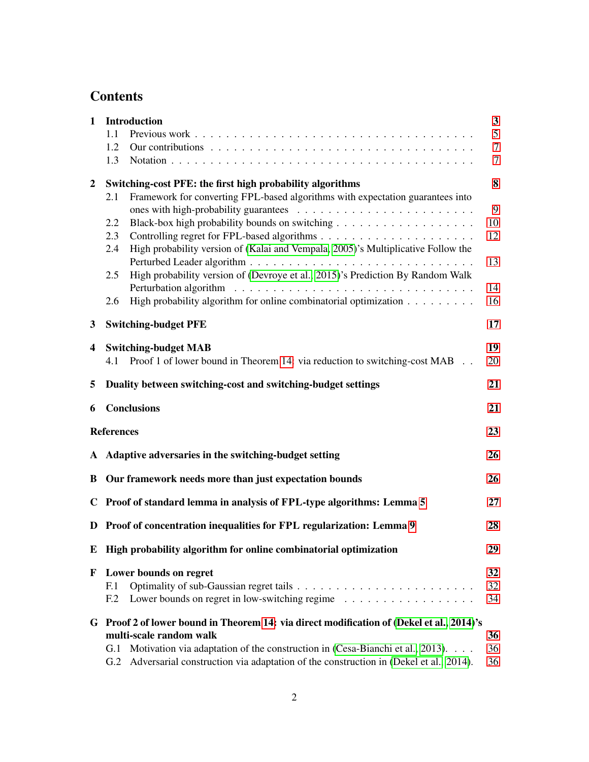# Contents

**1 Introduction** **3**
- 1.1 Previous work . . . 5
- 1.2 Our contributions . . . 7
- 1.3 Notation . . . 7

**2 Switching-cost PFE: the first high probability algorithms** **8**
- 2.1 Framework for converting FPL-based algorithms with expectation guarantees into ones with high-probability guarantees . . . 9
- 2.2 Black-box high probability bounds on switching . . . 10
- 2.3 Controlling regret for FPL-based algorithms . . . 12
- 2.4 High probability version of (Kalai and Vempala, 2005)'s Multiplicative Follow the Perturbed Leader algorithm . . . 13
- 2.5 High probability version of (Devroye et al., 2015)'s Prediction By Random Walk Perturbation algorithm . . . 14
- 2.6 High probability algorithm for online combinatorial optimization . . . 16

**3 Switching-budget PFE** **17**

**4 Switching-budget MAB** **19**
- 4.1 Proof 1 of lower bound in Theorem 14: via reduction to switching-cost MAB . . . 20

**5 Duality between switching-cost and switching-budget settings** **21**

**6 Conclusions** **21**

**References** **23**

**A Adaptive adversaries in the switching-budget setting** **26**

**B Our framework needs more than just expectation bounds** **26**

**C Proof of standard lemma in analysis of FPL-type algorithms: Lemma 5** **27**

**D Proof of concentration inequalities for FPL regularization: Lemma 9** **28**

**E High probability algorithm for online combinatorial optimization** **29**

**F Lower bounds on regret** **32**
- F.1 Optimality of sub-Gaussian regret tails . . . 32
- F.2 Lower bounds on regret in low-switching regime . . . 34

**G Proof 2 of lower bound in Theorem 14: via direct modification of (Dekel et al., 2014)'s multi-scale random walk** **36**
- G.1 Motivation via adaptation of the construction in (Cesa-Bianchi et al., 2013). . . . 36
- G.2 Adversarial construction via adaptation of the construction in (Dekel et al., 2014). 36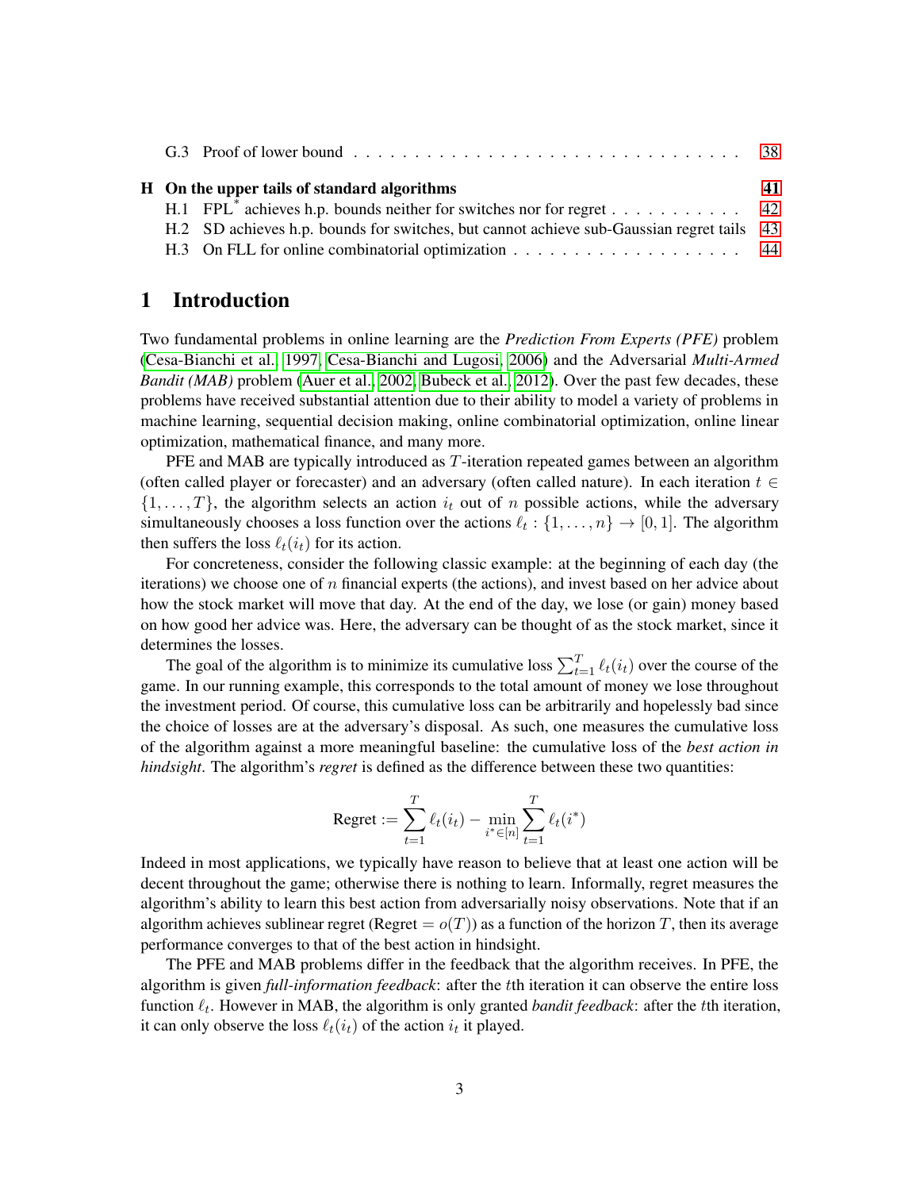G.3 Proof of lower bound . . . . . . . . . . . . . . . . . . . . . . . . . . . . . . . . 38

**H On the upper tails of standard algorithms** **41**

H.1 $\text{FPL}^*$ achieves h.p. bounds neither for switches nor for regret . . . . . . . . . . . 42

H.2 SD achieves h.p. bounds for switches, but cannot achieve sub-Gaussian regret tails 43

H.3 On FLL for online combinatorial optimization . . . . . . . . . . . . . . . . . . . . 44

# 1 Introduction

Two fundamental problems in online learning are the *Prediction From Experts (PFE)* problem (Cesa-Bianchi et al., 1997, Cesa-Bianchi and Lugosi, 2006) and the Adversarial *Multi-Armed Bandit (MAB)* problem (Auer et al., 2002, Bubeck et al., 2012). Over the past few decades, these problems have received substantial attention due to their ability to model a variety of problems in machine learning, sequential decision making, online combinatorial optimization, online linear optimization, mathematical finance, and many more.

PFE and MAB are typically introduced as $T$-iteration repeated games between an algorithm (often called player or forecaster) and an adversary (often called nature). In each iteration $t \in \{1, \dots, T\}$, the algorithm selects an action $i_t$ out of $n$ possible actions, while the adversary simultaneously chooses a loss function over the actions $\ell_t : \{1, \dots, n\} \to [0, 1]$. The algorithm then suffers the loss $\ell_t(i_t)$ for its action.

For concreteness, consider the following classic example: at the beginning of each day (the iterations) we choose one of $n$ financial experts (the actions), and invest based on her advice about how the stock market will move that day. At the end of the day, we lose (or gain) money based on how good her advice was. Here, the adversary can be thought of as the stock market, since it determines the losses.

The goal of the algorithm is to minimize its cumulative loss $\sum_{t=1}^{T} \ell_t(i_t)$ over the course of the game. In our running example, this corresponds to the total amount of money we lose throughout the investment period. Of course, this cumulative loss can be arbitrarily and hopelessly bad since the choice of losses are at the adversary's disposal. As such, one measures the cumulative loss of the algorithm against a more meaningful baseline: the cumulative loss of the *best action in hindsight*. The algorithm's *regret* is defined as the difference between these two quantities:

$$\text{Regret} := \sum_{t=1}^{T} \ell_t(i_t) - \min_{i^* \in [n]} \sum_{t=1}^{T} \ell_t(i^*)$$

Indeed in most applications, we typically have reason to believe that at least one action will be decent throughout the game; otherwise there is nothing to learn. Informally, regret measures the algorithm's ability to learn this best action from adversarially noisy observations. Note that if an algorithm achieves sublinear regret ($\text{Regret} = o(T)$) as a function of the horizon $T$, then its average performance converges to that of the best action in hindsight.

The PFE and MAB problems differ in the feedback that the algorithm receives. In PFE, the algorithm is given *full-information feedback*: after the $t$th iteration it can observe the entire loss function $\ell_t$. However in MAB, the algorithm is only granted *bandit feedback*: after the $t$th iteration, it can only observe the loss $\ell_t(i_t)$ of the action $i_t$ it played.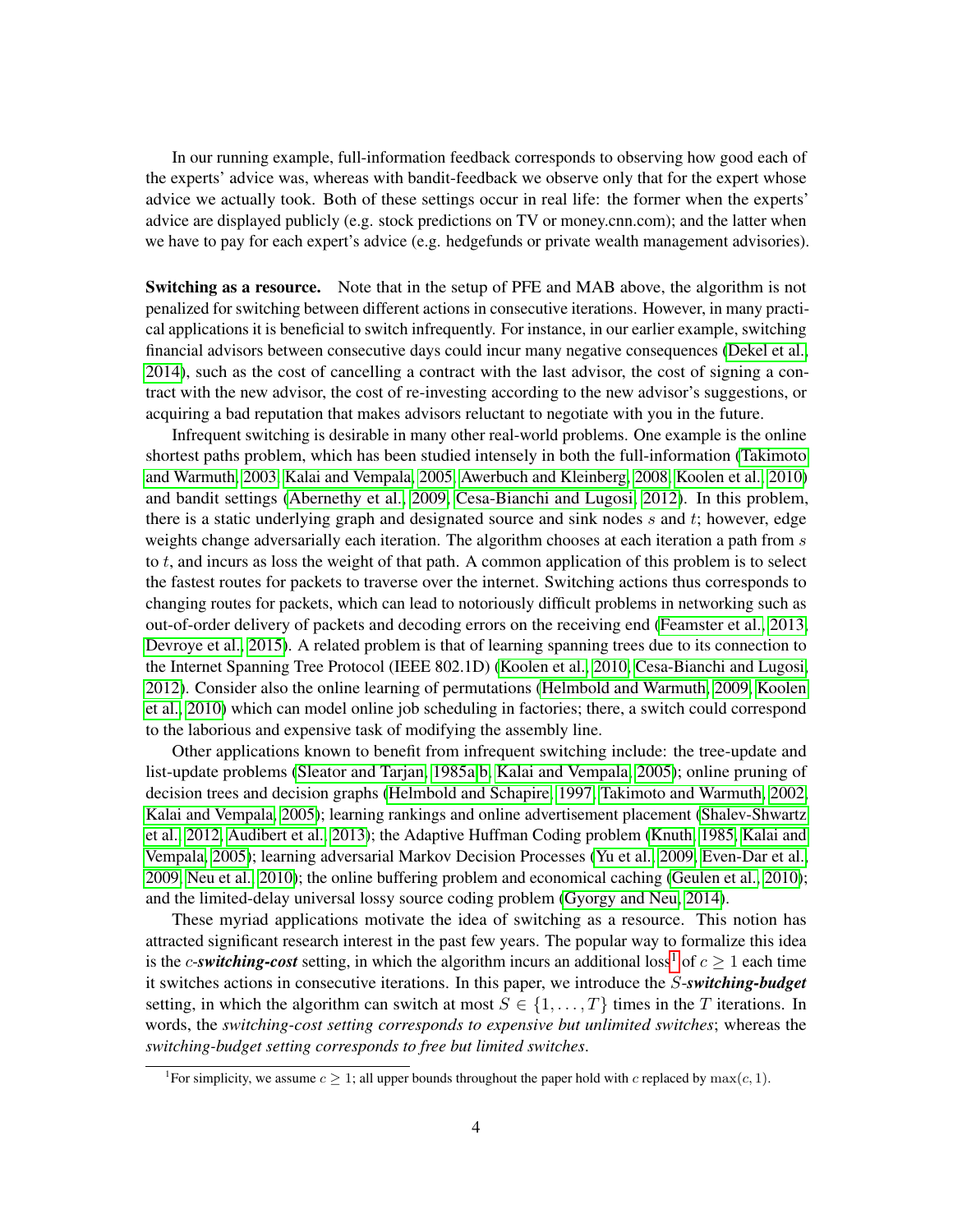In our running example, full-information feedback corresponds to observing how good each of the experts' advice was, whereas with bandit-feedback we observe only that for the expert whose advice we actually took. Both of these settings occur in real life: the former when the experts' advice are displayed publicly (e.g. stock predictions on TV or money.cnn.com); and the latter when we have to pay for each expert's advice (e.g. hedgefunds or private wealth management advisories).

**Switching as a resource.** Note that in the setup of PFE and MAB above, the algorithm is not penalized for switching between different actions in consecutive iterations. However, in many practical applications it is beneficial to switch infrequently. For instance, in our earlier example, switching financial advisors between consecutive days could incur many negative consequences (Dekel et al., 2014), such as the cost of cancelling a contract with the last advisor, the cost of signing a contract with the new advisor, the cost of re-investing according to the new advisor's suggestions, or acquiring a bad reputation that makes advisors reluctant to negotiate with you in the future.

Infrequent switching is desirable in many other real-world problems. One example is the online shortest paths problem, which has been studied intensely in both the full-information (Takimoto and Warmuth, 2003; Kalai and Vempala, 2005; Awerbuch and Kleinberg, 2008; Koolen et al., 2010) and bandit settings (Abernethy et al., 2009; Cesa-Bianchi and Lugosi, 2012). In this problem, there is a static underlying graph and designated source and sink nodes $s$ and $t$; however, edge weights change adversarially each iteration. The algorithm chooses at each iteration a path from $s$ to $t$, and incurs as loss the weight of that path. A common application of this problem is to select the fastest routes for packets to traverse over the internet. Switching actions thus corresponds to changing routes for packets, which can lead to notoriously difficult problems in networking such as out-of-order delivery of packets and decoding errors on the receiving end (Feamster et al., 2013; Devroye et al., 2015). A related problem is that of learning spanning trees due to its connection to the Internet Spanning Tree Protocol (IEEE 802.1D) (Koolen et al., 2010; Cesa-Bianchi and Lugosi, 2012). Consider also the online learning of permutations (Helmbold and Warmuth, 2009; Koolen et al., 2010) which can model online job scheduling in factories; there, a switch could correspond to the laborious and expensive task of modifying the assembly line.

Other applications known to benefit from infrequent switching include: the tree-update and list-update problems (Sleator and Tarjan, 1985a,b; Kalai and Vempala, 2005); online pruning of decision trees and decision graphs (Helmbold and Schapire, 1997; Takimoto and Warmuth, 2002; Kalai and Vempala, 2005); learning rankings and online advertisement placement (Shalev-Shwartz et al., 2012; Audibert et al., 2013); the Adaptive Huffman Coding problem (Knuth, 1985; Kalai and Vempala, 2005); learning adversarial Markov Decision Processes (Yu et al., 2009; Even-Dar et al., 2009; Neu et al., 2010); the online buffering problem and economical caching (Geulen et al., 2010); and the limited-delay universal lossy source coding problem (Gyorgy and Neu, 2014).

These myriad applications motivate the idea of switching as a resource. This notion has attracted significant research interest in the past few years. The popular way to formalize this idea is the $c$-***switching-cost*** setting, in which the algorithm incurs an additional loss[1] of $c \geq 1$ each time it switches actions in consecutive iterations. In this paper, we introduce the $S$-***switching-budget*** setting, in which the algorithm can switch at most $S \in \{1, \ldots, T\}$ times in the $T$ iterations. In words, the *switching-cost setting corresponds to expensive but unlimited switches*; whereas the *switching-budget setting corresponds to free but limited switches*.

[1] For simplicity, we assume $c \geq 1$; all upper bounds throughout the paper hold with $c$ replaced by $\max(c, 1)$.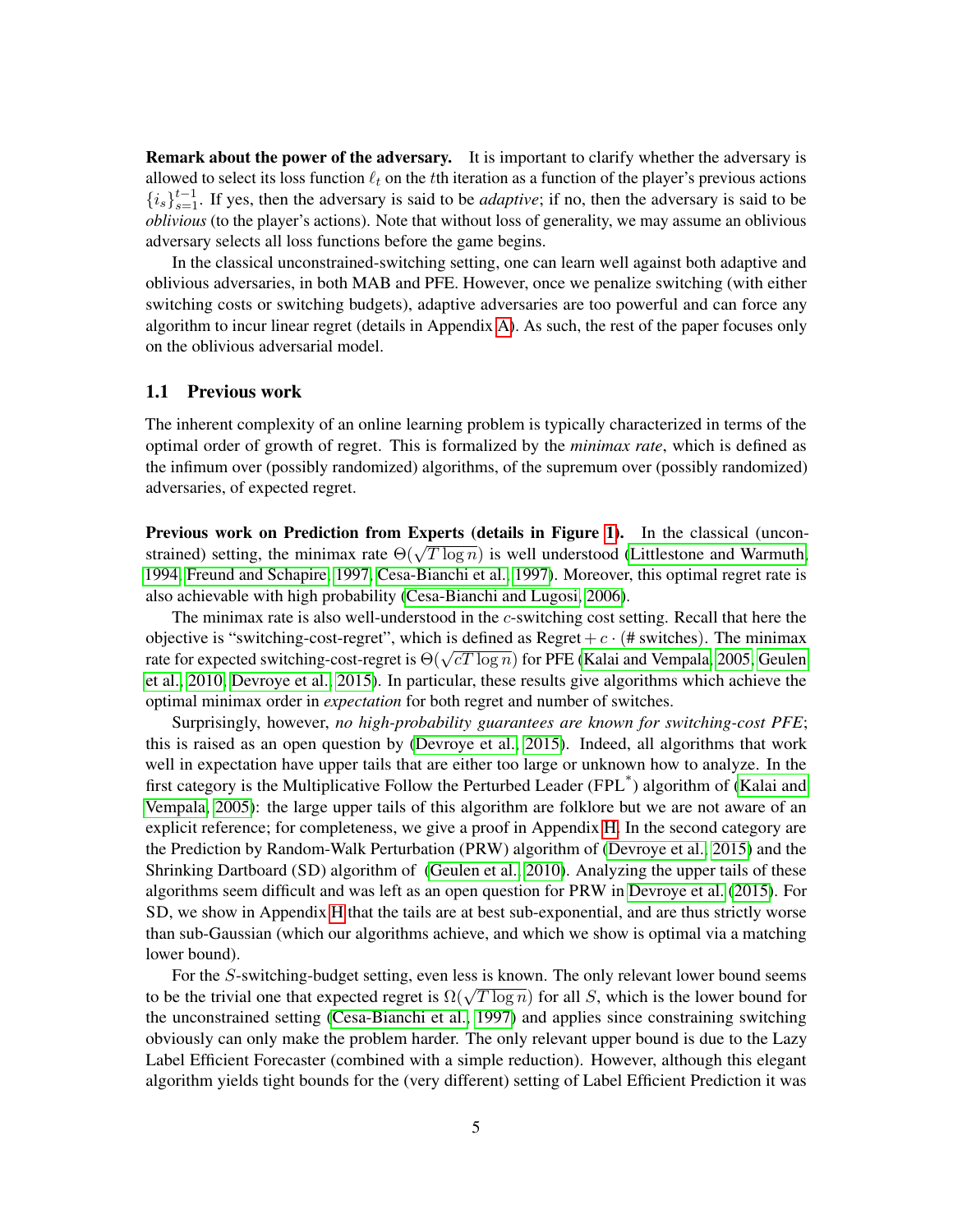**Remark about the power of the adversary.** It is important to clarify whether the adversary is allowed to select its loss function $\ell_t$ on the $t$th iteration as a function of the player's previous actions $\{i_s\}_{s=1}^{t-1}$. If yes, then the adversary is said to be *adaptive*; if no, then the adversary is said to be *oblivious* (to the player's actions). Note that without loss of generality, we may assume an oblivious adversary selects all loss functions before the game begins.

In the classical unconstrained-switching setting, one can learn well against both adaptive and oblivious adversaries, in both MAB and PFE. However, once we penalize switching (with either switching costs or switching budgets), adaptive adversaries are too powerful and can force any algorithm to incur linear regret (details in Appendix A). As such, the rest of the paper focuses only on the oblivious adversarial model.

### 1.1 Previous work

The inherent complexity of an online learning problem is typically characterized in terms of the optimal order of growth of regret. This is formalized by the *minimax rate*, which is defined as the infimum over (possibly randomized) algorithms, of the supremum over (possibly randomized) adversaries, of expected regret.

**Previous work on Prediction from Experts (details in Figure 1).** In the classical (unconstrained) setting, the minimax rate $\Theta(\sqrt{T \log n})$ is well understood (Littlestone and Warmuth, 1994, Freund and Schapire, 1997, Cesa-Bianchi et al., 1997). Moreover, this optimal regret rate is also achievable with high probability (Cesa-Bianchi and Lugosi, 2006).

The minimax rate is also well-understood in the $c$-switching cost setting. Recall that here the objective is "switching-cost-regret", which is defined as Regret $+ c \cdot$ (# switches). The minimax rate for expected switching-cost-regret is $\Theta(\sqrt{cT \log n})$ for PFE (Kalai and Vempala, 2005, Geulen et al., 2010, Devroye et al., 2015). In particular, these results give algorithms which achieve the optimal minimax order in *expectation* for both regret and number of switches.

Surprisingly, however, *no high-probability guarantees are known for switching-cost PFE*; this is raised as an open question by (Devroye et al., 2015). Indeed, all algorithms that work well in expectation have upper tails that are either too large or unknown how to analyze. In the first category is the Multiplicative Follow the Perturbed Leader (FPL*) algorithm of (Kalai and Vempala, 2005): the large upper tails of this algorithm are folklore but we are not aware of an explicit reference; for completeness, we give a proof in Appendix H. In the second category are the Prediction by Random-Walk Perturbation (PRW) algorithm of (Devroye et al., 2015) and the Shrinking Dartboard (SD) algorithm of (Geulen et al., 2010). Analyzing the upper tails of these algorithms seem difficult and was left as an open question for PRW in Devroye et al. (2015). For SD, we show in Appendix H that the tails are at best sub-exponential, and are thus strictly worse than sub-Gaussian (which our algorithms achieve, and which we show is optimal via a matching lower bound).

For the $S$-switching-budget setting, even less is known. The only relevant lower bound seems to be the trivial one that expected regret is $\Omega(\sqrt{T \log n})$ for all $S$, which is the lower bound for the unconstrained setting (Cesa-Bianchi et al., 1997) and applies since constraining switching obviously can only make the problem harder. The only relevant upper bound is due to the Lazy Label Efficient Forecaster (combined with a simple reduction). However, although this elegant algorithm yields tight bounds for the (very different) setting of Label Efficient Prediction it was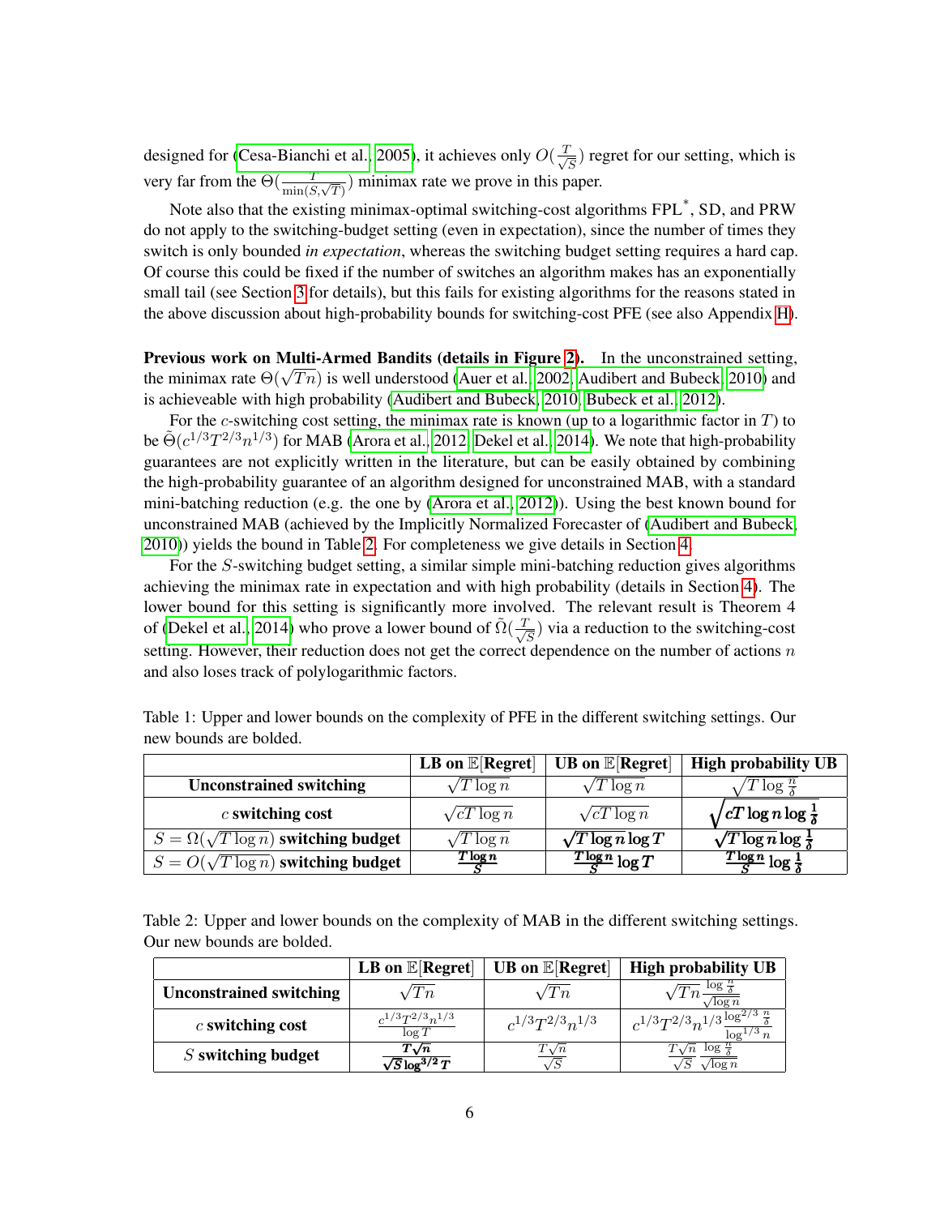designed for (Cesa-Bianchi et al., 2005), it achieves only $O(\frac{T}{\sqrt{S}})$ regret for our setting, which is very far from the $\Theta(\frac{T}{\min(S,\sqrt{T})})$ minimax rate we prove in this paper.

Note also that the existing minimax-optimal switching-cost algorithms FPL*, SD, and PRW do not apply to the switching-budget setting (even in expectation), since the number of times they switch is only bounded *in expectation*, whereas the switching budget setting requires a hard cap. Of course this could be fixed if the number of switches an algorithm makes has an exponentially small tail (see Section 3 for details), but this fails for existing algorithms for the reasons stated in the above discussion about high-probability bounds for switching-cost PFE (see also Appendix H).

**Previous work on Multi-Armed Bandits (details in Figure 2).** In the unconstrained setting, the minimax rate $\Theta(\sqrt{Tn})$ is well understood (Auer et al., 2002; Audibert and Bubeck, 2010) and is achieveable with high probability (Audibert and Bubeck, 2010; Bubeck et al., 2012).

For the $c$-switching cost setting, the minimax rate is known (up to a logarithmic factor in $T$) to be $\tilde{\Theta}(c^{1/3}T^{2/3}n^{1/3})$ for MAB (Arora et al., 2012; Dekel et al., 2014). We note that high-probability guarantees are not explicitly written in the literature, but can be easily obtained by combining the high-probability guarantee of an algorithm designed for unconstrained MAB, with a standard mini-batching reduction (e.g. the one by (Arora et al., 2012)). Using the best known bound for unconstrained MAB (achieved by the Implicitly Normalized Forecaster of (Audibert and Bubeck, 2010)) yields the bound in Table 2. For completeness we give details in Section 4.

For the $S$-switching budget setting, a similar simple mini-batching reduction gives algorithms achieving the minimax rate in expectation and with high probability (details in Section 4). The lower bound for this setting is significantly more involved. The relevant result is Theorem 4 of (Dekel et al., 2014) who prove a lower bound of $\tilde{\Omega}(\frac{T}{\sqrt{S}})$ via a reduction to the switching-cost setting. However, their reduction does not get the correct dependence on the number of actions $n$ and also loses track of polylogarithmic factors.

Table 1: Upper and lower bounds on the complexity of PFE in the different switching settings. Our new bounds are bolded.

| | LB on $\mathbb{E}$[Regret] | UB on $\mathbb{E}$[Regret] | High probability UB |
|---|---|---|---|
| **Unconstrained switching** | $\sqrt{T\log n}$ | $\sqrt{T\log n}$ | $\sqrt{T\log\frac{n}{\delta}}$ |
| **$c$ switching cost** | $\sqrt{cT\log n}$ | $\sqrt{cT\log n}$ | $\boldsymbol{\sqrt{cT\log n\log\frac{1}{\delta}}}$ |
| **$S=\Omega(\sqrt{T\log n})$ switching budget** | $\sqrt{T\log n}$ | $\boldsymbol{\sqrt{T\log n}\log T}$ | $\boldsymbol{\sqrt{T\log n}\log\frac{1}{\delta}}$ |
| **$S=O(\sqrt{T\log n})$ switching budget** | $\boldsymbol{\frac{T\log n}{S}}$ | $\boldsymbol{\frac{T\log n}{S}\log T}$ | $\boldsymbol{\frac{T\log n}{S}\log\frac{1}{\delta}}$ |

Table 2: Upper and lower bounds on the complexity of MAB in the different switching settings. Our new bounds are bolded.

| | LB on $\mathbb{E}$[Regret] | UB on $\mathbb{E}$[Regret] | High probability UB |
|---|---|---|---|
| **Unconstrained switching** | $\sqrt{Tn}$ | $\sqrt{Tn}$ | $\sqrt{Tn}\frac{\log\frac{n}{\delta}}{\sqrt{\log n}}$ |
| **$c$ switching cost** | $\frac{c^{1/3}T^{2/3}n^{1/3}}{\log T}$ | $c^{1/3}T^{2/3}n^{1/3}$ | $c^{1/3}T^{2/3}n^{1/3}\frac{\log^{2/3}\frac{n}{\delta}}{\log^{1/3}n}$ |
| **$S$ switching budget** | $\boldsymbol{\frac{T\sqrt{n}}{\sqrt{S}\log^{3/2}T}}$ | $\frac{T\sqrt{n}}{\sqrt{S}}$ | $\frac{T\sqrt{n}}{\sqrt{S}}\frac{\log\frac{n}{\delta}}{\sqrt{\log n}}$ |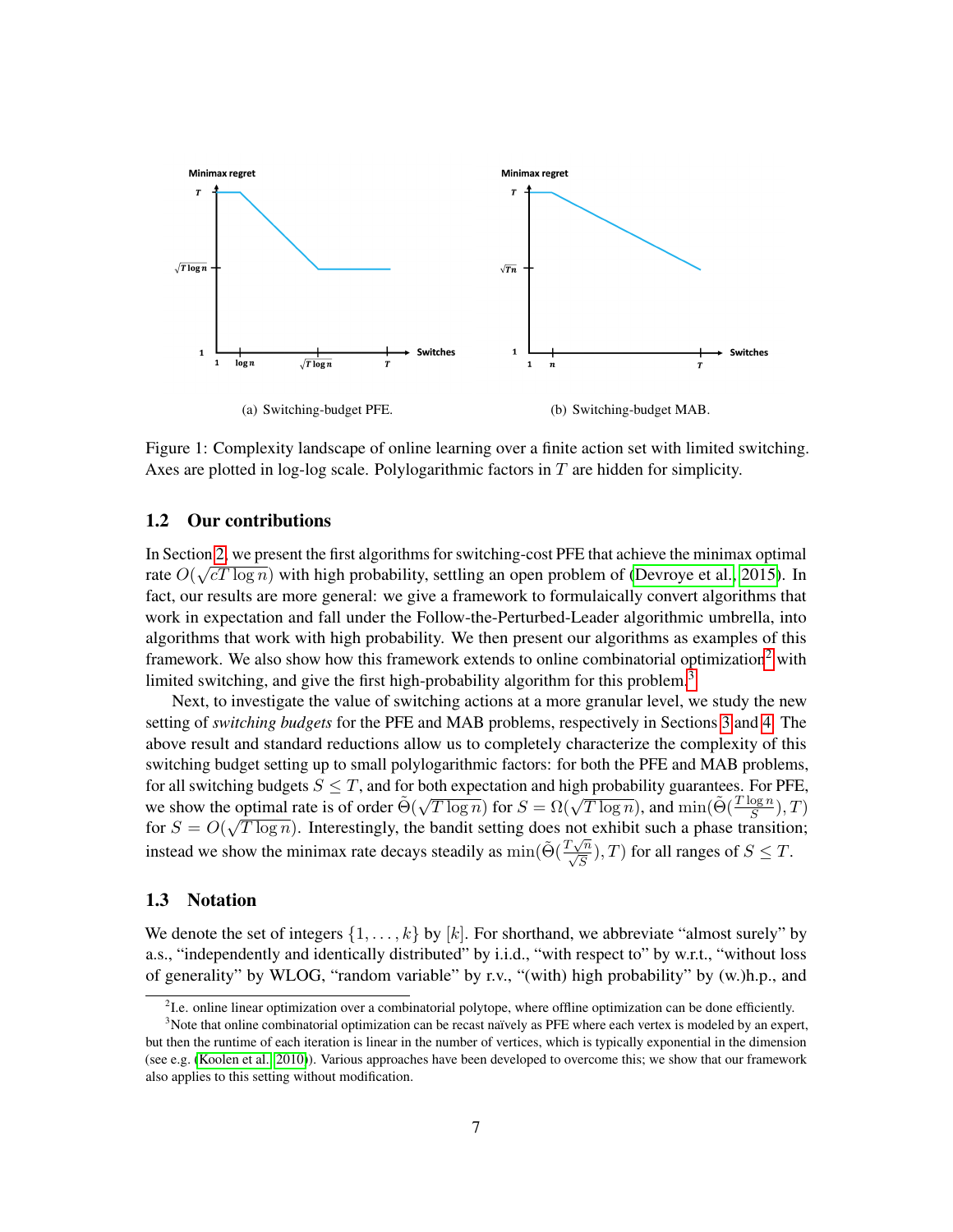(a) Switching-budget PFE.

(b) Switching-budget MAB.

Figure 1: Complexity landscape of online learning over a finite action set with limited switching. Axes are plotted in log-log scale. Polylogarithmic factors in $T$ are hidden for simplicity.

## 1.2 Our contributions

In Section 2, we present the first algorithms for switching-cost PFE that achieve the minimax optimal rate $O(\sqrt{cT \log n})$ with high probability, settling an open problem of (Devroye et al., 2015). In fact, our results are more general: we give a framework to formulaically convert algorithms that work in expectation and fall under the Follow-the-Perturbed-Leader algorithmic umbrella, into algorithms that work with high probability. We then present our algorithms as examples of this framework. We also show how this framework extends to online combinatorial optimization[2] with limited switching, and give the first high-probability algorithm for this problem.[3]

Next, to investigate the value of switching actions at a more granular level, we study the new setting of *switching budgets* for the PFE and MAB problems, respectively in Sections 3 and 4. The above result and standard reductions allow us to completely characterize the complexity of this switching budget setting up to small polylogarithmic factors: for both the PFE and MAB problems, for all switching budgets $S \leq T$, and for both expectation and high probability guarantees. For PFE, we show the optimal rate is of order $\tilde{\Theta}(\sqrt{T \log n})$ for $S = \Omega(\sqrt{T \log n})$, and $\min(\tilde{\Theta}(\frac{T \log n}{S}), T)$ for $S = O(\sqrt{T \log n})$. Interestingly, the bandit setting does not exhibit such a phase transition; instead we show the minimax rate decays steadily as $\min(\tilde{\Theta}(\frac{T\sqrt{n}}{\sqrt{S}}), T)$ for all ranges of $S \leq T$.

## 1.3 Notation

We denote the set of integers $\{1, \ldots, k\}$ by $[k]$. For shorthand, we abbreviate "almost surely" by a.s., "independently and identically distributed" by i.i.d., "with respect to" by w.r.t., "without loss of generality" by WLOG, "random variable" by r.v., "(with) high probability" by (w.)h.p., and

[2] I.e. online linear optimization over a combinatorial polytope, where offline optimization can be done efficiently.

[3] Note that online combinatorial optimization can be recast naïvely as PFE where each vertex is modeled by an expert, but then the runtime of each iteration is linear in the number of vertices, which is typically exponential in the dimension (see e.g. (Koolen et al., 2010)). Various approaches have been developed to overcome this; we show that our framework also applies to this setting without modification.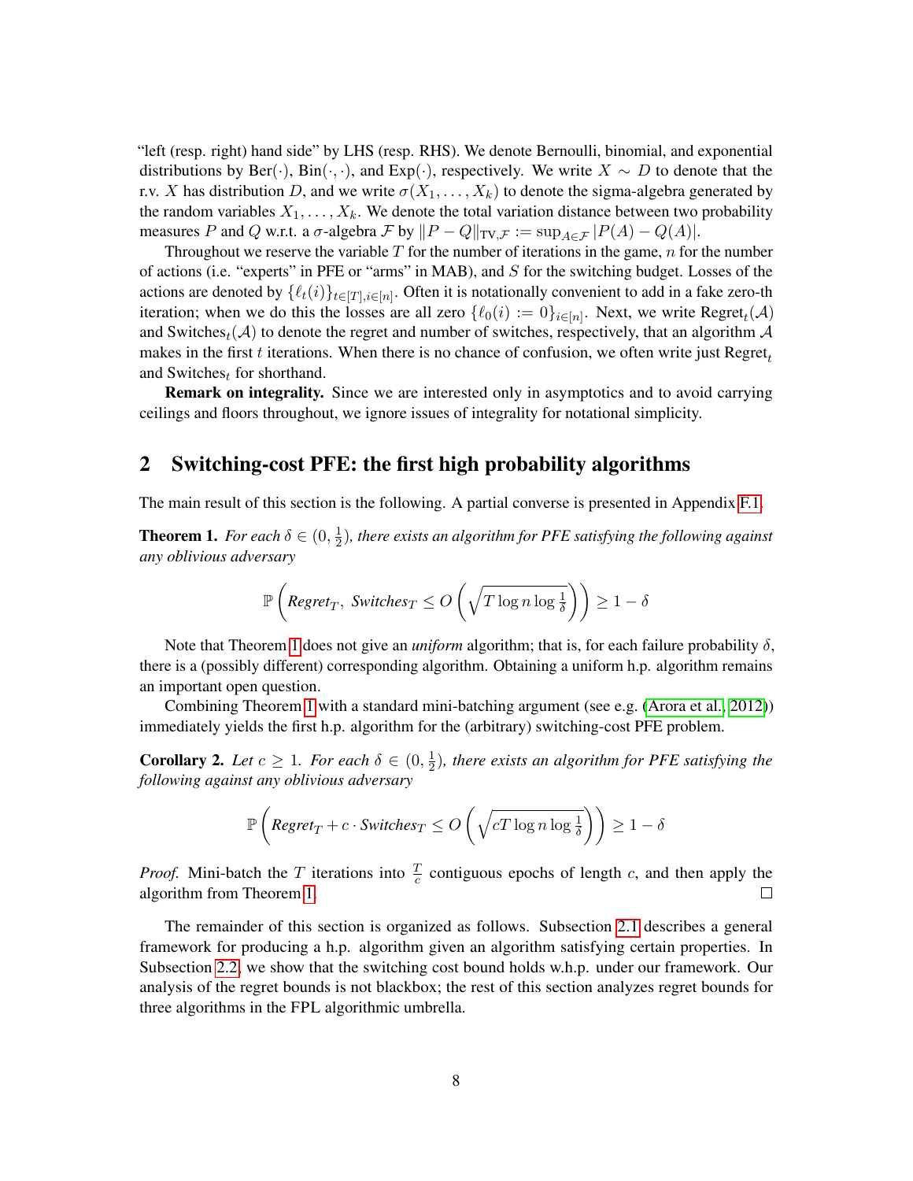"left (resp. right) hand side" by LHS (resp. RHS). We denote Bernoulli, binomial, and exponential distributions by $\text{Ber}(\cdot)$, $\text{Bin}(\cdot,\cdot)$, and $\text{Exp}(\cdot)$, respectively. We write $X \sim D$ to denote that the r.v. $X$ has distribution $D$, and we write $\sigma(X_1, \ldots, X_k)$ to denote the sigma-algebra generated by the random variables $X_1, \ldots, X_k$. We denote the total variation distance between two probability measures $P$ and $Q$ w.r.t. a $\sigma$-algebra $\mathcal{F}$ by $\|P - Q\|_{\text{TV},\mathcal{F}} := \sup_{A \in \mathcal{F}} |P(A) - Q(A)|$.

Throughout we reserve the variable $T$ for the number of iterations in the game, $n$ for the number of actions (i.e. "experts" in PFE or "arms" in MAB), and $S$ for the switching budget. Losses of the actions are denoted by $\{\ell_t(i)\}_{t\in[T], i\in[n]}$. Often it is notationally convenient to add in a fake zero-th iteration; when we do this the losses are all zero $\{\ell_0(i) := 0\}_{i\in[n]}$. Next, we write $\text{Regret}_t(\mathcal{A})$ and $\text{Switches}_t(\mathcal{A})$ to denote the regret and number of switches, respectively, that an algorithm $\mathcal{A}$ makes in the first $t$ iterations. When there is no chance of confusion, we often write just $\text{Regret}_t$ and $\text{Switches}_t$ for shorthand.

**Remark on integrality.** Since we are interested only in asymptotics and to avoid carrying ceilings and floors throughout, we ignore issues of integrality for notational simplicity.

## 2 Switching-cost PFE: the first high probability algorithms

The main result of this section is the following. A partial converse is presented in Appendix F.1.

**Theorem 1.** *For each $\delta \in (0, \frac{1}{2})$, there exists an algorithm for PFE satisfying the following against any oblivious adversary*

$$\mathbb{P}\left(\text{Regret}_T,\ \text{Switches}_T \leq O\left(\sqrt{T \log n \log \tfrac{1}{\delta}}\right)\right) \geq 1 - \delta$$

Note that Theorem 1 does not give an *uniform* algorithm; that is, for each failure probability $\delta$, there is a (possibly different) corresponding algorithm. Obtaining a uniform h.p. algorithm remains an important open question.

Combining Theorem 1 with a standard mini-batching argument (see e.g. (Arora et al., 2012)) immediately yields the first h.p. algorithm for the (arbitrary) switching-cost PFE problem.

**Corollary 2.** *Let $c \geq 1$. For each $\delta \in (0, \frac{1}{2})$, there exists an algorithm for PFE satisfying the following against any oblivious adversary*

$$\mathbb{P}\left(\text{Regret}_T + c \cdot \text{Switches}_T \leq O\left(\sqrt{cT \log n \log \tfrac{1}{\delta}}\right)\right) \geq 1 - \delta$$

*Proof.* Mini-batch the $T$ iterations into $\frac{T}{c}$ contiguous epochs of length $c$, and then apply the algorithm from Theorem 1. $\square$

The remainder of this section is organized as follows. Subsection 2.1 describes a general framework for producing a h.p. algorithm given an algorithm satisfying certain properties. In Subsection 2.2, we show that the switching cost bound holds w.h.p. under our framework. Our analysis of the regret bounds is not blackbox; the rest of this section analyzes regret bounds for three algorithms in the FPL algorithmic umbrella.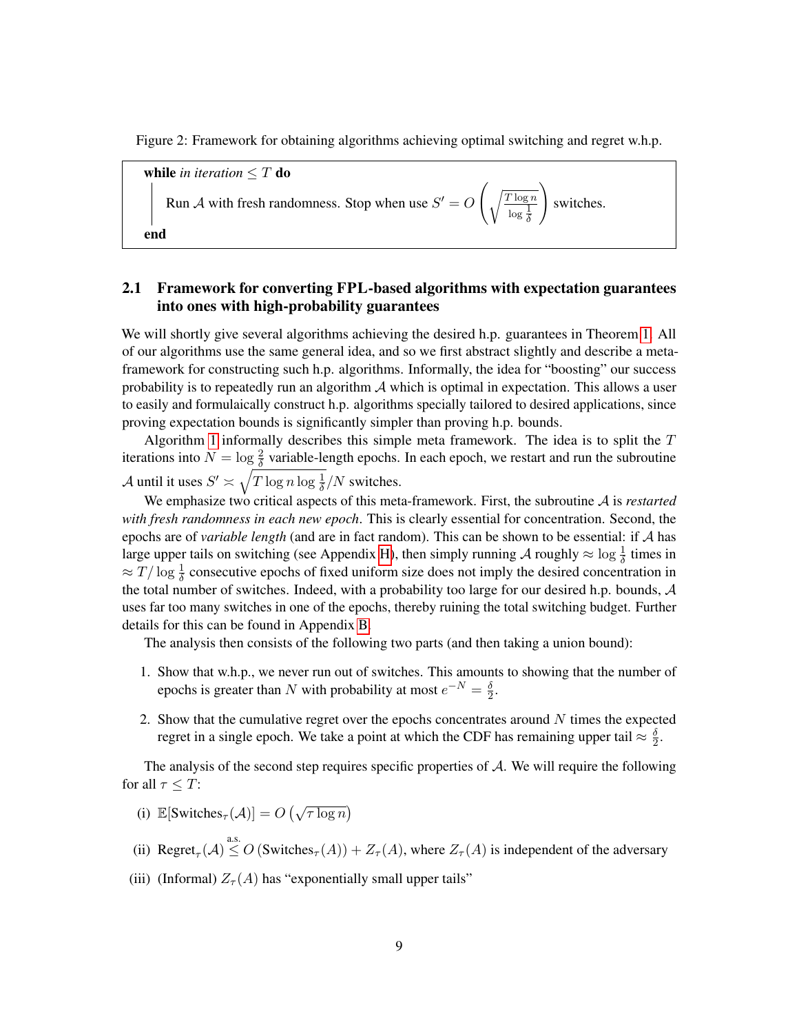Figure 2: Framework for obtaining algorithms achieving optimal switching and regret w.h.p.

```
while in iteration ≤ T do
    Run A with fresh randomness. Stop when use S' = O( sqrt( T log n / log(1/δ) ) ) switches.
end
```

### 2.1 Framework for converting FPL-based algorithms with expectation guarantees into ones with high-probability guarantees

We will shortly give several algorithms achieving the desired h.p. guarantees in Theorem 1. All of our algorithms use the same general idea, and so we first abstract slightly and describe a meta-framework for constructing such h.p. algorithms. Informally, the idea for "boosting" our success probability is to repeatedly run an algorithm $\mathcal{A}$ which is optimal in expectation. This allows a user to easily and formulaically construct h.p. algorithms specially tailored to desired applications, since proving expectation bounds is significantly simpler than proving h.p. bounds.

Algorithm 1 informally describes this simple meta framework. The idea is to split the $T$ iterations into $N = \log \frac{2}{\delta}$ variable-length epochs. In each epoch, we restart and run the subroutine $\mathcal{A}$ until it uses $S' \asymp \sqrt{T \log n \log \frac{1}{\delta}}/N$ switches.

We emphasize two critical aspects of this meta-framework. First, the subroutine $\mathcal{A}$ is *restarted with fresh randomness in each new epoch*. This is clearly essential for concentration. Second, the epochs are of *variable length* (and are in fact random). This can be shown to be essential: if $\mathcal{A}$ has large upper tails on switching (see Appendix H), then simply running $\mathcal{A}$ roughly $\approx \log \frac{1}{\delta}$ times in $\approx T/\log \frac{1}{\delta}$ consecutive epochs of fixed uniform size does not imply the desired concentration in the total number of switches. Indeed, with a probability too large for our desired h.p. bounds, $\mathcal{A}$ uses far too many switches in one of the epochs, thereby ruining the total switching budget. Further details for this can be found in Appendix B.

The analysis then consists of the following two parts (and then taking a union bound):

1. Show that w.h.p., we never run out of switches. This amounts to showing that the number of epochs is greater than $N$ with probability at most $e^{-N} = \frac{\delta}{2}$.
2. Show that the cumulative regret over the epochs concentrates around $N$ times the expected regret in a single epoch. We take a point at which the CDF has remaining upper tail $\approx \frac{\delta}{2}$.

The analysis of the second step requires specific properties of $\mathcal{A}$. We will require the following for all $\tau \leq T$:

(i) $\mathbb{E}[\text{Switches}_\tau(\mathcal{A})] = O\left(\sqrt{\tau \log n}\right)$

(ii) $\text{Regret}_\tau(\mathcal{A}) \overset{\text{a.s.}}{\leq} O\left(\text{Switches}_\tau(\mathcal{A})\right) + Z_\tau(A)$, where $Z_\tau(A)$ is independent of the adversary

(iii) (Informal) $Z_\tau(A)$ has "exponentially small upper tails"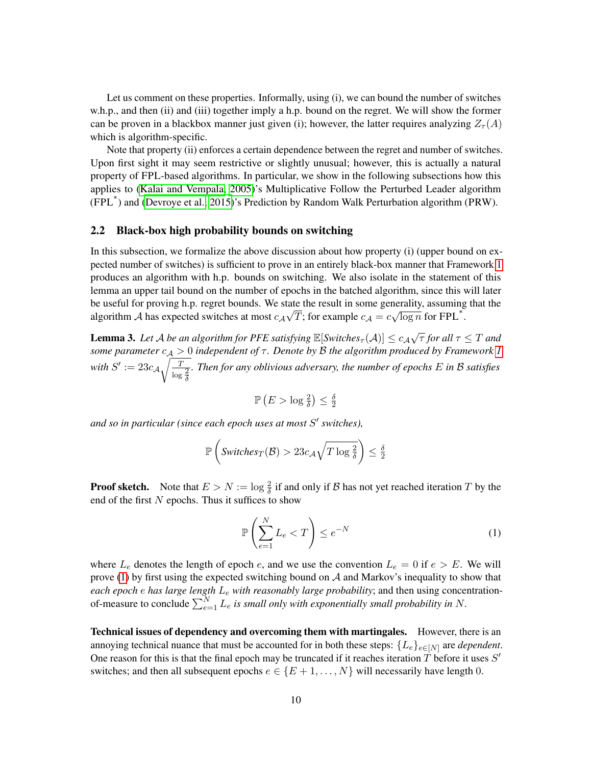Let us comment on these properties. Informally, using (i), we can bound the number of switches w.h.p., and then (ii) and (iii) together imply a h.p. bound on the regret. We will show the former can be proven in a blackbox manner just given (i); however, the latter requires analyzing $Z_\tau(A)$ which is algorithm-specific.

Note that property (ii) enforces a certain dependence between the regret and number of switches. Upon first sight it may seem restrictive or slightly unusual; however, this is actually a natural property of FPL-based algorithms. In particular, we show in the following subsections how this applies to (Kalai and Vempala, 2005)'s Multiplicative Follow the Perturbed Leader algorithm ($\text{FPL}^*$) and (Devroye et al., 2015)'s Prediction by Random Walk Perturbation algorithm (PRW).

## 2.2 Black-box high probability bounds on switching

In this subsection, we formalize the above discussion about how property (i) (upper bound on expected number of switches) is sufficient to prove in an entirely black-box manner that Framework 1 produces an algorithm with h.p. bounds on switching. We also isolate in the statement of this lemma an upper tail bound on the number of epochs in the batched algorithm, since this will later be useful for proving h.p. regret bounds. We state the result in some generality, assuming that the algorithm $\mathcal{A}$ has expected switches at most $c_{\mathcal{A}}\sqrt{T}$; for example $c_{\mathcal{A}} = c\sqrt{\log n}$ for $\text{FPL}^*$.

**Lemma 3.** *Let $\mathcal{A}$ be an algorithm for PFE satisfying $\mathbb{E}[\textit{Switches}_\tau(\mathcal{A})] \leq c_{\mathcal{A}}\sqrt{\tau}$ for all $\tau \leq T$ and some parameter $c_{\mathcal{A}} > 0$ independent of $\tau$. Denote by $\mathcal{B}$ the algorithm produced by Framework 1 with $S' := 23c_{\mathcal{A}}\sqrt{\frac{T}{\log \frac{2}{\delta}}}$. Then for any oblivious adversary, the number of epochs $E$ in $\mathcal{B}$ satisfies*

$$\mathbb{P}\left(E > \log \tfrac{2}{\delta}\right) \leq \tfrac{\delta}{2}$$

*and so in particular (since each epoch uses at most $S'$ switches),*

$$\mathbb{P}\left(\textit{Switches}_T(\mathcal{B}) > 23c_{\mathcal{A}}\sqrt{T \log \tfrac{2}{\delta}}\right) \leq \tfrac{\delta}{2}$$

**Proof sketch.** Note that $E > N := \log \frac{2}{\delta}$ if and only if $\mathcal{B}$ has not yet reached iteration $T$ by the end of the first $N$ epochs. Thus it suffices to show

$$\mathbb{P}\left(\sum_{e=1}^{N} L_e < T\right) \leq e^{-N} \tag{1}$$

where $L_e$ denotes the length of epoch $e$, and we use the convention $L_e = 0$ if $e > E$. We will prove (1) by first using the expected switching bound on $\mathcal{A}$ and Markov's inequality to show that *each epoch $e$ has large length $L_e$ with reasonably large probability*; and then using concentration-of-measure to conclude $\sum_{e=1}^{N} L_e$ *is small only with exponentially small probability in $N$.*

**Technical issues of dependency and overcoming them with martingales.** However, there is an annoying technical nuance that must be accounted for in both these steps: $\{L_e\}_{e\in[N]}$ are *dependent*. One reason for this is that the final epoch may be truncated if it reaches iteration $T$ before it uses $S'$ switches; and then all subsequent epochs $e \in \{E+1, \ldots, N\}$ will necessarily have length 0.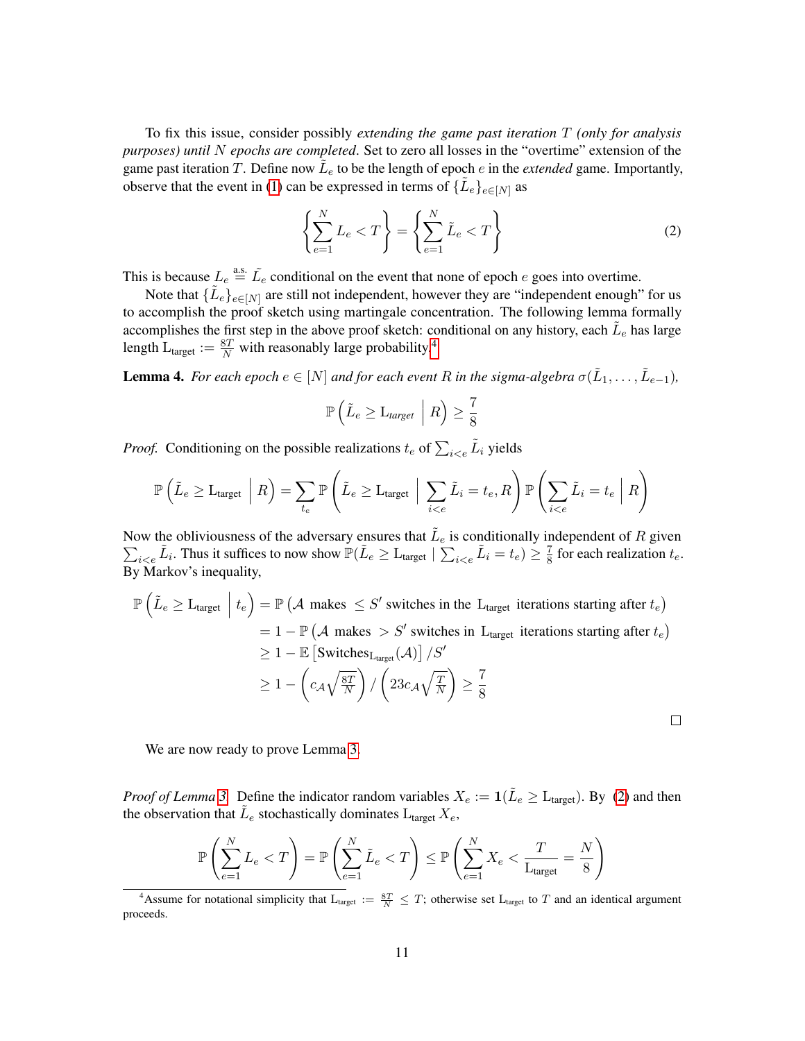To fix this issue, consider possibly *extending the game past iteration $T$ (only for analysis purposes) until $N$ epochs are completed*. Set to zero all losses in the "overtime" extension of the game past iteration $T$. Define now $\tilde{L}_e$ to be the length of epoch $e$ in the *extended* game. Importantly, observe that the event in (1) can be expressed in terms of $\{\tilde{L}_e\}_{e \in [N]}$ as

$$\left\{ \sum_{e=1}^{N} L_e < T \right\} = \left\{ \sum_{e=1}^{N} \tilde{L}_e < T \right\} \tag{2}$$

This is because $L_e \stackrel{\text{a.s.}}{=} \tilde{L}_e$ conditional on the event that none of epoch $e$ goes into overtime.

Note that $\{\tilde{L}_e\}_{e \in [N]}$ are still not independent, however they are "independent enough" for us to accomplish the proof sketch using martingale concentration. The following lemma formally accomplishes the first step in the above proof sketch: conditional on any history, each $\tilde{L}_e$ has large length $\mathrm{L}_{\text{target}} := \frac{8T}{N}$ with reasonably large probability.[4]

**Lemma 4.** *For each epoch $e \in [N]$ and for each event $R$ in the sigma-algebra $\sigma(\tilde{L}_1, \dots, \tilde{L}_{e-1})$,*

$$\mathbb{P}\left( \tilde{L}_e \geq \mathrm{L}_{\textit{target}} \;\middle|\; R \right) \geq \frac{7}{8}$$

*Proof.* Conditioning on the possible realizations $t_e$ of $\sum_{i<e} \tilde{L}_i$ yields

$$\mathbb{P}\left( \tilde{L}_e \geq \mathrm{L}_{\text{target}} \;\middle|\; R \right) = \sum_{t_e} \mathbb{P}\left( \tilde{L}_e \geq \mathrm{L}_{\text{target}} \;\middle|\; \sum_{i<e} \tilde{L}_i = t_e, R \right) \mathbb{P}\left( \sum_{i<e} \tilde{L}_i = t_e \;\middle|\; R \right)$$

Now the obliviousness of the adversary ensures that $\tilde{L}_e$ is conditionally independent of $R$ given $\sum_{i<e} \tilde{L}_i$. Thus it suffices to now show $\mathbb{P}(\tilde{L}_e \geq \mathrm{L}_{\text{target}} \mid \sum_{i<e} \tilde{L}_i = t_e) \geq \frac{7}{8}$ for each realization $t_e$. By Markov's inequality,

$$\begin{aligned}
\mathbb{P}\left( \tilde{L}_e \geq \mathrm{L}_{\text{target}} \;\middle|\; t_e \right) &= \mathbb{P}\left( \mathcal{A} \text{ makes } \leq S' \text{ switches in the } \mathrm{L}_{\text{target}} \text{ iterations starting after } t_e \right) \\
&= 1 - \mathbb{P}\left( \mathcal{A} \text{ makes } > S' \text{ switches in } \mathrm{L}_{\text{target}} \text{ iterations starting after } t_e \right) \\
&\geq 1 - \mathbb{E}\left[ \text{Switches}_{\mathrm{L}_{\text{target}}}(\mathcal{A}) \right] / S' \\
&\geq 1 - \left( c_{\mathcal{A}} \sqrt{\tfrac{8T}{N}} \right) / \left( 23 c_{\mathcal{A}} \sqrt{\tfrac{T}{N}} \right) \geq \frac{7}{8}
\end{aligned}$$

□

We are now ready to prove Lemma 3.

*Proof of Lemma 3.* Define the indicator random variables $X_e := \mathbf{1}(\tilde{L}_e \geq \mathrm{L}_{\text{target}})$. By (2) and then the observation that $\tilde{L}_e$ stochastically dominates $\mathrm{L}_{\text{target}} X_e$,

$$\mathbb{P}\left( \sum_{e=1}^{N} L_e < T \right) = \mathbb{P}\left( \sum_{e=1}^{N} \tilde{L}_e < T \right) \leq \mathbb{P}\left( \sum_{e=1}^{N} X_e < \frac{T}{\mathrm{L}_{\text{target}}} = \frac{N}{8} \right)$$

[4] Assume for notational simplicity that $\mathrm{L}_{\text{target}} := \frac{8T}{N} \leq T$; otherwise set $\mathrm{L}_{\text{target}}$ to $T$ and an identical argument proceeds.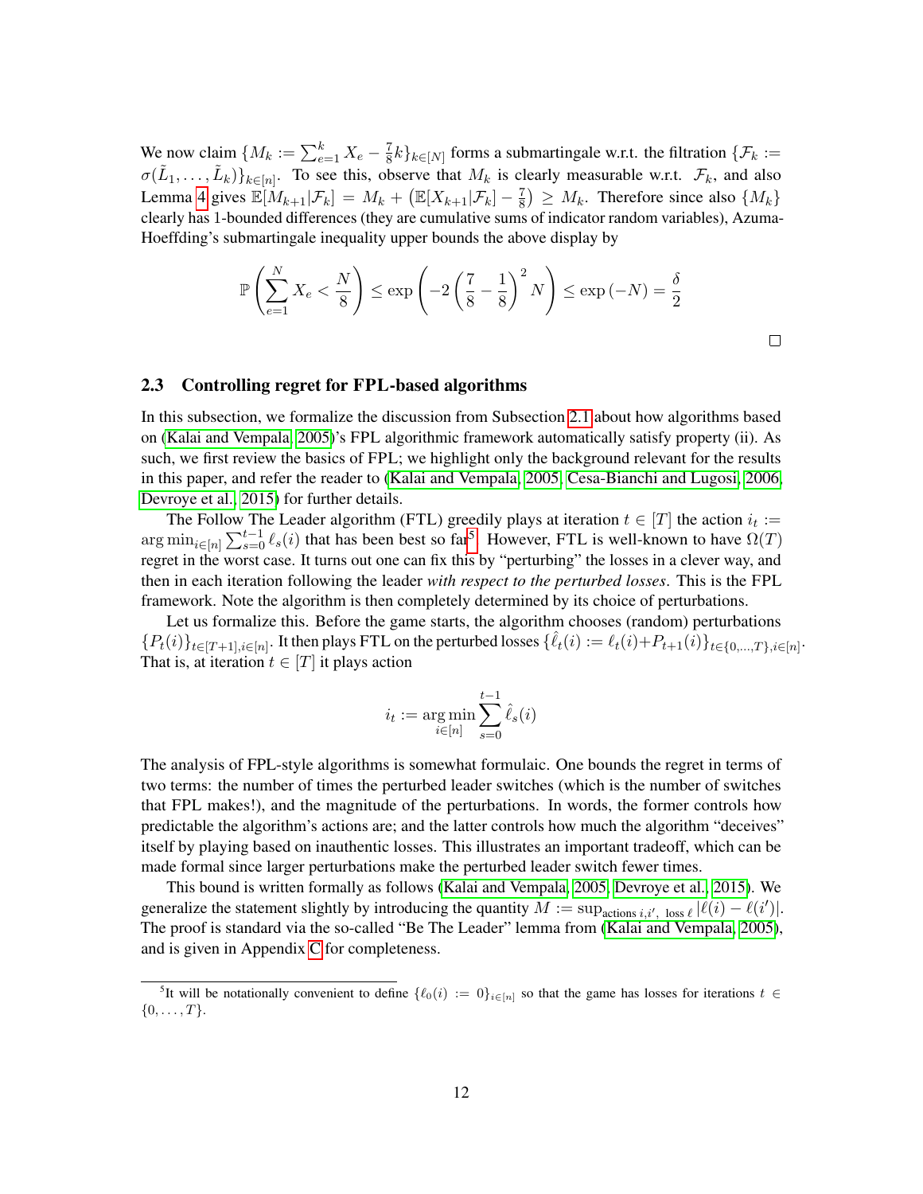We now claim $\{M_k := \sum_{e=1}^k X_e - \frac{7}{8}k\}_{k \in [N]}$ forms a submartingale w.r.t. the filtration $\{\mathcal{F}_k := \sigma(\tilde{L}_1, \dots, \tilde{L}_k)\}_{k\in[n]}$. To see this, observe that $M_k$ is clearly measurable w.r.t. $\mathcal{F}_k$, and also Lemma 4 gives $\mathbb{E}[M_{k+1}|\mathcal{F}_k] = M_k + \left(\mathbb{E}[X_{k+1}|\mathcal{F}_k] - \frac{7}{8}\right) \geq M_k$. Therefore since also $\{M_k\}$ clearly has 1-bounded differences (they are cumulative sums of indicator random variables), Azuma-Hoeffding's submartingale inequality upper bounds the above display by

$$\mathbb{P}\left(\sum_{e=1}^N X_e < \frac{N}{8}\right) \leq \exp\left(-2\left(\frac{7}{8} - \frac{1}{8}\right)^2 N\right) \leq \exp\left(-N\right) = \frac{\delta}{2}$$

□

### 2.3 Controlling regret for FPL-based algorithms

In this subsection, we formalize the discussion from Subsection 2.1 about how algorithms based on (Kalai and Vempala, 2005)'s FPL algorithmic framework automatically satisfy property (ii). As such, we first review the basics of FPL; we highlight only the background relevant for the results in this paper, and refer the reader to (Kalai and Vempala, 2005; Cesa-Bianchi and Lugosi, 2006; Devroye et al., 2015) for further details.

The Follow The Leader algorithm (FTL) greedily plays at iteration $t \in [T]$ the action $i_t := \arg\min_{i\in[n]} \sum_{s=0}^{t-1} \ell_s(i)$ that has been best so far[5]. However, FTL is well-known to have $\Omega(T)$ regret in the worst case. It turns out one can fix this by "perturbing" the losses in a clever way, and then in each iteration following the leader *with respect to the perturbed losses*. This is the FPL framework. Note the algorithm is then completely determined by its choice of perturbations.

Let us formalize this. Before the game starts, the algorithm chooses (random) perturbations $\{P_t(i)\}_{t\in[T+1], i\in[n]}$. It then plays FTL on the perturbed losses $\{\hat{\ell}_t(i) := \ell_t(i) + P_{t+1}(i)\}_{t\in\{0,\dots,T\}, i\in[n]}$. That is, at iteration $t \in [T]$ it plays action

$$i_t := \arg\min_{i\in[n]} \sum_{s=0}^{t-1} \hat{\ell}_s(i)$$

The analysis of FPL-style algorithms is somewhat formulaic. One bounds the regret in terms of two terms: the number of times the perturbed leader switches (which is the number of switches that FPL makes!), and the magnitude of the perturbations. In words, the former controls how predictable the algorithm's actions are; and the latter controls how much the algorithm "deceives" itself by playing based on inauthentic losses. This illustrates an important tradeoff, which can be made formal since larger perturbations make the perturbed leader switch fewer times.

This bound is written formally as follows (Kalai and Vempala, 2005; Devroye et al., 2015). We generalize the statement slightly by introducing the quantity $M := \sup_{\text{actions } i,i', \text{ loss } \ell} |\ell(i) - \ell(i')|$. The proof is standard via the so-called "Be The Leader" lemma from (Kalai and Vempala, 2005), and is given in Appendix C for completeness.

[5] It will be notationally convenient to define $\{\ell_0(i) := 0\}_{i\in[n]}$ so that the game has losses for iterations $t \in \{0, \dots, T\}$.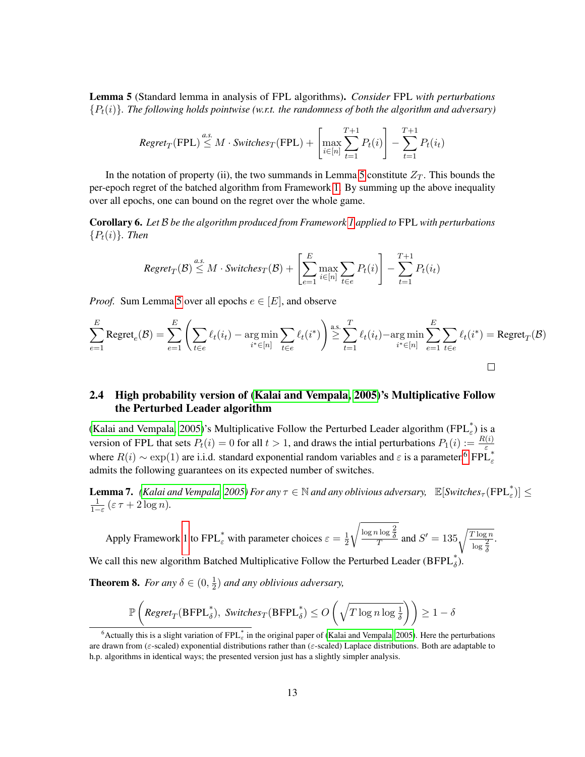**Lemma 5** (Standard lemma in analysis of FPL algorithms)**.** *Consider* FPL *with perturbations* $\{P_t(i)\}$*. The following holds pointwise (w.r.t. the randomness of both the algorithm and adversary)*

$$\textit{Regret}_T(\text{FPL}) \overset{a.s.}{\leq} M \cdot \textit{Switches}_T(\text{FPL}) + \left[\max_{i \in [n]} \sum_{t=1}^{T+1} P_t(i)\right] - \sum_{t=1}^{T+1} P_t(i_t)$$

In the notation of property (ii), the two summands in Lemma 5 constitute $Z_T$. This bounds the per-epoch regret of the batched algorithm from Framework 1. By summing up the above inequality over all epochs, one can bound on the regret over the whole game.

**Corollary 6.** *Let $\mathcal{B}$ be the algorithm produced from Framework 1 applied to* FPL *with perturbations* $\{P_t(i)\}$*. Then*

$$\textit{Regret}_T(\mathcal{B}) \overset{a.s.}{\leq} M \cdot \textit{Switches}_T(\mathcal{B}) + \left[\sum_{e=1}^{E} \max_{i \in [n]} \sum_{t \in e} P_t(i)\right] - \sum_{t=1}^{T+1} P_t(i_t)$$

*Proof.* Sum Lemma 5 over all epochs $e \in [E]$, and observe

$$\sum_{e=1}^{E} \text{Regret}_e(\mathcal{B}) = \sum_{e=1}^{E} \left( \sum_{t \in e} \ell_t(i_t) - \operatorname*{arg\,min}_{i^* \in [n]} \sum_{t \in e} \ell_t(i^*) \right) \overset{\text{a.s.}}{\geq} \sum_{t=1}^{T} \ell_t(i_t) - \operatorname*{arg\,min}_{i^* \in [n]} \sum_{e=1}^{E} \sum_{t \in e} \ell_t(i^*) = \text{Regret}_T(\mathcal{B})$$

□

## 2.4 High probability version of (Kalai and Vempala, 2005)'s Multiplicative Follow the Perturbed Leader algorithm

(Kalai and Vempala, 2005)'s Multiplicative Follow the Perturbed Leader algorithm ($\text{FPL}^*_\varepsilon$) is a version of FPL that sets $P_t(i) = 0$ for all $t > 1$, and draws the intial perturbations $P_1(i) := \frac{R(i)}{\varepsilon}$ where $R(i) \sim \exp(1)$ are i.i.d. standard exponential random variables and $\varepsilon$ is a parameter.[6] $\text{FPL}^*_\varepsilon$ admits the following guarantees on its expected number of switches.

**Lemma 7.** *(Kalai and Vempala, 2005) For any $\tau \in \mathbb{N}$ and any oblivious adversary,* $\mathbb{E}[\textit{Switches}_\tau(\text{FPL}^*_\varepsilon)] \leq \frac{1}{1-\varepsilon}(\varepsilon \tau + 2 \log n)$.

Apply Framework 1 to $\text{FPL}^*_\varepsilon$ with parameter choices $\varepsilon = \frac{1}{2}\sqrt{\frac{\log n \log \frac{2}{\delta}}{T}}$ and $S' = 135\sqrt{\frac{T \log n}{\log \frac{2}{\delta}}}$. We call this new algorithm Batched Multiplicative Follow the Perturbed Leader ($\text{BFPL}^*_\delta$).

**Theorem 8.** *For any $\delta \in (0, \frac{1}{2})$ and any oblivious adversary,*

$$\mathbb{P}\left(\textit{Regret}_T(\text{BFPL}^*_\delta),\ \textit{Switches}_T(\text{BFPL}^*_\delta) \leq O\left(\sqrt{T \log n \log \tfrac{1}{\delta}}\right)\right) \geq 1 - \delta$$

[6] Actually this is a slight variation of $\text{FPL}^*_\varepsilon$ in the original paper of (Kalai and Vempala, 2005). Here the perturbations are drawn from ($\varepsilon$-scaled) exponential distributions rather than ($\varepsilon$-scaled) Laplace distributions. Both are adaptable to h.p. algorithms in identical ways; the presented version just has a slightly simpler analysis.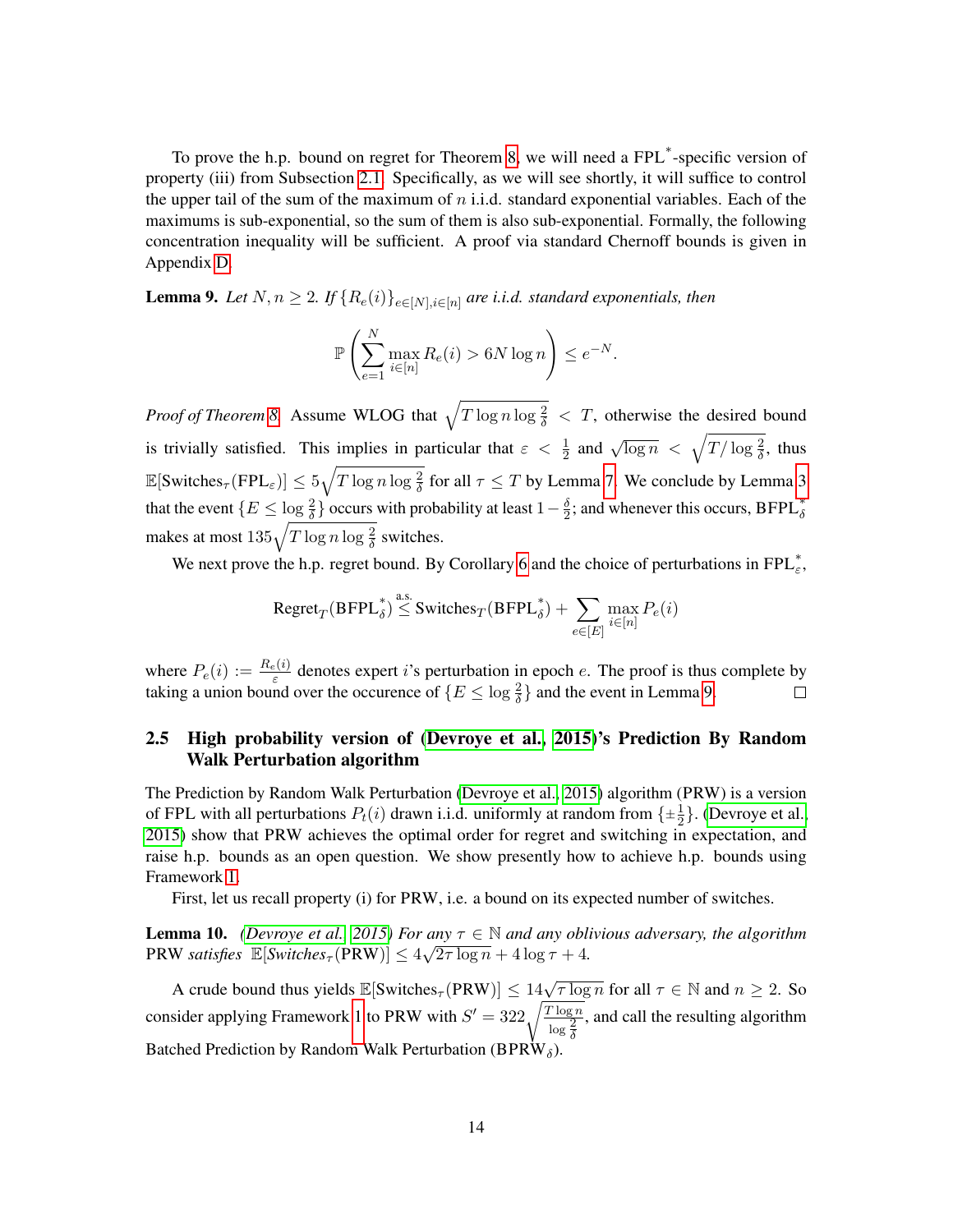To prove the h.p. bound on regret for Theorem 8, we will need a FPL$^*$-specific version of property (iii) from Subsection 2.1. Specifically, as we will see shortly, it will suffice to control the upper tail of the sum of the maximum of $n$ i.i.d. standard exponential variables. Each of the maximums is sub-exponential, so the sum of them is also sub-exponential. Formally, the following concentration inequality will be sufficient. A proof via standard Chernoff bounds is given in Appendix D.

**Lemma 9.** *Let $N, n \geq 2$. If $\{R_e(i)\}_{e \in [N], i \in [n]}$ are i.i.d. standard exponentials, then*

$$\mathbb{P}\left( \sum_{e=1}^{N} \max_{i \in [n]} R_e(i) > 6N \log n \right) \leq e^{-N}.$$

*Proof of Theorem 8.* Assume WLOG that $\sqrt{T \log n \log \frac{2}{\delta}} < T$, otherwise the desired bound is trivially satisfied. This implies in particular that $\varepsilon < \frac{1}{2}$ and $\sqrt{\log n} < \sqrt{T / \log \frac{2}{\delta}}$, thus $\mathbb{E}[\text{Switches}_\tau(\text{FPL}_\varepsilon)] \leq 5\sqrt{T \log n \log \frac{2}{\delta}}$ for all $\tau \leq T$ by Lemma 7. We conclude by Lemma 3 that the event $\{E \leq \log \frac{2}{\delta}\}$ occurs with probability at least $1 - \frac{\delta}{2}$; and whenever this occurs, $\text{BFPL}_\delta^*$ makes at most $135\sqrt{T \log n \log \frac{2}{\delta}}$ switches.

We next prove the h.p. regret bound. By Corollary 6 and the choice of perturbations in $\text{FPL}_\varepsilon^*$,

$$\text{Regret}_T(\text{BFPL}_\delta^*) \overset{\text{a.s.}}{\leq} \text{Switches}_T(\text{BFPL}_\delta^*) + \sum_{e \in [E]} \max_{i \in [n]} P_e(i)$$

where $P_e(i) := \frac{R_e(i)}{\varepsilon}$ denotes expert $i$'s perturbation in epoch $e$. The proof is thus complete by taking a union bound over the occurence of $\{E \leq \log \frac{2}{\delta}\}$ and the event in Lemma 9. $\square$

## 2.5 High probability version of (Devroye et al., 2015)'s Prediction By Random Walk Perturbation algorithm

The Prediction by Random Walk Perturbation (Devroye et al., 2015) algorithm (PRW) is a version of FPL with all perturbations $P_t(i)$ drawn i.i.d. uniformly at random from $\{\pm\frac{1}{2}\}$. (Devroye et al., 2015) show that PRW achieves the optimal order for regret and switching in expectation, and raise h.p. bounds as an open question. We show presently how to achieve h.p. bounds using Framework 1.

First, let us recall property (i) for PRW, i.e. a bound on its expected number of switches.

**Lemma 10.** *(Devroye et al., 2015) For any $\tau \in \mathbb{N}$ and any oblivious adversary, the algorithm PRW satisfies $\mathbb{E}[\text{Switches}_\tau(\text{PRW})] \leq 4\sqrt{2\tau \log n} + 4 \log \tau + 4$.*

A crude bound thus yields $\mathbb{E}[\text{Switches}_\tau(\text{PRW})] \leq 14\sqrt{\tau \log n}$ for all $\tau \in \mathbb{N}$ and $n \geq 2$. So consider applying Framework 1 to PRW with $S' = 322\sqrt{\frac{T \log n}{\log \frac{2}{\delta}}}$, and call the resulting algorithm Batched Prediction by Random Walk Perturbation ($\text{BPRW}_\delta$).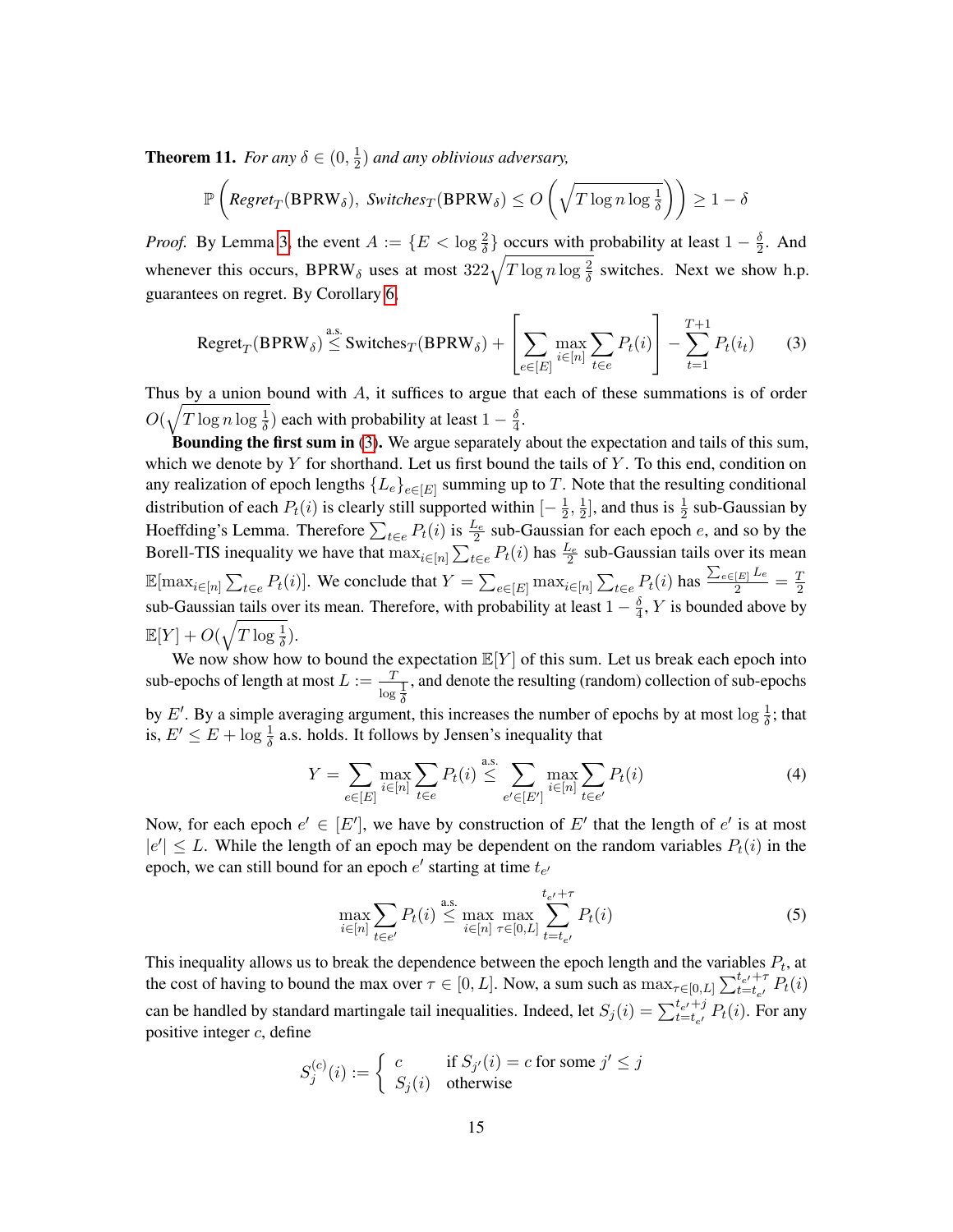**Theorem 11.** *For any $\delta \in (0, \frac{1}{2})$ and any oblivious adversary,*

$$\mathbb{P}\left(\textit{Regret}_T(\mathrm{BPRW}_\delta),\ \textit{Switches}_T(\mathrm{BPRW}_\delta) \leq O\left(\sqrt{T \log n \log \tfrac{1}{\delta}}\right)\right) \geq 1 - \delta$$

*Proof.* By Lemma 3, the event $A := \{E < \log \frac{2}{\delta}\}$ occurs with probability at least $1 - \frac{\delta}{2}$. And whenever this occurs, $\mathrm{BPRW}_\delta$ uses at most $322\sqrt{T \log n \log \frac{2}{\delta}}$ switches. Next we show h.p. guarantees on regret. By Corollary 6,

$$\mathrm{Regret}_T(\mathrm{BPRW}_\delta) \overset{\text{a.s.}}{\leq} \mathrm{Switches}_T(\mathrm{BPRW}_\delta) + \left[\sum_{e \in [E]} \max_{i \in [n]} \sum_{t \in e} P_t(i)\right] - \sum_{t=1}^{T+1} P_t(i_t) \tag{3}$$

Thus by a union bound with $A$, it suffices to argue that each of these summations is of order $O(\sqrt{T \log n \log \frac{1}{\delta}})$ each with probability at least $1 - \frac{\delta}{4}$.

**Bounding the first sum in (3).** We argue separately about the expectation and tails of this sum, which we denote by $Y$ for shorthand. Let us first bound the tails of $Y$. To this end, condition on any realization of epoch lengths $\{L_e\}_{e \in [E]}$ summing up to $T$. Note that the resulting conditional distribution of each $P_t(i)$ is clearly still supported within $[-\frac{1}{2}, \frac{1}{2}]$, and thus is $\frac{1}{2}$ sub-Gaussian by Hoeffding's Lemma. Therefore $\sum_{t \in e} P_t(i)$ is $\frac{L_e}{2}$ sub-Gaussian for each epoch $e$, and so by the Borell-TIS inequality we have that $\max_{i \in [n]} \sum_{t \in e} P_t(i)$ has $\frac{L_e}{2}$ sub-Gaussian tails over its mean $\mathbb{E}[\max_{i \in [n]} \sum_{t \in e} P_t(i)]$. We conclude that $Y = \sum_{e \in [E]} \max_{i \in [n]} \sum_{t \in e} P_t(i)$ has $\frac{\sum_{e \in [E]} L_e}{2} = \frac{T}{2}$ sub-Gaussian tails over its mean. Therefore, with probability at least $1 - \frac{\delta}{4}$, $Y$ is bounded above by $\mathbb{E}[Y] + O(\sqrt{T \log \frac{1}{\delta}})$.

We now show how to bound the expectation $\mathbb{E}[Y]$ of this sum. Let us break each epoch into sub-epochs of length at most $L := \frac{T}{\log \frac{1}{\delta}}$, and denote the resulting (random) collection of sub-epochs by $E'$. By a simple averaging argument, this increases the number of epochs by at most $\log \frac{1}{\delta}$; that is, $E' \leq E + \log \frac{1}{\delta}$ a.s. holds. It follows by Jensen's inequality that

$$Y = \sum_{e \in [E]} \max_{i \in [n]} \sum_{t \in e} P_t(i) \overset{\text{a.s.}}{\leq} \sum_{e' \in [E']} \max_{i \in [n]} \sum_{t \in e'} P_t(i) \tag{4}$$

Now, for each epoch $e' \in [E']$, we have by construction of $E'$ that the length of $e'$ is at most $|e'| \leq L$. While the length of an epoch may be dependent on the random variables $P_t(i)$ in the epoch, we can still bound for an epoch $e'$ starting at time $t_{e'}$

$$\max_{i \in [n]} \sum_{t \in e'} P_t(i) \overset{\text{a.s.}}{\leq} \max_{i \in [n]} \max_{\tau \in [0, L]} \sum_{t = t_{e'}}^{t_{e'} + \tau} P_t(i) \tag{5}$$

This inequality allows us to break the dependence between the epoch length and the variables $P_t$, at the cost of having to bound the max over $\tau \in [0, L]$. Now, a sum such as $\max_{\tau \in [0, L]} \sum_{t = t_{e'}}^{t_{e'} + \tau} P_t(i)$ can be handled by standard martingale tail inequalities. Indeed, let $S_j(i) = \sum_{t = t_{e'}}^{t_{e'} + j} P_t(i)$. For any positive integer $c$, define

$$S_j^{(c)}(i) := \begin{cases} c & \text{if } S_{j'}(i) = c \text{ for some } j' \leq j \\ S_j(i) & \text{otherwise} \end{cases}$$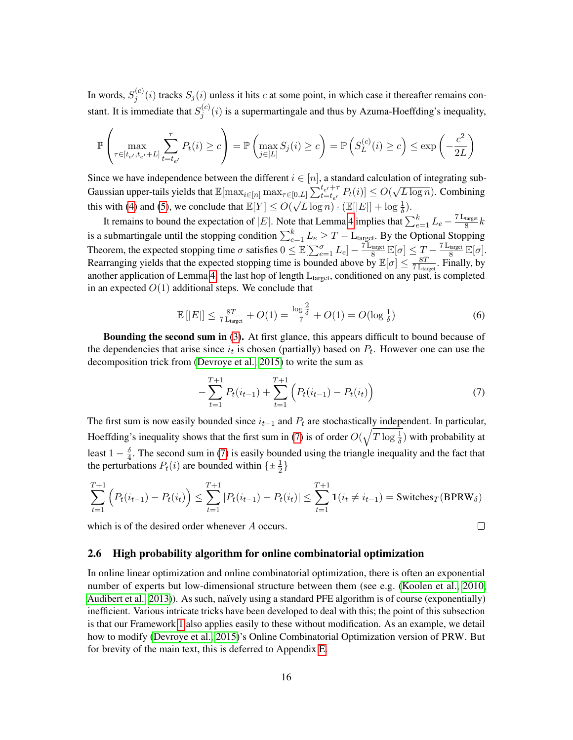In words, $S_j^{(c)}(i)$ tracks $S_j(i)$ unless it hits $c$ at some point, in which case it thereafter remains constant. It is immediate that $S_j^{(c)}(i)$ is a supermartingale and thus by Azuma-Hoeffding's inequality,

$$\mathbb{P}\left(\max_{\tau \in [t_{e'}, t_{e'}+L]} \sum_{t=t_{e'}}^{\tau} P_t(i) \geq c\right) = \mathbb{P}\left(\max_{j \in [L]} S_j(i) \geq c\right) = \mathbb{P}\left(S_L^{(c)}(i) \geq c\right) \leq \exp\left(-\frac{c^2}{2L}\right)$$

Since we have independence between the different $i \in [n]$, a standard calculation of integrating sub-Gaussian upper-tails yields that $\mathbb{E}[\max_{i\in[n]} \max_{\tau \in [0,L]} \sum_{t=t_{e'}}^{t_{e'}+\tau} P_t(i)] \leq O(\sqrt{L \log n})$. Combining this with (4) and (5), we conclude that $\mathbb{E}[Y] \leq O(\sqrt{L\log n}) \cdot (\mathbb{E}[|E|] + \log \frac{1}{\delta})$.

It remains to bound the expectation of $|E|$. Note that Lemma 4 implies that $\sum_{e=1}^k L_e - \frac{7\,\mathrm{L}_{\text{target}}}{8} k$ is a submartingale until the stopping condition $\sum_{e=1}^k L_e \geq T - \mathrm{L}_{\text{target}}$. By the Optional Stopping Theorem, the expected stopping time $\sigma$ satisfies $0 \leq \mathbb{E}[\sum_{e=1}^{\sigma} L_e] - \frac{7\,\mathrm{L}_{\text{target}}}{8}\mathbb{E}[\sigma] \leq T - \frac{7\,\mathrm{L}_{\text{target}}}{8}\mathbb{E}[\sigma]$. Rearranging yields that the expected stopping time is bounded above by $\mathbb{E}[\sigma] \leq \frac{8T}{7\,\mathrm{L}_{\text{target}}}$. Finally, by another application of Lemma 4, the last hop of length $\mathrm{L}_{\text{target}}$, conditioned on any past, is completed in an expected $O(1)$ additional steps. We conclude that

$$\mathbb{E}\left[|E|\right] \leq \frac{8T}{7\,\mathrm{L}_{\text{target}}} + O(1) = \frac{\log \frac{2}{\delta}}{7} + O(1) = O(\log \tfrac{1}{\delta}) \tag{6}$$

**Bounding the second sum in (3).** At first glance, this appears difficult to bound because of the dependencies that arise since $i_t$ is chosen (partially) based on $P_t$. However one can use the decomposition trick from (Devroye et al., 2015) to write the sum as

$$-\sum_{t=1}^{T+1} P_t(i_{t-1}) + \sum_{t=1}^{T+1}\Big(P_t(i_{t-1}) - P_t(i_t)\Big) \tag{7}$$

The first sum is now easily bounded since $i_{t-1}$ and $P_t$ are stochastically independent. In particular, Hoeffding's inequality shows that the first sum in (7) is of order $O(\sqrt{T\log\frac{1}{\delta}})$ with probability at least $1 - \frac{\delta}{4}$. The second sum in (7) is easily bounded using the triangle inequality and the fact that the perturbations $P_t(i)$ are bounded within $\{\pm \frac{1}{2}\}$

$$\sum_{t=1}^{T+1}\Big(P_t(i_{t-1}) - P_t(i_t)\Big) \leq \sum_{t=1}^{T+1} |P_t(i_{t-1}) - P_t(i_t)| \leq \sum_{t=1}^{T+1} \mathbf{1}(i_t \neq i_{t-1}) = \mathrm{Switches}_T(\mathrm{BPRW}_\delta)$$

which is of the desired order whenever $A$ occurs. □

### 2.6 High probability algorithm for online combinatorial optimization

In online linear optimization and online combinatorial optimization, there is often an exponential number of experts but low-dimensional structure between them (see e.g. (Koolen et al., 2010, Audibert et al., 2013)). As such, naïvely using a standard PFE algorithm is of course (exponentially) inefficient. Various intricate tricks have been developed to deal with this; the point of this subsection is that our Framework 1 also applies easily to these without modification. As an example, we detail how to modify (Devroye et al., 2015)'s Online Combinatorial Optimization version of PRW. But for brevity of the main text, this is deferred to Appendix E.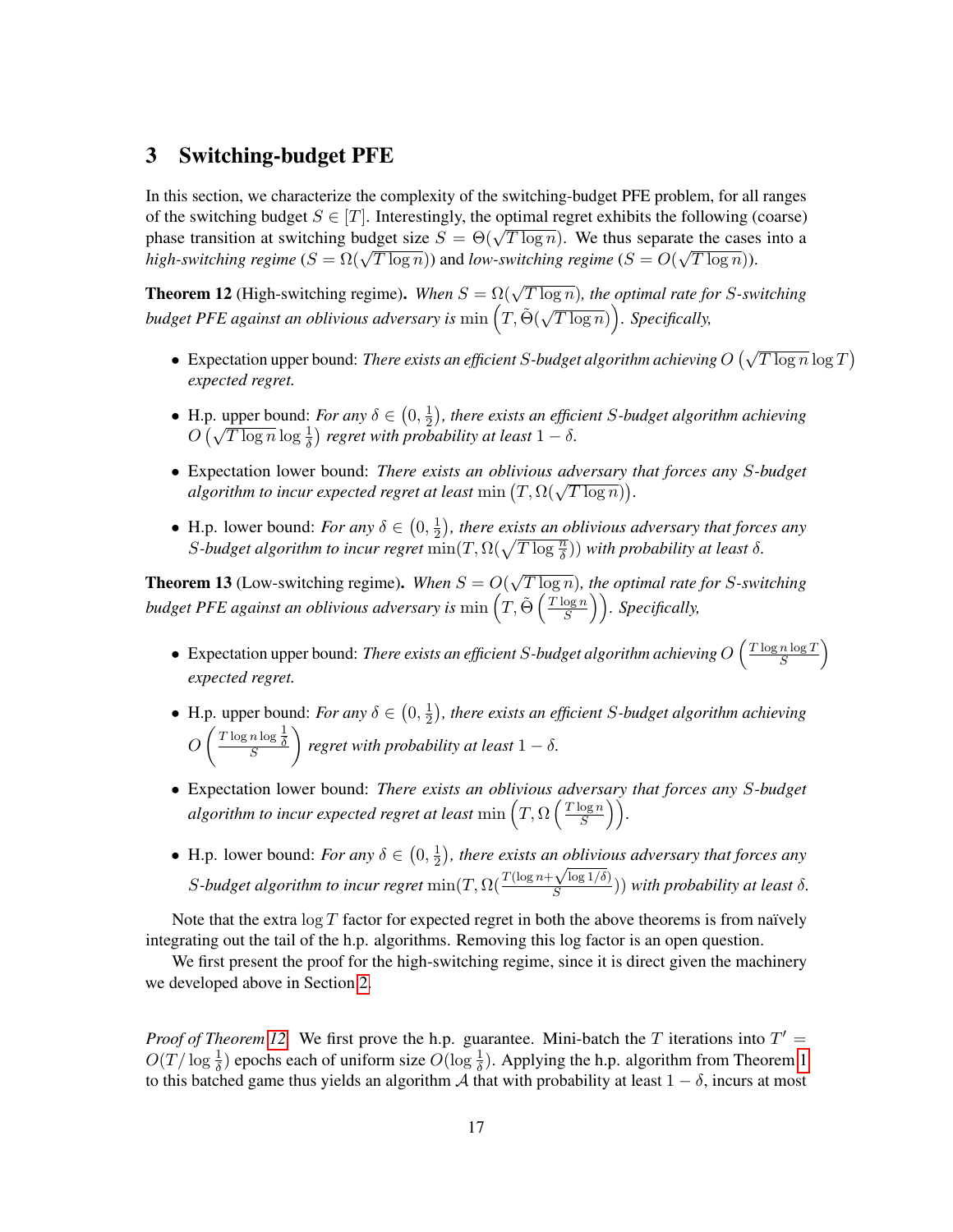# 3 Switching-budget PFE

In this section, we characterize the complexity of the switching-budget PFE problem, for all ranges of the switching budget $S \in [T]$. Interestingly, the optimal regret exhibits the following (coarse) phase transition at switching budget size $S = \Theta(\sqrt{T \log n})$. We thus separate the cases into a *high-switching regime* ($S = \Omega(\sqrt{T \log n})$) and *low-switching regime* ($S = O(\sqrt{T \log n})$).

**Theorem 12** (High-switching regime)**.** *When $S = \Omega(\sqrt{T \log n})$, the optimal rate for $S$-switching budget PFE against an oblivious adversary is $\min\left(T, \tilde{\Theta}(\sqrt{T \log n})\right)$. Specifically,*

- Expectation upper bound: *There exists an efficient $S$-budget algorithm achieving $O\left(\sqrt{T \log n} \log T\right)$ expected regret.*
- H.p. upper bound: *For any $\delta \in \left(0, \frac{1}{2}\right)$, there exists an efficient $S$-budget algorithm achieving $O\left(\sqrt{T \log n} \log \frac{1}{\delta}\right)$ regret with probability at least $1 - \delta$.*
- Expectation lower bound: *There exists an oblivious adversary that forces any $S$-budget algorithm to incur expected regret at least $\min\left(T, \Omega(\sqrt{T \log n})\right)$.*
- H.p. lower bound: *For any $\delta \in \left(0, \frac{1}{2}\right)$, there exists an oblivious adversary that forces any $S$-budget algorithm to incur regret $\min(T, \Omega(\sqrt{T \log \frac{n}{\delta}}))$ with probability at least $\delta$.*

**Theorem 13** (Low-switching regime)**.** *When $S = O(\sqrt{T \log n})$, the optimal rate for $S$-switching budget PFE against an oblivious adversary is $\min\left(T, \tilde{\Theta}\left(\frac{T \log n}{S}\right)\right)$. Specifically,*

- Expectation upper bound: *There exists an efficient $S$-budget algorithm achieving $O\left(\frac{T \log n \log T}{S}\right)$ expected regret.*
- H.p. upper bound: *For any $\delta \in \left(0, \frac{1}{2}\right)$, there exists an efficient $S$-budget algorithm achieving $O\left(\frac{T \log n \log \frac{1}{\delta}}{S}\right)$ regret with probability at least $1 - \delta$.*
- Expectation lower bound: *There exists an oblivious adversary that forces any $S$-budget algorithm to incur expected regret at least $\min\left(T, \Omega\left(\frac{T \log n}{S}\right)\right)$.*
- H.p. lower bound: *For any $\delta \in \left(0, \frac{1}{2}\right)$, there exists an oblivious adversary that forces any $S$-budget algorithm to incur regret $\min(T, \Omega(\frac{T(\log n + \sqrt{\log 1/\delta})}{S}))$ with probability at least $\delta$.*

Note that the extra $\log T$ factor for expected regret in both the above theorems is from naïvely integrating out the tail of the h.p. algorithms. Removing this log factor is an open question.

We first present the proof for the high-switching regime, since it is direct given the machinery we developed above in Section 2.

*Proof of Theorem 12.* We first prove the h.p. guarantee. Mini-batch the $T$ iterations into $T' = O(T/\log \frac{1}{\delta})$ epochs each of uniform size $O(\log \frac{1}{\delta})$. Applying the h.p. algorithm from Theorem 1 to this batched game thus yields an algorithm $\mathcal{A}$ that with probability at least $1 - \delta$, incurs at most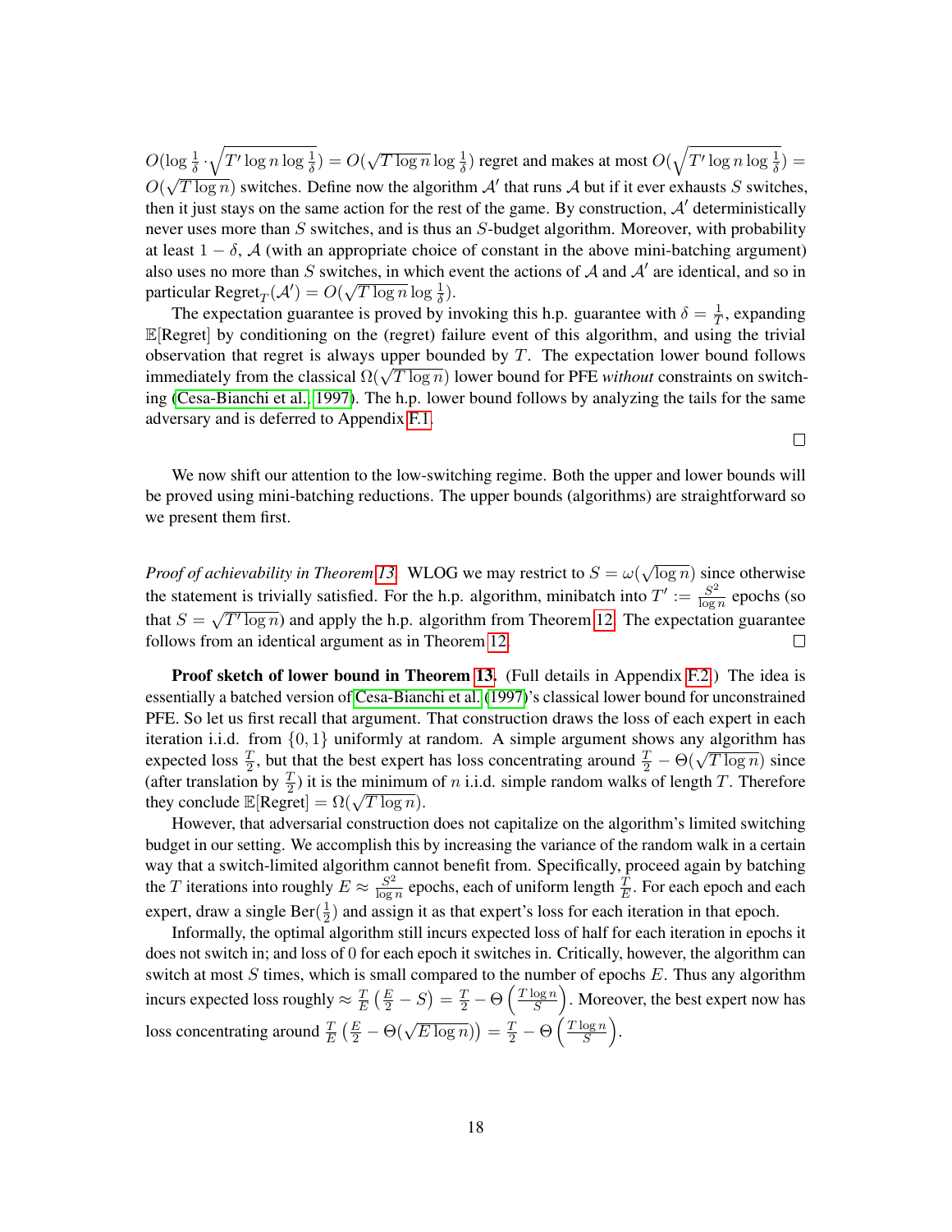$O(\log \frac{1}{\delta} \cdot \sqrt{T' \log n \log \frac{1}{\delta}}) = O(\sqrt{T \log n} \log \frac{1}{\delta})$ regret and makes at most $O(\sqrt{T' \log n \log \frac{1}{\delta}}) = O(\sqrt{T \log n})$ switches. Define now the algorithm $\mathcal{A}'$ that runs $\mathcal{A}$ but if it ever exhausts $S$ switches, then it just stays on the same action for the rest of the game. By construction, $\mathcal{A}'$ deterministically never uses more than $S$ switches, and is thus an $S$-budget algorithm. Moreover, with probability at least $1 - \delta$, $\mathcal{A}$ (with an appropriate choice of constant in the above mini-batching argument) also uses no more than $S$ switches, in which event the actions of $\mathcal{A}$ and $\mathcal{A}'$ are identical, and so in particular $\text{Regret}_T(\mathcal{A}') = O(\sqrt{T \log n} \log \frac{1}{\delta})$.

The expectation guarantee is proved by invoking this h.p. guarantee with $\delta = \frac{1}{T}$, expanding $\mathbb{E}[\text{Regret}]$ by conditioning on the (regret) failure event of this algorithm, and using the trivial observation that regret is always upper bounded by $T$. The expectation lower bound follows immediately from the classical $\Omega(\sqrt{T \log n})$ lower bound for PFE *without* constraints on switching (Cesa-Bianchi et al., 1997). The h.p. lower bound follows by analyzing the tails for the same adversary and is deferred to Appendix F.1. □

We now shift our attention to the low-switching regime. Both the upper and lower bounds will be proved using mini-batching reductions. The upper bounds (algorithms) are straightforward so we present them first.

*Proof of achievability in Theorem 13.* WLOG we may restrict to $S = \omega(\sqrt{\log n})$ since otherwise the statement is trivially satisfied. For the h.p. algorithm, minibatch into $T' := \frac{S^2}{\log n}$ epochs (so that $S = \sqrt{T' \log n}$) and apply the h.p. algorithm from Theorem 12. The expectation guarantee follows from an identical argument as in Theorem 12. □

**Proof sketch of lower bound in Theorem 13.** (Full details in Appendix F.2.) The idea is essentially a batched version of Cesa-Bianchi et al. (1997)'s classical lower bound for unconstrained PFE. So let us first recall that argument. That construction draws the loss of each expert in each iteration i.i.d. from $\{0, 1\}$ uniformly at random. A simple argument shows any algorithm has expected loss $\frac{T}{2}$, but that the best expert has loss concentrating around $\frac{T}{2} - \Theta(\sqrt{T \log n})$ since (after translation by $\frac{T}{2}$) it is the minimum of $n$ i.i.d. simple random walks of length $T$. Therefore they conclude $\mathbb{E}[\text{Regret}] = \Omega(\sqrt{T \log n})$.

However, that adversarial construction does not capitalize on the algorithm's limited switching budget in our setting. We accomplish this by increasing the variance of the random walk in a certain way that a switch-limited algorithm cannot benefit from. Specifically, proceed again by batching the $T$ iterations into roughly $E \approx \frac{S^2}{\log n}$ epochs, each of uniform length $\frac{T}{E}$. For each epoch and each expert, draw a single $\text{Ber}(\frac{1}{2})$ and assign it as that expert's loss for each iteration in that epoch.

Informally, the optimal algorithm still incurs expected loss of half for each iteration in epochs it does not switch in; and loss of 0 for each epoch it switches in. Critically, however, the algorithm can switch at most $S$ times, which is small compared to the number of epochs $E$. Thus any algorithm incurs expected loss roughly $\approx \frac{T}{E}\left(\frac{E}{2} - S\right) = \frac{T}{2} - \Theta\left(\frac{T \log n}{S}\right)$. Moreover, the best expert now has loss concentrating around $\frac{T}{E}\left(\frac{E}{2} - \Theta(\sqrt{E \log n})\right) = \frac{T}{2} - \Theta\left(\frac{T \log n}{S}\right)$.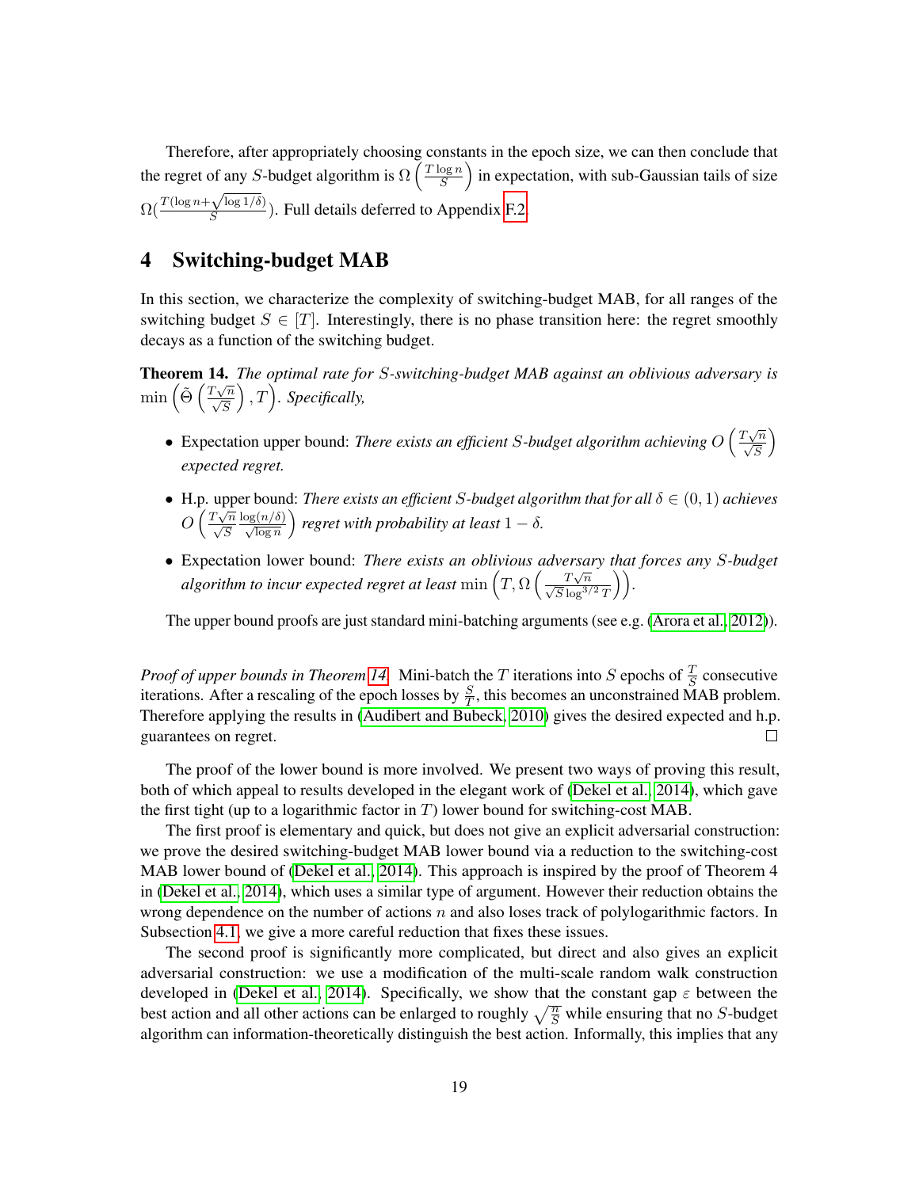Therefore, after appropriately choosing constants in the epoch size, we can then conclude that the regret of any $S$-budget algorithm is $\Omega\left(\frac{T \log n}{S}\right)$ in expectation, with sub-Gaussian tails of size $\Omega(\frac{T(\log n+\sqrt{\log 1/\delta})}{S})$. Full details deferred to Appendix F.2.

# 4 Switching-budget MAB

In this section, we characterize the complexity of switching-budget MAB, for all ranges of the switching budget $S \in [T]$. Interestingly, there is no phase transition here: the regret smoothly decays as a function of the switching budget.

**Theorem 14.** *The optimal rate for $S$-switching-budget MAB against an oblivious adversary is $\min\left(\tilde{\Theta}\left(\frac{T\sqrt{n}}{\sqrt{S}}\right), T\right)$. Specifically,*

- Expectation upper bound: *There exists an efficient $S$-budget algorithm achieving $O\left(\frac{T\sqrt{n}}{\sqrt{S}}\right)$ expected regret.*
- H.p. upper bound: *There exists an efficient $S$-budget algorithm that for all $\delta \in (0,1)$ achieves $O\left(\frac{T\sqrt{n}}{\sqrt{S}} \frac{\log(n/\delta)}{\sqrt{\log n}}\right)$ regret with probability at least $1-\delta$.*
- Expectation lower bound: *There exists an oblivious adversary that forces any $S$-budget algorithm to incur expected regret at least $\min\left(T, \Omega\left(\frac{T\sqrt{n}}{\sqrt{S}\log^{3/2} T}\right)\right)$.*

The upper bound proofs are just standard mini-batching arguments (see e.g. (Arora et al., 2012)).

*Proof of upper bounds in Theorem 14.* Mini-batch the $T$ iterations into $S$ epochs of $\frac{T}{S}$ consecutive iterations. After a rescaling of the epoch losses by $\frac{S}{T}$, this becomes an unconstrained MAB problem. Therefore applying the results in (Audibert and Bubeck, 2010) gives the desired expected and h.p. guarantees on regret. □

The proof of the lower bound is more involved. We present two ways of proving this result, both of which appeal to results developed in the elegant work of (Dekel et al., 2014), which gave the first tight (up to a logarithmic factor in $T$) lower bound for switching-cost MAB.

The first proof is elementary and quick, but does not give an explicit adversarial construction: we prove the desired switching-budget MAB lower bound via a reduction to the switching-cost MAB lower bound of (Dekel et al., 2014). This approach is inspired by the proof of Theorem 4 in (Dekel et al., 2014), which uses a similar type of argument. However their reduction obtains the wrong dependence on the number of actions $n$ and also loses track of polylogarithmic factors. In Subsection 4.1, we give a more careful reduction that fixes these issues.

The second proof is significantly more complicated, but direct and also gives an explicit adversarial construction: we use a modification of the multi-scale random walk construction developed in (Dekel et al., 2014). Specifically, we show that the constant gap $\varepsilon$ between the best action and all other actions can be enlarged to roughly $\sqrt{\frac{n}{S}}$ while ensuring that no $S$-budget algorithm can information-theoretically distinguish the best action. Informally, this implies that any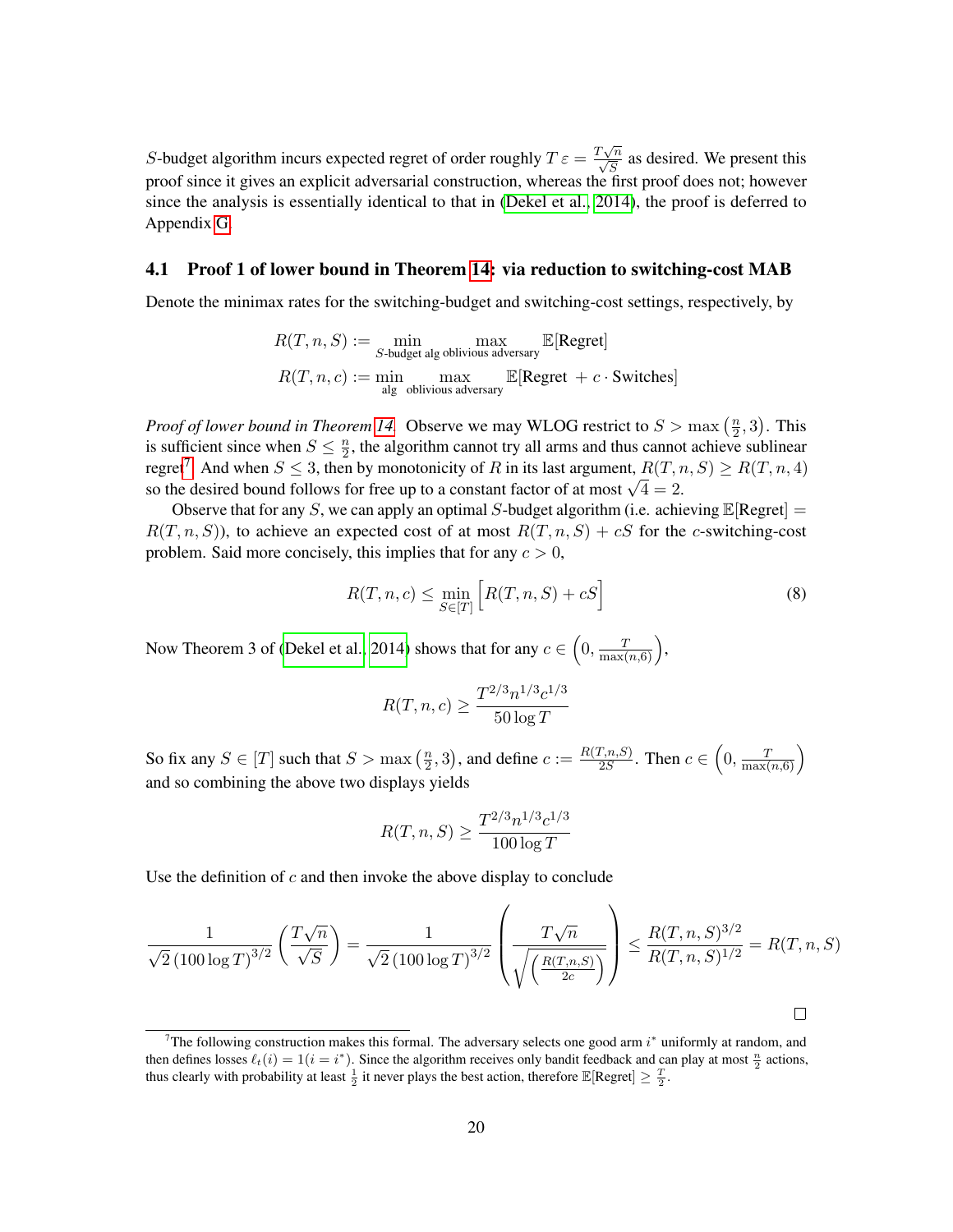$S$-budget algorithm incurs expected regret of order roughly $T\,\varepsilon = \frac{T\sqrt{n}}{\sqrt{S}}$ as desired. We present this proof since it gives an explicit adversarial construction, whereas the first proof does not; however since the analysis is essentially identical to that in (Dekel et al., 2014), the proof is deferred to Appendix G.

### 4.1 Proof 1 of lower bound in Theorem 14: via reduction to switching-cost MAB

Denote the minimax rates for the switching-budget and switching-cost settings, respectively, by

$$
\begin{aligned}
R(T,n,S) &:= \min_{S\text{-budget alg}} \max_{\text{oblivious adversary}} \mathbb{E}[\text{Regret}] \\
R(T,n,c) &:= \min_{\text{alg}} \max_{\text{oblivious adversary}} \mathbb{E}[\text{Regret} + c \cdot \text{Switches}]
\end{aligned}
$$

*Proof of lower bound in Theorem 14.* Observe we may WLOG restrict to $S > \max\left(\frac{n}{2}, 3\right)$. This is sufficient since when $S \le \frac{n}{2}$, the algorithm cannot try all arms and thus cannot achieve sublinear regret[7]. And when $S \le 3$, then by monotonicity of $R$ in its last argument, $R(T,n,S) \ge R(T,n,4)$ so the desired bound follows for free up to a constant factor of at most $\sqrt{4} = 2$.

Observe that for any $S$, we can apply an optimal $S$-budget algorithm (i.e. achieving $\mathbb{E}[\text{Regret}] = R(T,n,S)$), to achieve an expected cost of at most $R(T,n,S) + cS$ for the $c$-switching-cost problem. Said more concisely, this implies that for any $c > 0$,

$$
R(T,n,c) \le \min_{S \in [T]} \Big[ R(T,n,S) + cS \Big] \tag{8}
$$

Now Theorem 3 of (Dekel et al., 2014) shows that for any $c \in \left(0, \frac{T}{\max(n,6)}\right)$,

$$
R(T,n,c) \ge \frac{T^{2/3} n^{1/3} c^{1/3}}{50 \log T}
$$

So fix any $S \in [T]$ such that $S > \max\left(\frac{n}{2}, 3\right)$, and define $c := \frac{R(T,n,S)}{2S}$. Then $c \in \left(0, \frac{T}{\max(n,6)}\right)$ and so combining the above two displays yields

$$
R(T,n,S) \ge \frac{T^{2/3} n^{1/3} c^{1/3}}{100 \log T}
$$

Use the definition of $c$ and then invoke the above display to conclude

$$
\frac{1}{\sqrt{2}\,(100\log T)^{3/2}} \left( \frac{T\sqrt{n}}{\sqrt{S}} \right) = \frac{1}{\sqrt{2}\,(100\log T)^{3/2}} \left( \frac{T\sqrt{n}}{\sqrt{\left(\frac{R(T,n,S)}{2c}\right)}} \right) \le \frac{R(T,n,S)^{3/2}}{R(T,n,S)^{1/2}} = R(T,n,S)
$$

$\square$

[7] The following construction makes this formal. The adversary selects one good arm $i^*$ uniformly at random, and then defines losses $\ell_t(i) = 1(i = i^*)$. Since the algorithm receives only bandit feedback and can play at most $\frac{n}{2}$ actions, thus clearly with probability at least $\frac{1}{2}$ it never plays the best action, therefore $\mathbb{E}[\text{Regret}] \ge \frac{T}{2}$.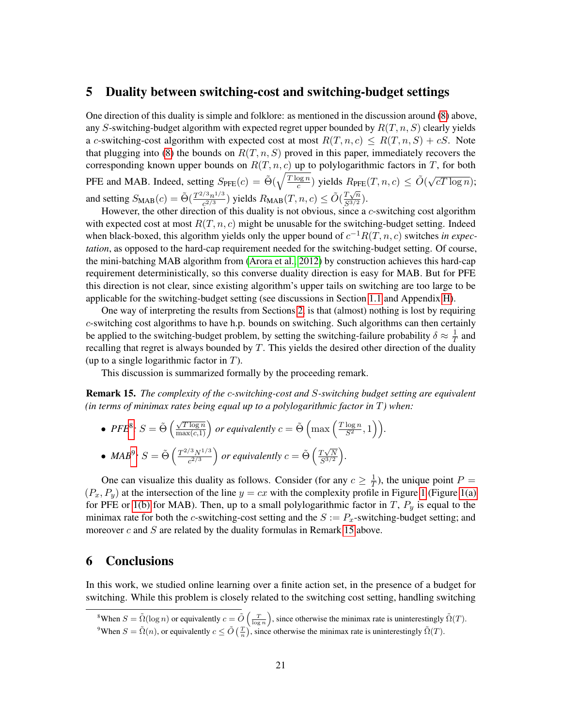## 5 Duality between switching-cost and switching-budget settings

One direction of this duality is simple and folklore: as mentioned in the discussion around (8) above, any $S$-switching-budget algorithm with expected regret upper bounded by $R(T, n, S)$ clearly yields a $c$-switching-cost algorithm with expected cost at most $R(T, n, c) \leq R(T, n, S) + cS$. Note that plugging into (8) the bounds on $R(T, n, S)$ proved in this paper, immediately recovers the corresponding known upper bounds on $R(T, n, c)$ up to polylogarithmic factors in $T$, for both PFE and MAB. Indeed, setting $S_{\text{PFE}}(c) = \tilde{\Theta}(\sqrt{\frac{T \log n}{c}})$ yields $R_{\text{PFE}}(T, n, c) \leq \tilde{O}(\sqrt{cT \log n})$; and setting $S_{\text{MAB}}(c) = \tilde{\Theta}(\frac{T^{2/3} n^{1/3}}{c^{2/3}})$ yields $R_{\text{MAB}}(T, n, c) \leq \tilde{O}(\frac{T\sqrt{n}}{S^{3/2}})$.

However, the other direction of this duality is not obvious, since a $c$-switching cost algorithm with expected cost at most $R(T, n, c)$ might be unusable for the switching-budget setting. Indeed when black-boxed, this algorithm yields only the upper bound of $c^{-1} R(T, n, c)$ switches *in expectation*, as opposed to the hard-cap requirement needed for the switching-budget setting. Of course, the mini-batching MAB algorithm from (Arora et al., 2012) by construction achieves this hard-cap requirement deterministically, so this converse duality direction is easy for MAB. But for PFE this direction is not clear, since existing algorithm's upper tails on switching are too large to be applicable for the switching-budget setting (see discussions in Section 1.1 and Appendix H).

One way of interpreting the results from Sections 2, is that (almost) nothing is lost by requiring $c$-switching cost algorithms to have h.p. bounds on switching. Such algorithms can then certainly be applied to the switching-budget problem, by setting the switching-failure probability $\delta \approx \frac{1}{T}$ and recalling that regret is always bounded by $T$. This yields the desired other direction of the duality (up to a single logarithmic factor in $T$).

This discussion is summarized formally by the proceeding remark.

**Remark 15.** *The complexity of the $c$-switching-cost and $S$-switching budget setting are equivalent (in terms of minimax rates being equal up to a polylogarithmic factor in $T$) when:*

- *PFE*[8]*:* $S = \tilde{\Theta}\left(\frac{\sqrt{T \log n}}{\max(c,1)}\right)$ *or equivalently* $c = \tilde{\Theta}\left(\max\left(\frac{T \log n}{S^2}, 1\right)\right)$.
- *MAB*[9]*:* $S = \tilde{\Theta}\left(\frac{T^{2/3} N^{1/3}}{c^{2/3}}\right)$ *or equivalently* $c = \tilde{\Theta}\left(\frac{T\sqrt{N}}{S^{3/2}}\right)$.

One can visualize this duality as follows. Consider (for any $c \geq \frac{1}{T}$), the unique point $P = (P_x, P_y)$ at the intersection of the line $y = cx$ with the complexity profile in Figure 1 (Figure 1(a) for PFE or 1(b) for MAB). Then, up to a small polylogarithmic factor in $T$, $P_y$ is equal to the minimax rate for both the $c$-switching-cost setting and the $S := P_x$-switching-budget setting; and moreover $c$ and $S$ are related by the duality formulas in Remark 15 above.

## 6 Conclusions

In this work, we studied online learning over a finite action set, in the presence of a budget for switching. While this problem is closely related to the switching cost setting, handling switching

[8] When $S = \tilde{\Omega}(\log n)$ or equivalently $c = \tilde{O}\left(\frac{T}{\log n}\right)$, since otherwise the minimax rate is uninterestingly $\tilde{\Omega}(T)$.

[9] When $S = \tilde{\Omega}(n)$, or equivalently $c \leq \tilde{O}\left(\frac{T}{n}\right)$, since otherwise the minimax rate is uninterestingly $\tilde{\Omega}(T)$.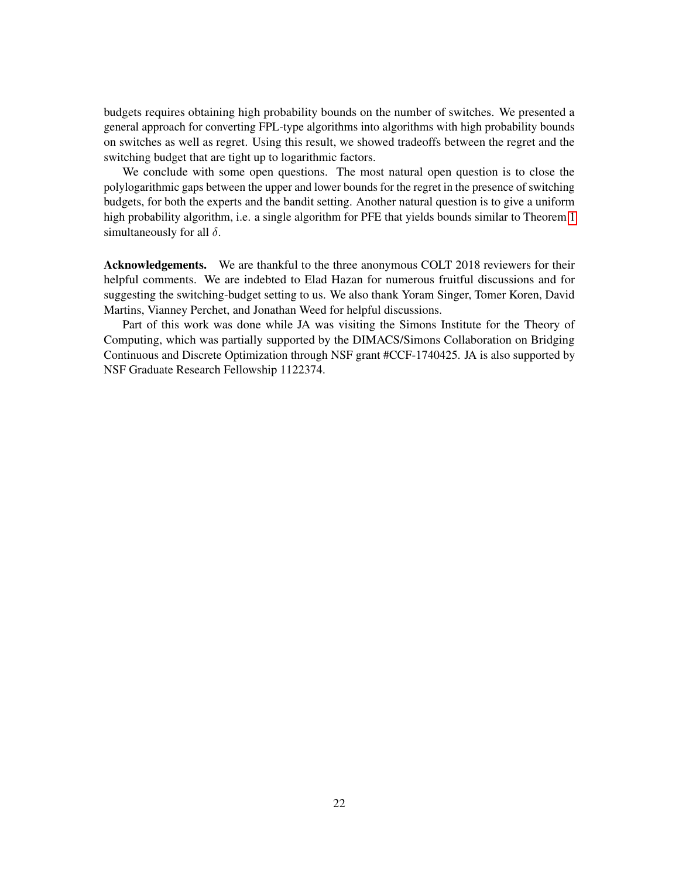budgets requires obtaining high probability bounds on the number of switches. We presented a general approach for converting FPL-type algorithms into algorithms with high probability bounds on switches as well as regret. Using this result, we showed tradeoffs between the regret and the switching budget that are tight up to logarithmic factors.

We conclude with some open questions. The most natural open question is to close the polylogarithmic gaps between the upper and lower bounds for the regret in the presence of switching budgets, for both the experts and the bandit setting. Another natural question is to give a uniform high probability algorithm, i.e. a single algorithm for PFE that yields bounds similar to Theorem 1 simultaneously for all $\delta$.

**Acknowledgements.** We are thankful to the three anonymous COLT 2018 reviewers for their helpful comments. We are indebted to Elad Hazan for numerous fruitful discussions and for suggesting the switching-budget setting to us. We also thank Yoram Singer, Tomer Koren, David Martins, Vianney Perchet, and Jonathan Weed for helpful discussions.

Part of this work was done while JA was visiting the Simons Institute for the Theory of Computing, which was partially supported by the DIMACS/Simons Collaboration on Bridging Continuous and Discrete Optimization through NSF grant #CCF-1740425. JA is also supported by NSF Graduate Research Fellowship 1122374.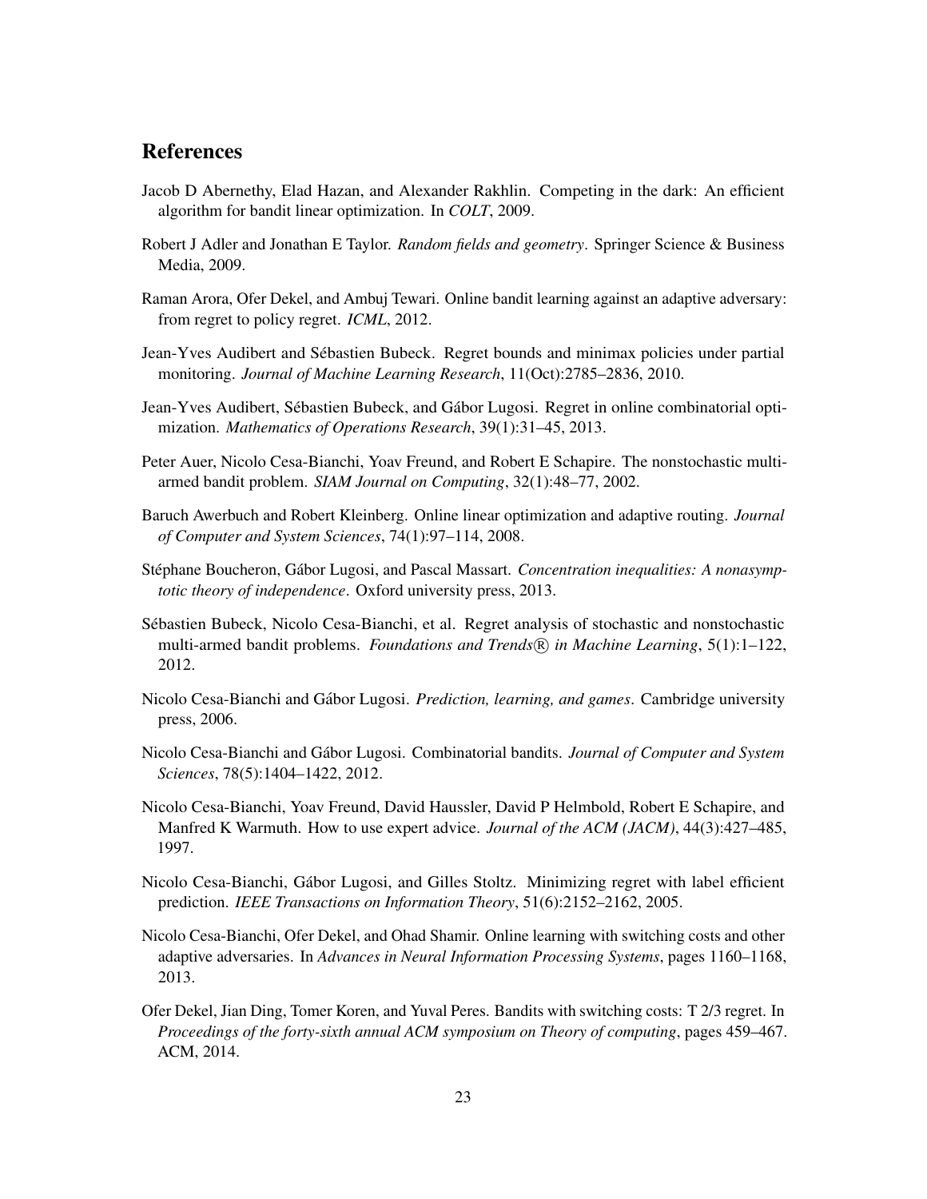## References

Jacob D Abernethy, Elad Hazan, and Alexander Rakhlin. Competing in the dark: An efficient algorithm for bandit linear optimization. In *COLT*, 2009.

Robert J Adler and Jonathan E Taylor. *Random fields and geometry*. Springer Science & Business Media, 2009.

Raman Arora, Ofer Dekel, and Ambuj Tewari. Online bandit learning against an adaptive adversary: from regret to policy regret. *ICML*, 2012.

Jean-Yves Audibert and Sébastien Bubeck. Regret bounds and minimax policies under partial monitoring. *Journal of Machine Learning Research*, 11(Oct):2785–2836, 2010.

Jean-Yves Audibert, Sébastien Bubeck, and Gábor Lugosi. Regret in online combinatorial optimization. *Mathematics of Operations Research*, 39(1):31–45, 2013.

Peter Auer, Nicolo Cesa-Bianchi, Yoav Freund, and Robert E Schapire. The nonstochastic multiarmed bandit problem. *SIAM Journal on Computing*, 32(1):48–77, 2002.

Baruch Awerbuch and Robert Kleinberg. Online linear optimization and adaptive routing. *Journal of Computer and System Sciences*, 74(1):97–114, 2008.

Stéphane Boucheron, Gábor Lugosi, and Pascal Massart. *Concentration inequalities: A nonasymptotic theory of independence*. Oxford university press, 2013.

Sébastien Bubeck, Nicolo Cesa-Bianchi, et al. Regret analysis of stochastic and nonstochastic multi-armed bandit problems. *Foundations and Trends® in Machine Learning*, 5(1):1–122, 2012.

Nicolo Cesa-Bianchi and Gábor Lugosi. *Prediction, learning, and games*. Cambridge university press, 2006.

Nicolo Cesa-Bianchi and Gábor Lugosi. Combinatorial bandits. *Journal of Computer and System Sciences*, 78(5):1404–1422, 2012.

Nicolo Cesa-Bianchi, Yoav Freund, David Haussler, David P Helmbold, Robert E Schapire, and Manfred K Warmuth. How to use expert advice. *Journal of the ACM (JACM)*, 44(3):427–485, 1997.

Nicolo Cesa-Bianchi, Gábor Lugosi, and Gilles Stoltz. Minimizing regret with label efficient prediction. *IEEE Transactions on Information Theory*, 51(6):2152–2162, 2005.

Nicolo Cesa-Bianchi, Ofer Dekel, and Ohad Shamir. Online learning with switching costs and other adaptive adversaries. In *Advances in Neural Information Processing Systems*, pages 1160–1168, 2013.

Ofer Dekel, Jian Ding, Tomer Koren, and Yuval Peres. Bandits with switching costs: T 2/3 regret. In *Proceedings of the forty-sixth annual ACM symposium on Theory of computing*, pages 459–467. ACM, 2014.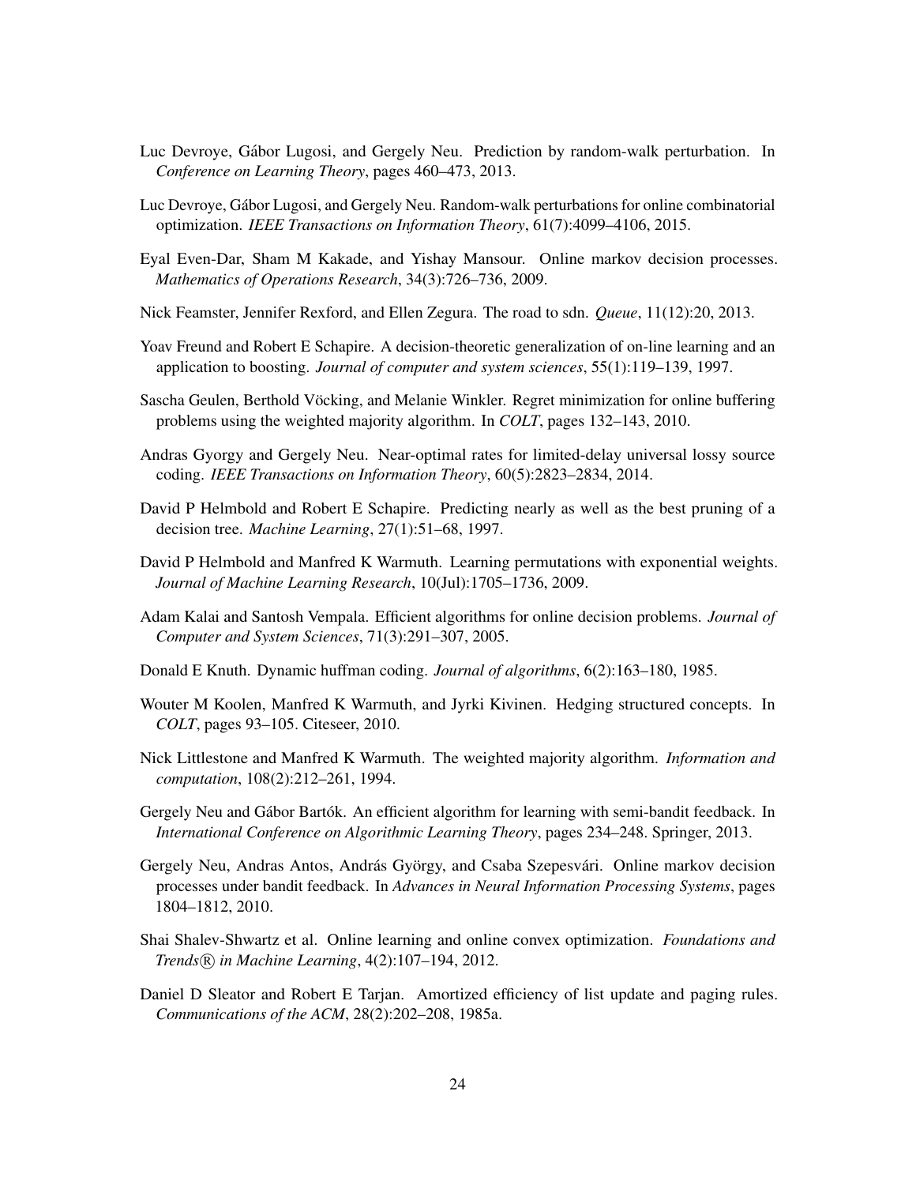Luc Devroye, Gábor Lugosi, and Gergely Neu. Prediction by random-walk perturbation. In *Conference on Learning Theory*, pages 460–473, 2013.

Luc Devroye, Gábor Lugosi, and Gergely Neu. Random-walk perturbations for online combinatorial optimization. *IEEE Transactions on Information Theory*, 61(7):4099–4106, 2015.

Eyal Even-Dar, Sham M Kakade, and Yishay Mansour. Online markov decision processes. *Mathematics of Operations Research*, 34(3):726–736, 2009.

Nick Feamster, Jennifer Rexford, and Ellen Zegura. The road to sdn. *Queue*, 11(12):20, 2013.

Yoav Freund and Robert E Schapire. A decision-theoretic generalization of on-line learning and an application to boosting. *Journal of computer and system sciences*, 55(1):119–139, 1997.

Sascha Geulen, Berthold Vöcking, and Melanie Winkler. Regret minimization for online buffering problems using the weighted majority algorithm. In *COLT*, pages 132–143, 2010.

Andras Gyorgy and Gergely Neu. Near-optimal rates for limited-delay universal lossy source coding. *IEEE Transactions on Information Theory*, 60(5):2823–2834, 2014.

David P Helmbold and Robert E Schapire. Predicting nearly as well as the best pruning of a decision tree. *Machine Learning*, 27(1):51–68, 1997.

David P Helmbold and Manfred K Warmuth. Learning permutations with exponential weights. *Journal of Machine Learning Research*, 10(Jul):1705–1736, 2009.

Adam Kalai and Santosh Vempala. Efficient algorithms for online decision problems. *Journal of Computer and System Sciences*, 71(3):291–307, 2005.

Donald E Knuth. Dynamic huffman coding. *Journal of algorithms*, 6(2):163–180, 1985.

Wouter M Koolen, Manfred K Warmuth, and Jyrki Kivinen. Hedging structured concepts. In *COLT*, pages 93–105. Citeseer, 2010.

Nick Littlestone and Manfred K Warmuth. The weighted majority algorithm. *Information and computation*, 108(2):212–261, 1994.

Gergely Neu and Gábor Bartók. An efficient algorithm for learning with semi-bandit feedback. In *International Conference on Algorithmic Learning Theory*, pages 234–248. Springer, 2013.

Gergely Neu, Andras Antos, András György, and Csaba Szepesvári. Online markov decision processes under bandit feedback. In *Advances in Neural Information Processing Systems*, pages 1804–1812, 2010.

Shai Shalev-Shwartz et al. Online learning and online convex optimization. *Foundations and Trends® in Machine Learning*, 4(2):107–194, 2012.

Daniel D Sleator and Robert E Tarjan. Amortized efficiency of list update and paging rules. *Communications of the ACM*, 28(2):202–208, 1985a.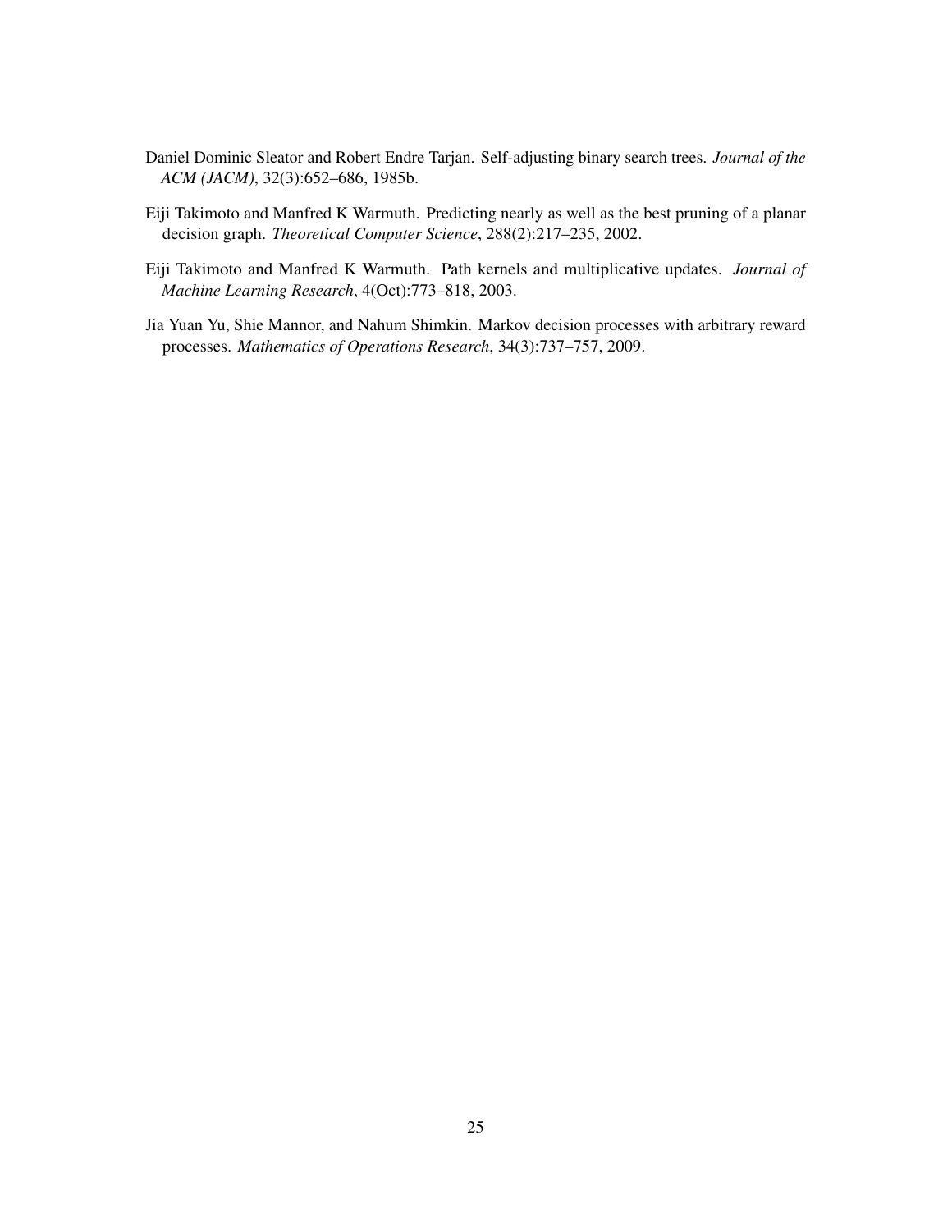Daniel Dominic Sleator and Robert Endre Tarjan. Self-adjusting binary search trees. *Journal of the ACM (JACM)*, 32(3):652–686, 1985b.

Eiji Takimoto and Manfred K Warmuth. Predicting nearly as well as the best pruning of a planar decision graph. *Theoretical Computer Science*, 288(2):217–235, 2002.

Eiji Takimoto and Manfred K Warmuth. Path kernels and multiplicative updates. *Journal of Machine Learning Research*, 4(Oct):773–818, 2003.

Jia Yuan Yu, Shie Mannor, and Nahum Shimkin. Markov decision processes with arbitrary reward processes. *Mathematics of Operations Research*, 34(3):737–757, 2009.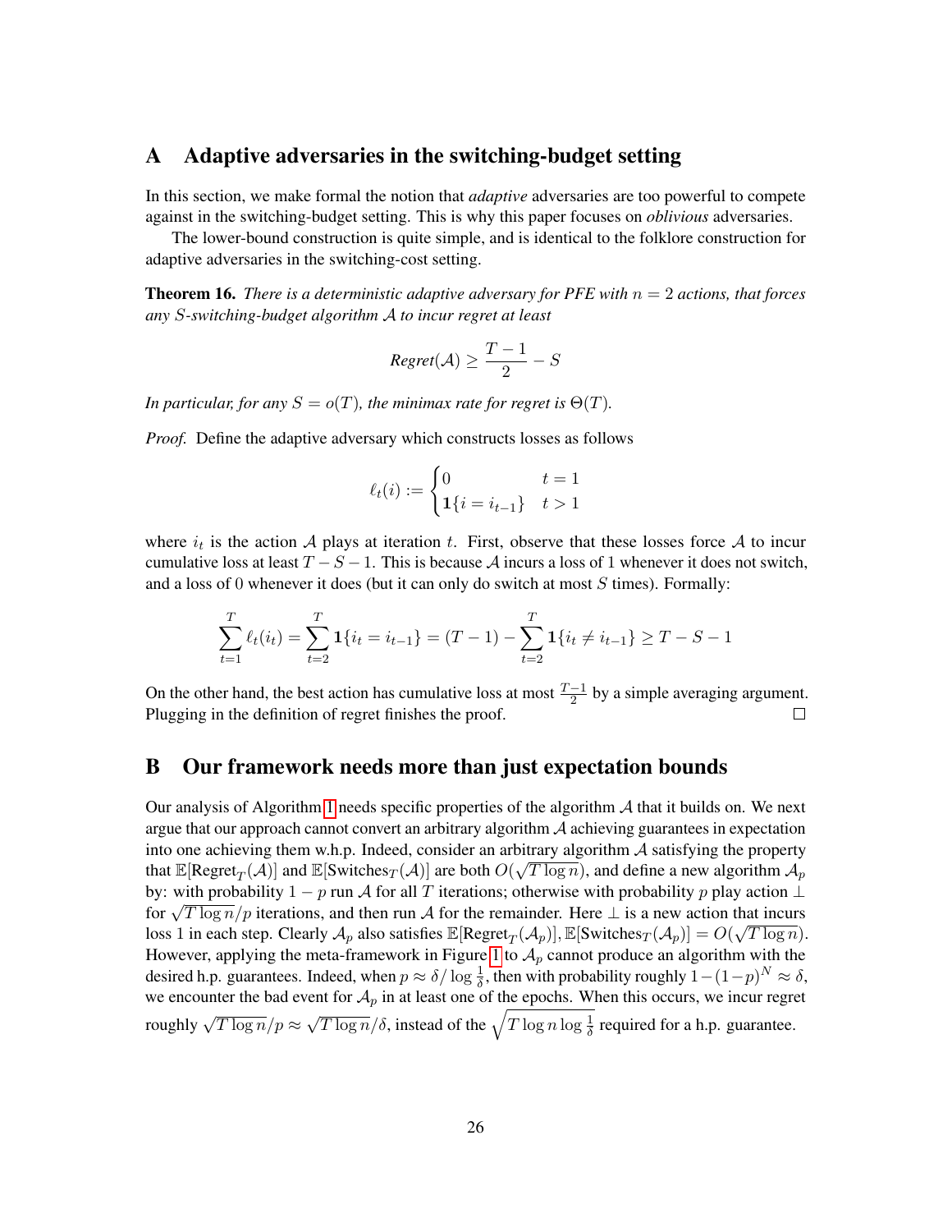## A Adaptive adversaries in the switching-budget setting

In this section, we make formal the notion that *adaptive* adversaries are too powerful to compete against in the switching-budget setting. This is why this paper focuses on *oblivious* adversaries.

The lower-bound construction is quite simple, and is identical to the folklore construction for adaptive adversaries in the switching-cost setting.

**Theorem 16.** *There is a deterministic adaptive adversary for PFE with $n = 2$ actions, that forces any $S$-switching-budget algorithm $\mathcal{A}$ to incur regret at least*

$$\textit{Regret}(\mathcal{A}) \geq \frac{T-1}{2} - S$$

*In particular, for any $S = o(T)$, the minimax rate for regret is $\Theta(T)$.*

*Proof.* Define the adaptive adversary which constructs losses as follows

$$\ell_t(i) := \begin{cases} 0 & t = 1 \\ \mathbf{1}\{i = i_{t-1}\} & t > 1 \end{cases}$$

where $i_t$ is the action $\mathcal{A}$ plays at iteration $t$. First, observe that these losses force $\mathcal{A}$ to incur cumulative loss at least $T - S - 1$. This is because $\mathcal{A}$ incurs a loss of 1 whenever it does not switch, and a loss of 0 whenever it does (but it can only do switch at most $S$ times). Formally:

$$\sum_{t=1}^{T} \ell_t(i_t) = \sum_{t=2}^{T} \mathbf{1}\{i_t = i_{t-1}\} = (T-1) - \sum_{t=2}^{T} \mathbf{1}\{i_t \neq i_{t-1}\} \geq T - S - 1$$

On the other hand, the best action has cumulative loss at most $\frac{T-1}{2}$ by a simple averaging argument. Plugging in the definition of regret finishes the proof. □

## B Our framework needs more than just expectation bounds

Our analysis of Algorithm 1 needs specific properties of the algorithm $\mathcal{A}$ that it builds on. We next argue that our approach cannot convert an arbitrary algorithm $\mathcal{A}$ achieving guarantees in expectation into one achieving them w.h.p. Indeed, consider an arbitrary algorithm $\mathcal{A}$ satisfying the property that $\mathbb{E}[\text{Regret}_T(\mathcal{A})]$ and $\mathbb{E}[\text{Switches}_T(\mathcal{A})]$ are both $O(\sqrt{T \log n})$, and define a new algorithm $\mathcal{A}_p$ by: with probability $1-p$ run $\mathcal{A}$ for all $T$ iterations; otherwise with probability $p$ play action $\bot$ for $\sqrt{T \log n}/p$ iterations, and then run $\mathcal{A}$ for the remainder. Here $\bot$ is a new action that incurs loss 1 in each step. Clearly $\mathcal{A}_p$ also satisfies $\mathbb{E}[\text{Regret}_T(\mathcal{A}_p)], \mathbb{E}[\text{Switches}_T(\mathcal{A}_p)] = O(\sqrt{T \log n})$. However, applying the meta-framework in Figure 1 to $\mathcal{A}_p$ cannot produce an algorithm with the desired h.p. guarantees. Indeed, when $p \approx \delta / \log \frac{1}{\delta}$, then with probability roughly $1 - (1-p)^N \approx \delta$, we encounter the bad event for $\mathcal{A}_p$ in at least one of the epochs. When this occurs, we incur regret roughly $\sqrt{T \log n}/p \approx \sqrt{T \log n}/\delta$, instead of the $\sqrt{T \log n \log \frac{1}{\delta}}$ required for a h.p. guarantee.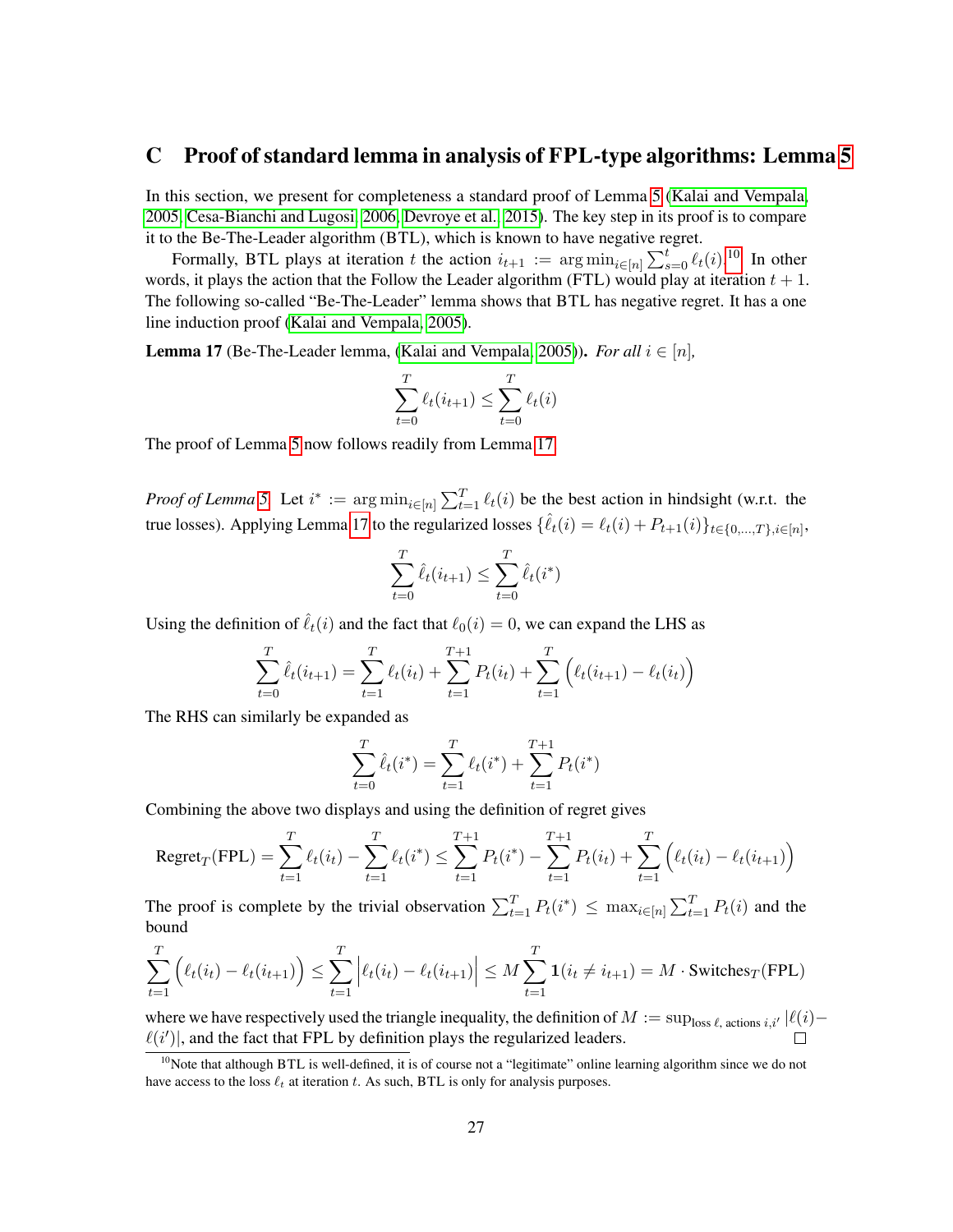# C Proof of standard lemma in analysis of FPL-type algorithms: Lemma 5

In this section, we present for completeness a standard proof of Lemma 5 (Kalai and Vempala, 2005; Cesa-Bianchi and Lugosi, 2006; Devroye et al., 2015). The key step in its proof is to compare it to the Be-The-Leader algorithm (BTL), which is known to have negative regret.

Formally, BTL plays at iteration $t$ the action $i_{t+1} := \arg\min_{i \in [n]} \sum_{s=0}^{t} \ell_t(i)$.[10] In other words, it plays the action that the Follow the Leader algorithm (FTL) would play at iteration $t+1$. The following so-called "Be-The-Leader" lemma shows that BTL has negative regret. It has a one line induction proof (Kalai and Vempala, 2005).

**Lemma 17** (Be-The-Leader lemma, (Kalai and Vempala, 2005))**.** *For all $i \in [n]$,*

$$\sum_{t=0}^{T} \ell_t(i_{t+1}) \leq \sum_{t=0}^{T} \ell_t(i)$$

The proof of Lemma 5 now follows readily from Lemma 17.

*Proof of Lemma 5.* Let $i^* := \arg\min_{i \in [n]} \sum_{t=1}^{T} \ell_t(i)$ be the best action in hindsight (w.r.t. the true losses). Applying Lemma 17 to the regularized losses $\{\hat{\ell}_t(i) = \ell_t(i) + P_{t+1}(i)\}_{t \in \{0,\dots,T\}, i \in [n]}$,

$$\sum_{t=0}^{T} \hat{\ell}_t(i_{t+1}) \leq \sum_{t=0}^{T} \hat{\ell}_t(i^*)$$

Using the definition of $\hat{\ell}_t(i)$ and the fact that $\ell_0(i) = 0$, we can expand the LHS as

$$\sum_{t=0}^{T} \hat{\ell}_t(i_{t+1}) = \sum_{t=1}^{T} \ell_t(i_t) + \sum_{t=1}^{T+1} P_t(i_t) + \sum_{t=1}^{T} \Big( \ell_t(i_{t+1}) - \ell_t(i_t) \Big)$$

The RHS can similarly be expanded as

$$\sum_{t=0}^{T} \hat{\ell}_t(i^*) = \sum_{t=1}^{T} \ell_t(i^*) + \sum_{t=1}^{T+1} P_t(i^*)$$

Combining the above two displays and using the definition of regret gives

$$\text{Regret}_T(\text{FPL}) = \sum_{t=1}^{T} \ell_t(i_t) - \sum_{t=1}^{T} \ell_t(i^*) \leq \sum_{t=1}^{T+1} P_t(i^*) - \sum_{t=1}^{T+1} P_t(i_t) + \sum_{t=1}^{T} \Big( \ell_t(i_t) - \ell_t(i_{t+1}) \Big)$$

The proof is complete by the trivial observation $\sum_{t=1}^{T} P_t(i^*) \leq \max_{i \in [n]} \sum_{t=1}^{T} P_t(i)$ and the bound

$$\sum_{t=1}^{T} \Big( \ell_t(i_t) - \ell_t(i_{t+1}) \Big) \leq \sum_{t=1}^{T} \Big| \ell_t(i_t) - \ell_t(i_{t+1}) \Big| \leq M \sum_{t=1}^{T} \mathbf{1}(i_t \neq i_{t+1}) = M \cdot \text{Switches}_T(\text{FPL})$$

where we have respectively used the triangle inequality, the definition of $M := \sup_{\text{loss } \ell, \text{ actions } i,i'} |\ell(i) - \ell(i')|$, and the fact that FPL by definition plays the regularized leaders. □

[10] Note that although BTL is well-defined, it is of course not a "legitimate" online learning algorithm since we do not have access to the loss $\ell_t$ at iteration $t$. As such, BTL is only for analysis purposes.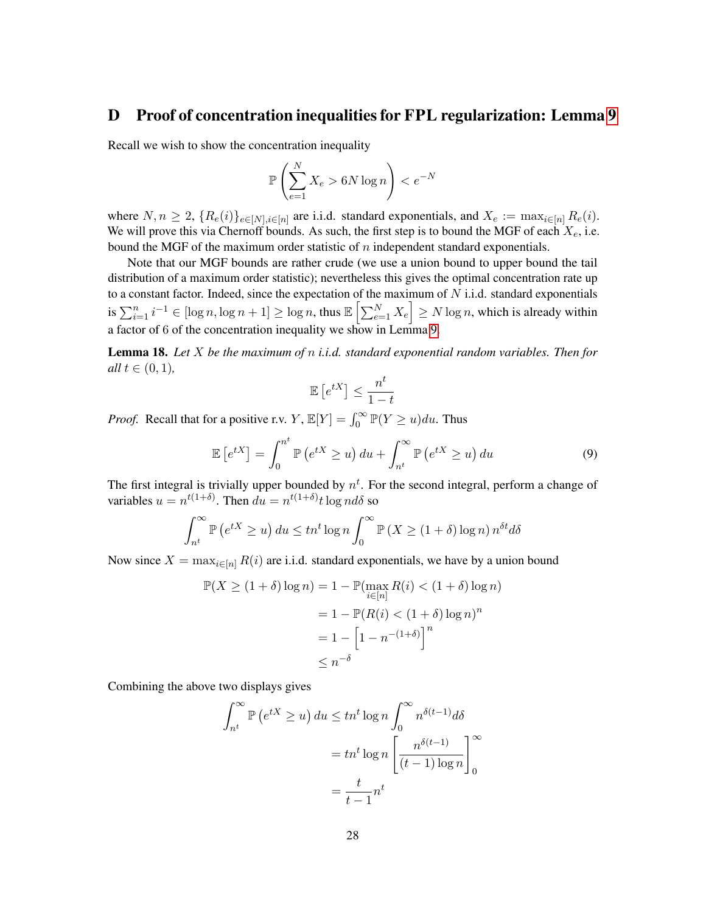# D Proof of concentration inequalities for FPL regularization: Lemma 9

Recall we wish to show the concentration inequality

$$\mathbb{P}\left(\sum_{e=1}^{N} X_e > 6N \log n\right) < e^{-N}$$

where $N, n \geq 2$, $\{R_e(i)\}_{e\in[N], i\in[n]}$ are i.i.d. standard exponentials, and $X_e := \max_{i\in[n]} R_e(i)$. We will prove this via Chernoff bounds. As such, the first step is to bound the MGF of each $X_e$, i.e. bound the MGF of the maximum order statistic of $n$ independent standard exponentials.

Note that our MGF bounds are rather crude (we use a union bound to upper bound the tail distribution of a maximum order statistic); nevertheless this gives the optimal concentration rate up to a constant factor. Indeed, since the expectation of the maximum of $N$ i.i.d. standard exponentials is $\sum_{i=1}^{n} i^{-1} \in [\log n, \log n + 1] \geq \log n$, thus $\mathbb{E}\left[\sum_{e=1}^{N} X_e\right] \geq N \log n$, which is already within a factor of 6 of the concentration inequality we show in Lemma 9.

**Lemma 18.** *Let $X$ be the maximum of $n$ i.i.d. standard exponential random variables. Then for all $t \in (0,1)$,*

$$\mathbb{E}\left[e^{tX}\right] \leq \frac{n^t}{1-t}$$

*Proof.* Recall that for a positive r.v. $Y$, $\mathbb{E}[Y] = \int_0^\infty \mathbb{P}(Y \geq u)du$. Thus

$$\mathbb{E}\left[e^{tX}\right] = \int_0^{n^t} \mathbb{P}\left(e^{tX} \geq u\right) du + \int_{n^t}^{\infty} \mathbb{P}\left(e^{tX} \geq u\right) du \tag{9}$$

The first integral is trivially upper bounded by $n^t$. For the second integral, perform a change of variables $u = n^{t(1+\delta)}$. Then $du = n^{t(1+\delta)} t \log n d\delta$ so

$$\int_{n^t}^{\infty} \mathbb{P}\left(e^{tX} \geq u\right) du \leq t n^t \log n \int_0^\infty \mathbb{P}\left(X \geq (1+\delta)\log n\right) n^{\delta t} d\delta$$

Now since $X = \max_{i\in[n]} R(i)$ are i.i.d. standard exponentials, we have by a union bound

$$\begin{aligned}
\mathbb{P}(X \geq (1+\delta)\log n) &= 1 - \mathbb{P}(\max_{i\in[n]} R(i) < (1+\delta)\log n) \\
&= 1 - \mathbb{P}(R(i) < (1+\delta)\log n)^n \\
&= 1 - \left[1 - n^{-(1+\delta)}\right]^n \\
&\leq n^{-\delta}
\end{aligned}$$

Combining the above two displays gives

$$\begin{aligned}
\int_{n^t}^{\infty} \mathbb{P}\left(e^{tX} \geq u\right) du &\leq t n^t \log n \int_0^\infty n^{\delta(t-1)} d\delta \\
&= t n^t \log n \left[\frac{n^{\delta(t-1)}}{(t-1)\log n}\right]_0^\infty \\
&= \frac{t}{t-1} n^t
\end{aligned}$$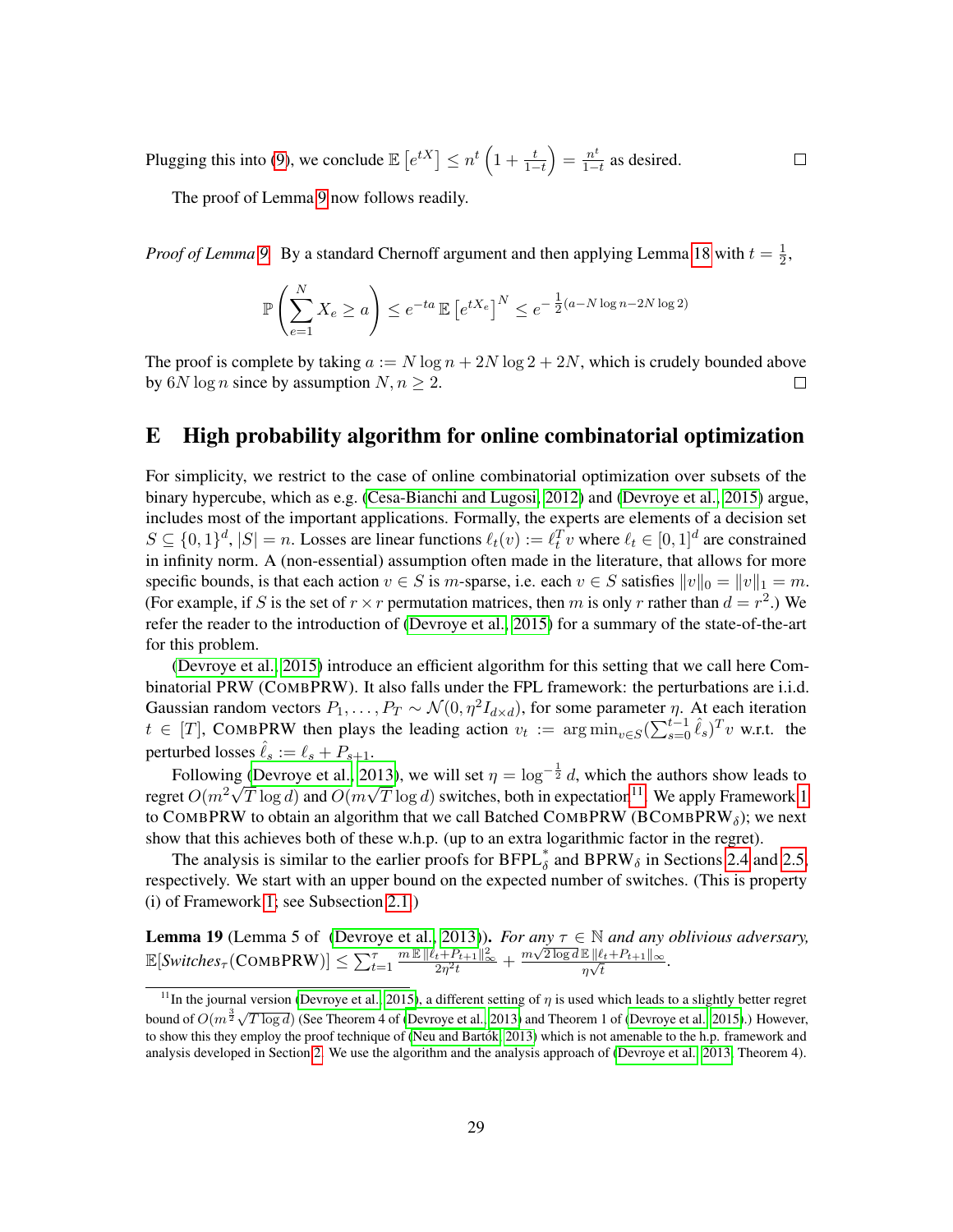Plugging this into (9), we conclude $\mathbb{E}\left[e^{tX}\right] \leq n^t \left(1 + \frac{t}{1-t}\right) = \frac{n^t}{1-t}$ as desired. □

The proof of Lemma 9 now follows readily.

*Proof of Lemma 9.* By a standard Chernoff argument and then applying Lemma 18 with $t = \frac{1}{2}$,

$$\mathbb{P}\left(\sum_{e=1}^{N} X_e \geq a\right) \leq e^{-ta}\,\mathbb{E}\left[e^{tX_e}\right]^N \leq e^{-\frac{1}{2}(a - N\log n - 2N\log 2)}$$

The proof is complete by taking $a := N\log n + 2N\log 2 + 2N$, which is crudely bounded above by $6N\log n$ since by assumption $N, n \geq 2$. □

# E High probability algorithm for online combinatorial optimization

For simplicity, we restrict to the case of online combinatorial optimization over subsets of the binary hypercube, which as e.g. (Cesa-Bianchi and Lugosi, 2012) and (Devroye et al., 2015) argue, includes most of the important applications. Formally, the experts are elements of a decision set $S \subseteq \{0,1\}^d$, $|S| = n$. Losses are linear functions $\ell_t(v) := \ell_t^T v$ where $\ell_t \in [0,1]^d$ are constrained in infinity norm. A (non-essential) assumption often made in the literature, that allows for more specific bounds, is that each action $v \in S$ is $m$-sparse, i.e. each $v \in S$ satisfies $\|v\|_0 = \|v\|_1 = m$. (For example, if $S$ is the set of $r \times r$ permutation matrices, then $m$ is only $r$ rather than $d = r^2$.) We refer the reader to the introduction of (Devroye et al., 2015) for a summary of the state-of-the-art for this problem.

(Devroye et al., 2015) introduce an efficient algorithm for this setting that we call here Combinatorial PRW (CombPRW). It also falls under the FPL framework: the perturbations are i.i.d. Gaussian random vectors $P_1, \dots, P_T \sim \mathcal{N}(0, \eta^2 I_{d\times d})$, for some parameter $\eta$. At each iteration $t \in [T]$, CombPRW then plays the leading action $v_t := \arg\min_{v\in S}(\sum_{s=0}^{t-1} \hat{\ell}_s)^T v$ w.r.t. the perturbed losses $\hat{\ell}_s := \ell_s + P_{s+1}$.

Following (Devroye et al., 2013), we will set $\eta = \log^{-\frac{1}{2}} d$, which the authors show leads to regret $O(m^2\sqrt{T}\log d)$ and $O(m\sqrt{T}\log d)$ switches, both in expectation[11]. We apply Framework 1 to CombPRW to obtain an algorithm that we call Batched CombPRW (BCombPRW$_\delta$); we next show that this achieves both of these w.h.p. (up to an extra logarithmic factor in the regret).

The analysis is similar to the earlier proofs for BFPL$_\delta^*$ and BPRW$_\delta$ in Sections 2.4 and 2.5, respectively. We start with an upper bound on the expected number of switches. (This is property (i) of Framework 1; see Subsection 2.1.)

**Lemma 19** (Lemma 5 of (Devroye et al., 2013))**.** *For any $\tau \in \mathbb{N}$ and any oblivious adversary,* $\mathbb{E}[\textit{Switches}_\tau(\text{CombPRW})] \leq \sum_{t=1}^{\tau} \frac{m\,\mathbb{E}\,\|\ell_t + P_{t+1}\|_\infty^2}{2\eta^2 t} + \frac{m\sqrt{2\log d}\,\mathbb{E}\,\|\ell_t + P_{t+1}\|_\infty}{\eta\sqrt{t}}$.

[11] In the journal version (Devroye et al., 2015), a different setting of $\eta$ is used which leads to a slightly better regret bound of $O(m^{\frac{3}{2}}\sqrt{T\log d})$ (See Theorem 4 of (Devroye et al., 2013) and Theorem 1 of (Devroye et al., 2015).) However, to show this they employ the proof technique of (Neu and Bartók, 2013) which is not amenable to the h.p. framework and analysis developed in Section 2. We use the algorithm and the analysis approach of (Devroye et al., 2013, Theorem 4).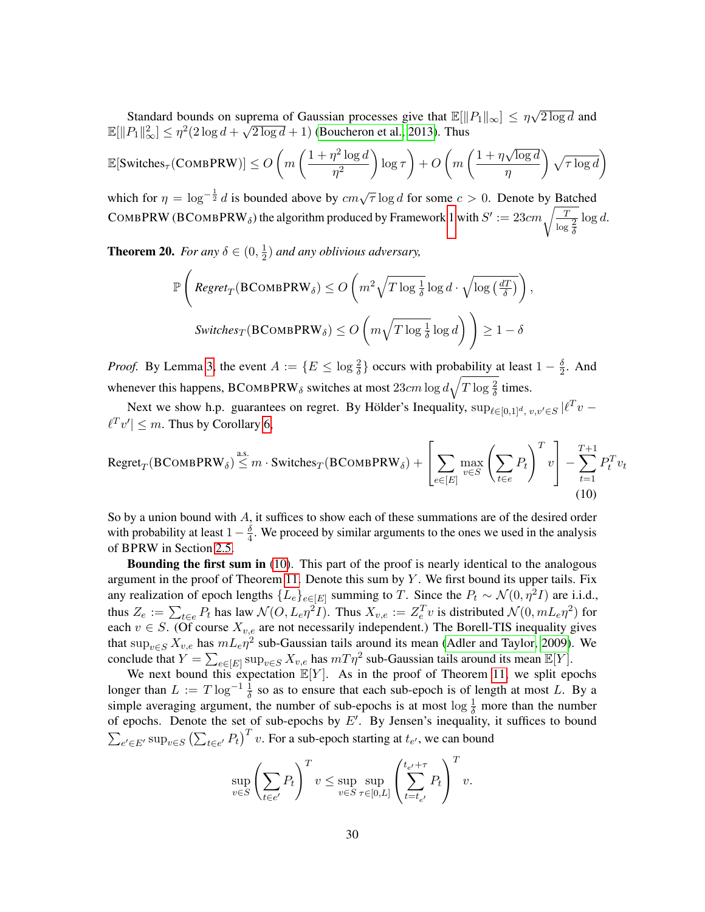Standard bounds on suprema of Gaussian processes give that $\mathbb{E}[\|P_1\|_\infty] \leq \eta\sqrt{2\log d}$ and $\mathbb{E}[\|P_1\|_\infty^2] \leq \eta^2(2\log d + \sqrt{2\log d} + 1)$ (Boucheron et al., 2013). Thus

$$\mathbb{E}[\text{Switches}_\tau(\text{COMBPRW})] \leq O\left(m\left(\frac{1+\eta^2\log d}{\eta^2}\right)\log\tau\right) + O\left(m\left(\frac{1+\eta\sqrt{\log d}}{\eta}\right)\sqrt{\tau\log d}\right)$$

which for $\eta = \log^{-\frac{1}{2}} d$ is bounded above by $cm\sqrt{\tau}\log d$ for some $c > 0$. Denote by Batched COMBPRW ($\text{BCOMBPRW}_\delta$) the algorithm produced by Framework 1 with $S' := 23cm\sqrt{\frac{T}{\log\frac{2}{\delta}}}\log d$.

**Theorem 20.** *For any $\delta \in (0, \frac{1}{2})$ and any oblivious adversary,*

$$\mathbb{P}\left(\textit{Regret}_T(\text{BCOMBPRW}_\delta) \leq O\left(m^2\sqrt{T\log\tfrac{1}{\delta}}\log d \cdot \sqrt{\log\left(\tfrac{dT}{\delta}\right)}\right),\right.$$
$$\left.\textit{Switches}_T(\text{BCOMBPRW}_\delta) \leq O\left(m\sqrt{T\log\tfrac{1}{\delta}}\log d\right)\right) \geq 1-\delta$$

*Proof.* By Lemma 3, the event $A := \{E \leq \log\frac{2}{\delta}\}$ occurs with probability at least $1 - \frac{\delta}{2}$. And whenever this happens, $\text{BCOMBPRW}_\delta$ switches at most $23cm\log d\sqrt{T\log\frac{2}{\delta}}$ times.

Next we show h.p. guarantees on regret. By Hölder's Inequality, $\sup_{\ell\in[0,1]^d,\, v,v'\in S} |\ell^T v - \ell^T v'| \leq m$. Thus by Corollary 6,

$$\text{Regret}_T(\text{BCOMBPRW}_\delta) \overset{\text{a.s.}}{\leq} m \cdot \text{Switches}_T(\text{BCOMBPRW}_\delta) + \left[\sum_{e\in[E]}\max_{v\in S}\left(\sum_{t\in e}P_t\right)^T v\right] - \sum_{t=1}^{T+1}P_t^T v_t \tag{10}$$

So by a union bound with $A$, it suffices to show each of these summations are of the desired order with probability at least $1 - \frac{\delta}{4}$. We proceed by similar arguments to the ones we used in the analysis of BPRW in Section 2.5.

**Bounding the first sum in** (10). This part of the proof is nearly identical to the analogous argument in the proof of Theorem 11. Denote this sum by $Y$. We first bound its upper tails. Fix any realization of epoch lengths $\{L_e\}_{e\in[E]}$ summing to $T$. Since the $P_t \sim \mathcal{N}(0, \eta^2 I)$ are i.i.d., thus $Z_e := \sum_{t\in e} P_t$ has law $\mathcal{N}(O, L_e\eta^2 I)$. Thus $X_{v,e} := Z_e^T v$ is distributed $\mathcal{N}(0, mL_e\eta^2)$ for each $v \in S$. (Of course $X_{v,e}$ are not necessarily independent.) The Borell-TIS inequality gives that $\sup_{v\in S} X_{v,e}$ has $mL_e\eta^2$ sub-Gaussian tails around its mean (Adler and Taylor, 2009). We conclude that $Y = \sum_{e\in[E]}\sup_{v\in S} X_{v,e}$ has $mT\eta^2$ sub-Gaussian tails around its mean $\mathbb{E}[Y]$.

We next bound this expectation $\mathbb{E}[Y]$. As in the proof of Theorem 11, we split epochs longer than $L := T\log^{-1}\frac{1}{\delta}$ so as to ensure that each sub-epoch is of length at most $L$. By a simple averaging argument, the number of sub-epochs is at most $\log\frac{1}{\delta}$ more than the number of epochs. Denote the set of sub-epochs by $E'$. By Jensen's inequality, it suffices to bound $\sum_{e'\in E'}\sup_{v\in S}\left(\sum_{t\in e'} P_t\right)^T v$. For a sub-epoch starting at $t_{e'}$, we can bound

$$\sup_{v\in S}\left(\sum_{t\in e'}P_t\right)^T v \leq \sup_{v\in S}\sup_{\tau\in[0,L]}\left(\sum_{t=t_{e'}}^{t_{e'}+\tau}P_t\right)^T v.$$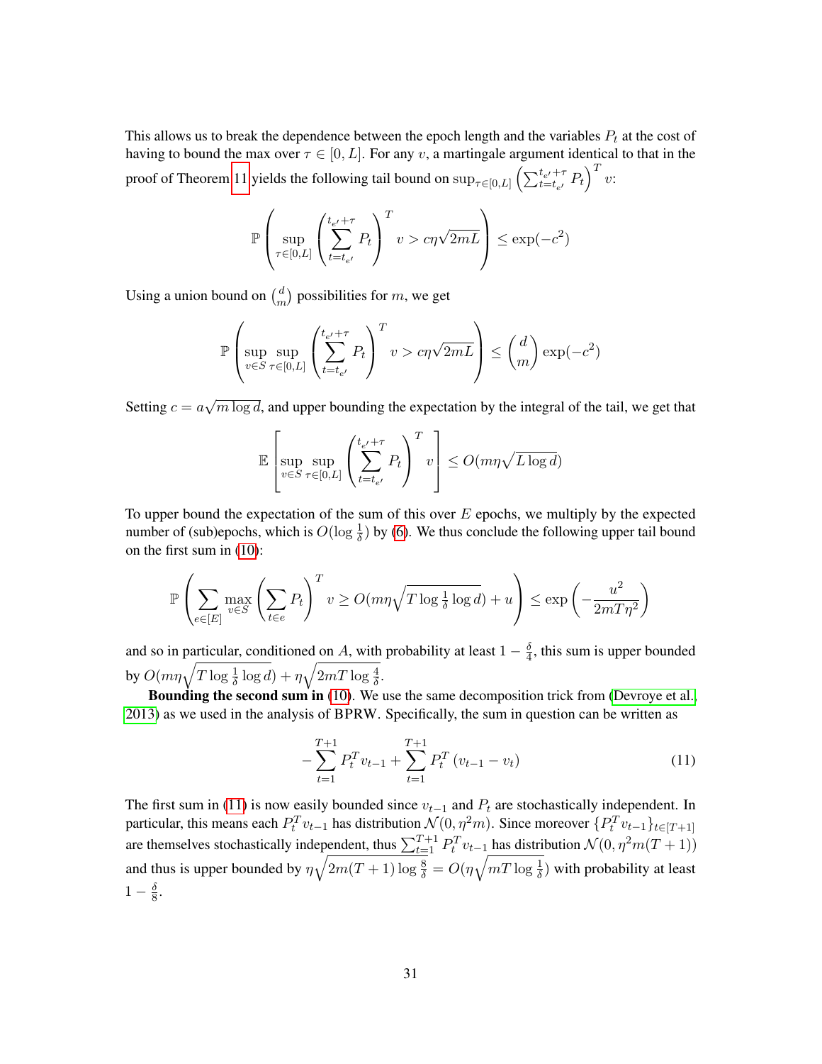This allows us to break the dependence between the epoch length and the variables $P_t$ at the cost of having to bound the max over $\tau \in [0, L]$. For any $v$, a martingale argument identical to that in the proof of Theorem 11 yields the following tail bound on $\sup_{\tau\in[0,L]} \left(\sum_{t=t_{e'}}^{t_{e'}+\tau} P_t\right)^T v$:

$$\mathbb{P}\left(\sup_{\tau\in[0,L]} \left(\sum_{t=t_{e'}}^{t_{e'}+\tau} P_t\right)^T v > c\eta\sqrt{2mL}\right) \leq \exp(-c^2)$$

Using a union bound on $\binom{d}{m}$ possibilities for $m$, we get

$$\mathbb{P}\left(\sup_{v\in S}\sup_{\tau\in[0,L]} \left(\sum_{t=t_{e'}}^{t_{e'}+\tau} P_t\right)^T v > c\eta\sqrt{2mL}\right) \leq \binom{d}{m}\exp(-c^2)$$

Setting $c = a\sqrt{m \log d}$, and upper bounding the expectation by the integral of the tail, we get that

$$\mathbb{E}\left[\sup_{v\in S}\sup_{\tau\in[0,L]} \left(\sum_{t=t_{e'}}^{t_{e'}+\tau} P_t\right)^T v\right] \leq O(m\eta\sqrt{L\log d})$$

To upper bound the expectation of the sum of this over $E$ epochs, we multiply by the expected number of (sub)epochs, which is $O(\log\frac{1}{\delta})$ by (6). We thus conclude the following upper tail bound on the first sum in (10):

$$\mathbb{P}\left(\sum_{e\in[E]}\max_{v\in S}\left(\sum_{t\in e} P_t\right)^T v \geq O(m\eta\sqrt{T\log\tfrac{1}{\delta}\log d}) + u\right) \leq \exp\left(-\frac{u^2}{2mT\eta^2}\right)$$

and so in particular, conditioned on $A$, with probability at least $1 - \frac{\delta}{4}$, this sum is upper bounded by $O(m\eta\sqrt{T\log\frac{1}{\delta}\log d}) + \eta\sqrt{2mT\log\frac{4}{\delta}}$.

**Bounding the second sum in** (10). We use the same decomposition trick from (Devroye et al., 2013) as we used in the analysis of BPRW. Specifically, the sum in question can be written as

$$-\sum_{t=1}^{T+1} P_t^T v_{t-1} + \sum_{t=1}^{T+1} P_t^T (v_{t-1} - v_t) \tag{11}$$

The first sum in (11) is now easily bounded since $v_{t-1}$ and $P_t$ are stochastically independent. In particular, this means each $P_t^T v_{t-1}$ has distribution $\mathcal{N}(0, \eta^2 m)$. Since moreover $\{P_t^T v_{t-1}\}_{t\in[T+1]}$ are themselves stochastically independent, thus $\sum_{t=1}^{T+1} P_t^T v_{t-1}$ has distribution $\mathcal{N}(0, \eta^2 m(T+1))$ and thus is upper bounded by $\eta\sqrt{2m(T+1)\log\frac{8}{\delta}} = O(\eta\sqrt{mT\log\frac{1}{\delta}})$ with probability at least $1 - \frac{\delta}{8}$.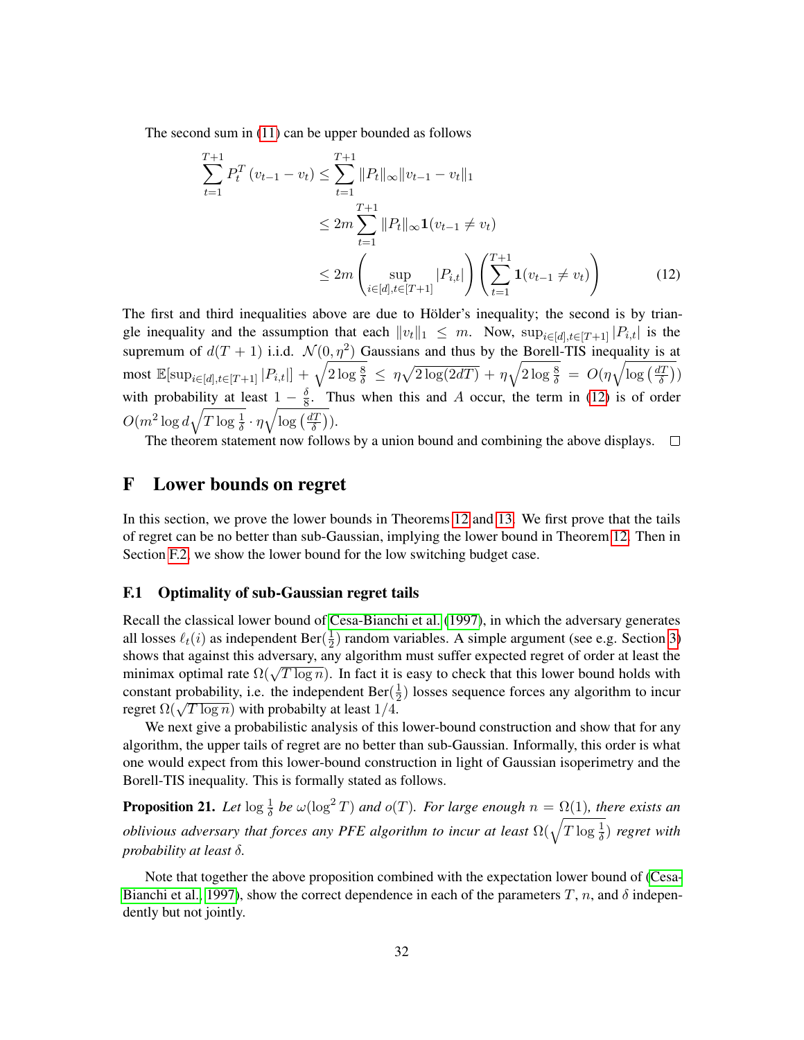The second sum in (11) can be upper bounded as follows

$$
\begin{aligned}
\sum_{t=1}^{T+1} P_t^T (v_{t-1} - v_t) &\leq \sum_{t=1}^{T+1} \|P_t\|_\infty \|v_{t-1} - v_t\|_1 \\
&\leq 2m \sum_{t=1}^{T+1} \|P_t\|_\infty \mathbf{1}(v_{t-1} \neq v_t) \\
&\leq 2m \left( \sup_{i \in [d], t \in [T+1]} |P_{i,t}| \right) \left( \sum_{t=1}^{T+1} \mathbf{1}(v_{t-1} \neq v_t) \right) \qquad (12)
\end{aligned}
$$

The first and third inequalities above are due to Hölder's inequality; the second is by triangle inequality and the assumption that each $\|v_t\|_1 \leq m$. Now, $\sup_{i \in [d], t \in [T+1]} |P_{i,t}|$ is the supremum of $d(T+1)$ i.i.d. $\mathcal{N}(0, \eta^2)$ Gaussians and thus by the Borell-TIS inequality is at most $\mathbb{E}[\sup_{i \in [d], t \in [T+1]} |P_{i,t}|] + \sqrt{2 \log \frac{8}{\delta}} \leq \eta \sqrt{2 \log(2dT)} + \eta \sqrt{2 \log \frac{8}{\delta}} = O(\eta \sqrt{\log \left( \frac{dT}{\delta} \right)})$ with probability at least $1 - \frac{\delta}{8}$. Thus when this and $A$ occur, the term in (12) is of order $O(m^2 \log d \sqrt{T \log \frac{1}{\delta}} \cdot \eta \sqrt{\log \left( \frac{dT}{\delta} \right)})$.

The theorem statement now follows by a union bound and combining the above displays. □

# F Lower bounds on regret

In this section, we prove the lower bounds in Theorems 12 and 13. We first prove that the tails of regret can be no better than sub-Gaussian, implying the lower bound in Theorem 12. Then in Section F.2, we show the lower bound for the low switching budget case.

## F.1 Optimality of sub-Gaussian regret tails

Recall the classical lower bound of Cesa-Bianchi et al. (1997), in which the adversary generates all losses $\ell_t(i)$ as independent $\text{Ber}(\frac{1}{2})$ random variables. A simple argument (see e.g. Section 3) shows that against this adversary, any algorithm must suffer expected regret of order at least the minimax optimal rate $\Omega(\sqrt{T \log n})$. In fact it is easy to check that this lower bound holds with constant probability, i.e. the independent $\text{Ber}(\frac{1}{2})$ losses sequence forces any algorithm to incur regret $\Omega(\sqrt{T \log n})$ with probabilty at least $1/4$.

We next give a probabilistic analysis of this lower-bound construction and show that for any algorithm, the upper tails of regret are no better than sub-Gaussian. Informally, this order is what one would expect from this lower-bound construction in light of Gaussian isoperimetry and the Borell-TIS inequality. This is formally stated as follows.

**Proposition 21.** *Let $\log \frac{1}{\delta}$ be $\omega(\log^2 T)$ and $o(T)$. For large enough $n = \Omega(1)$, there exists an oblivious adversary that forces any PFE algorithm to incur at least $\Omega(\sqrt{T \log \frac{1}{\delta}})$ regret with probability at least $\delta$.*

Note that together the above proposition combined with the expectation lower bound of (Cesa-Bianchi et al., 1997), show the correct dependence in each of the parameters $T$, $n$, and $\delta$ independently but not jointly.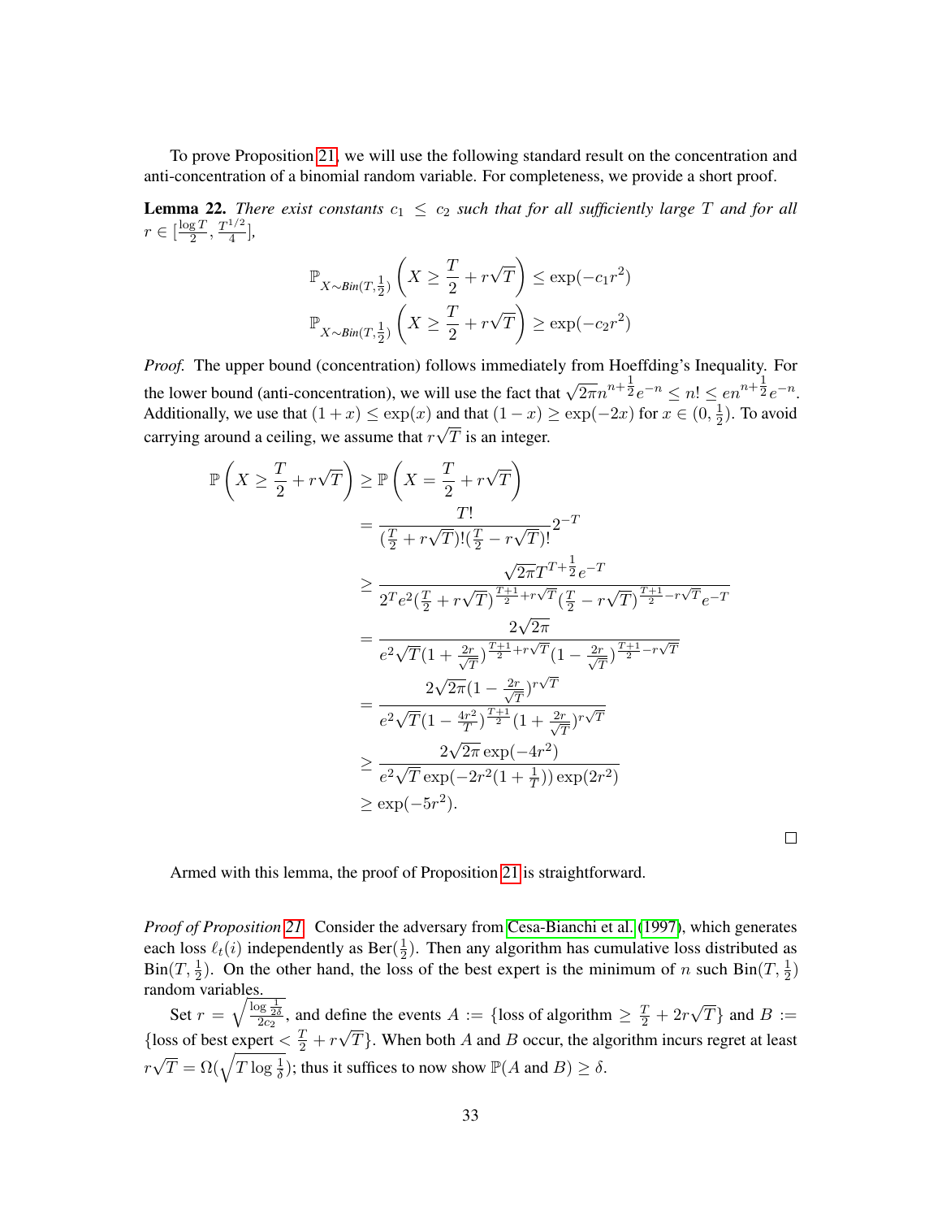To prove Proposition 21, we will use the following standard result on the concentration and anti-concentration of a binomial random variable. For completeness, we provide a short proof.

**Lemma 22.** *There exist constants $c_1 \le c_2$ such that for all sufficiently large $T$ and for all $r \in [\frac{\log T}{2}, \frac{T^{1/2}}{4}]$,*

$$\mathbb{P}_{X \sim Bin(T, \frac{1}{2})}\left(X \ge \frac{T}{2} + r\sqrt{T}\right) \le \exp(-c_1 r^2)$$
$$\mathbb{P}_{X \sim Bin(T, \frac{1}{2})}\left(X \ge \frac{T}{2} + r\sqrt{T}\right) \ge \exp(-c_2 r^2)$$

*Proof.* The upper bound (concentration) follows immediately from Hoeffding's Inequality. For the lower bound (anti-concentration), we will use the fact that $\sqrt{2\pi} n^{n+\frac{1}{2}} e^{-n} \le n! \le e n^{n+\frac{1}{2}} e^{-n}$. Additionally, we use that $(1+x) \le \exp(x)$ and that $(1-x) \ge \exp(-2x)$ for $x \in (0, \frac{1}{2})$. To avoid carrying around a ceiling, we assume that $r\sqrt{T}$ is an integer.

$$\begin{aligned}
\mathbb{P}\left(X \ge \frac{T}{2} + r\sqrt{T}\right) &\ge \mathbb{P}\left(X = \frac{T}{2} + r\sqrt{T}\right) \\
&= \frac{T!}{(\frac{T}{2} + r\sqrt{T})!(\frac{T}{2} - r\sqrt{T})!} 2^{-T} \\
&\ge \frac{\sqrt{2\pi} T^{T+\frac{1}{2}} e^{-T}}{2^T e^2 (\frac{T}{2} + r\sqrt{T})^{\frac{T+1}{2} + r\sqrt{T}} (\frac{T}{2} - r\sqrt{T})^{\frac{T+1}{2} - r\sqrt{T}} e^{-T}} \\
&= \frac{2\sqrt{2\pi}}{e^2 \sqrt{T} (1 + \frac{2r}{\sqrt{T}})^{\frac{T+1}{2} + r\sqrt{T}} (1 - \frac{2r}{\sqrt{T}})^{\frac{T+1}{2} - r\sqrt{T}}} \\
&= \frac{2\sqrt{2\pi} (1 - \frac{2r}{\sqrt{T}})^{r\sqrt{T}}}{e^2 \sqrt{T} (1 - \frac{4r^2}{T})^{\frac{T+1}{2}} (1 + \frac{2r}{\sqrt{T}})^{r\sqrt{T}}} \\
&\ge \frac{2\sqrt{2\pi} \exp(-4r^2)}{e^2 \sqrt{T} \exp(-2r^2(1 + \frac{1}{T})) \exp(2r^2)} \\
&\ge \exp(-5r^2).
\end{aligned}$$

$\square$

Armed with this lemma, the proof of Proposition 21 is straightforward.

*Proof of Proposition 21.* Consider the adversary from Cesa-Bianchi et al. (1997), which generates each loss $\ell_t(i)$ independently as $\text{Ber}(\frac{1}{2})$. Then any algorithm has cumulative loss distributed as $\text{Bin}(T, \frac{1}{2})$. On the other hand, the loss of the best expert is the minimum of $n$ such $\text{Bin}(T, \frac{1}{2})$ random variables.

Set $r = \sqrt{\frac{\log \frac{1}{2\delta}}{2c_2}}$, and define the events $A := \{\text{loss of algorithm} \ge \frac{T}{2} + 2r\sqrt{T}\}$ and $B := \{\text{loss of best expert} < \frac{T}{2} + r\sqrt{T}\}$. When both $A$ and $B$ occur, the algorithm incurs regret at least $r\sqrt{T} = \Omega(\sqrt{T \log \frac{1}{\delta}})$; thus it suffices to now show $\mathbb{P}(A \text{ and } B) \ge \delta$.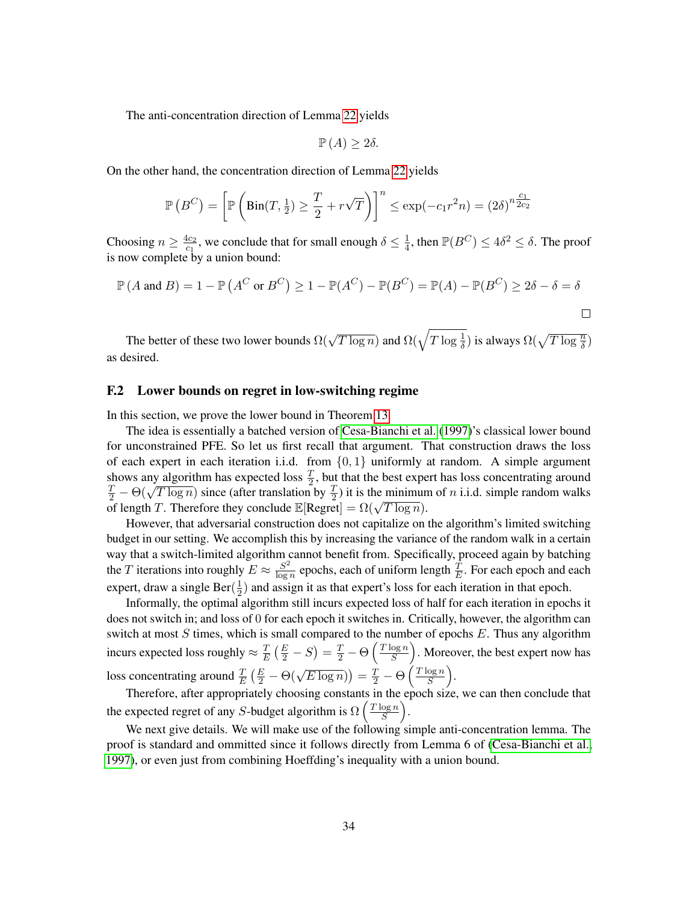The anti-concentration direction of Lemma 22 yields

$$\mathbb{P}(A) \geq 2\delta.$$

On the other hand, the concentration direction of Lemma 22 yields

$$\mathbb{P}\left(B^C\right) = \left[\mathbb{P}\left(\text{Bin}(T, \tfrac{1}{2}) \geq \frac{T}{2} + r\sqrt{T}\right)\right]^n \leq \exp(-c_1 r^2 n) = (2\delta)^{n\frac{c_1}{2c_2}}$$

Choosing $n \geq \frac{4c_2}{c_1}$, we conclude that for small enough $\delta \leq \frac{1}{4}$, then $\mathbb{P}(B^C) \leq 4\delta^2 \leq \delta$. The proof is now complete by a union bound:

$$\mathbb{P}(A \text{ and } B) = 1 - \mathbb{P}\left(A^C \text{ or } B^C\right) \geq 1 - \mathbb{P}(A^C) - \mathbb{P}(B^C) = \mathbb{P}(A) - \mathbb{P}(B^C) \geq 2\delta - \delta = \delta$$

□

The better of these two lower bounds $\Omega(\sqrt{T \log n})$ and $\Omega(\sqrt{T \log \frac{1}{\delta}})$ is always $\Omega(\sqrt{T \log \frac{n}{\delta}})$ as desired.

## F.2 Lower bounds on regret in low-switching regime

In this section, we prove the lower bound in Theorem 13.

The idea is essentially a batched version of Cesa-Bianchi et al. (1997)'s classical lower bound for unconstrained PFE. So let us first recall that argument. That construction draws the loss of each expert in each iteration i.i.d. from $\{0, 1\}$ uniformly at random. A simple argument shows any algorithm has expected loss $\frac{T}{2}$, but that the best expert has loss concentrating around $\frac{T}{2} - \Theta(\sqrt{T \log n})$ since (after translation by $\frac{T}{2}$) it is the minimum of $n$ i.i.d. simple random walks of length $T$. Therefore they conclude $\mathbb{E}[\text{Regret}] = \Omega(\sqrt{T \log n})$.

However, that adversarial construction does not capitalize on the algorithm's limited switching budget in our setting. We accomplish this by increasing the variance of the random walk in a certain way that a switch-limited algorithm cannot benefit from. Specifically, proceed again by batching the $T$ iterations into roughly $E \approx \frac{S^2}{\log n}$ epochs, each of uniform length $\frac{T}{E}$. For each epoch and each expert, draw a single $\text{Ber}(\frac{1}{2})$ and assign it as that expert's loss for each iteration in that epoch.

Informally, the optimal algorithm still incurs expected loss of half for each iteration in epochs it does not switch in; and loss of 0 for each epoch it switches in. Critically, however, the algorithm can switch at most $S$ times, which is small compared to the number of epochs $E$. Thus any algorithm incurs expected loss roughly $\approx \frac{T}{E}\left(\frac{E}{2} - S\right) = \frac{T}{2} - \Theta\left(\frac{T \log n}{S}\right)$. Moreover, the best expert now has loss concentrating around $\frac{T}{E}\left(\frac{E}{2} - \Theta(\sqrt{E \log n})\right) = \frac{T}{2} - \Theta\left(\frac{T \log n}{S}\right)$.

Therefore, after appropriately choosing constants in the epoch size, we can then conclude that the expected regret of any $S$-budget algorithm is $\Omega\left(\frac{T \log n}{S}\right)$.

We next give details. We will make use of the following simple anti-concentration lemma. The proof is standard and ommitted since it follows directly from Lemma 6 of (Cesa-Bianchi et al., 1997), or even just from combining Hoeffding's inequality with a union bound.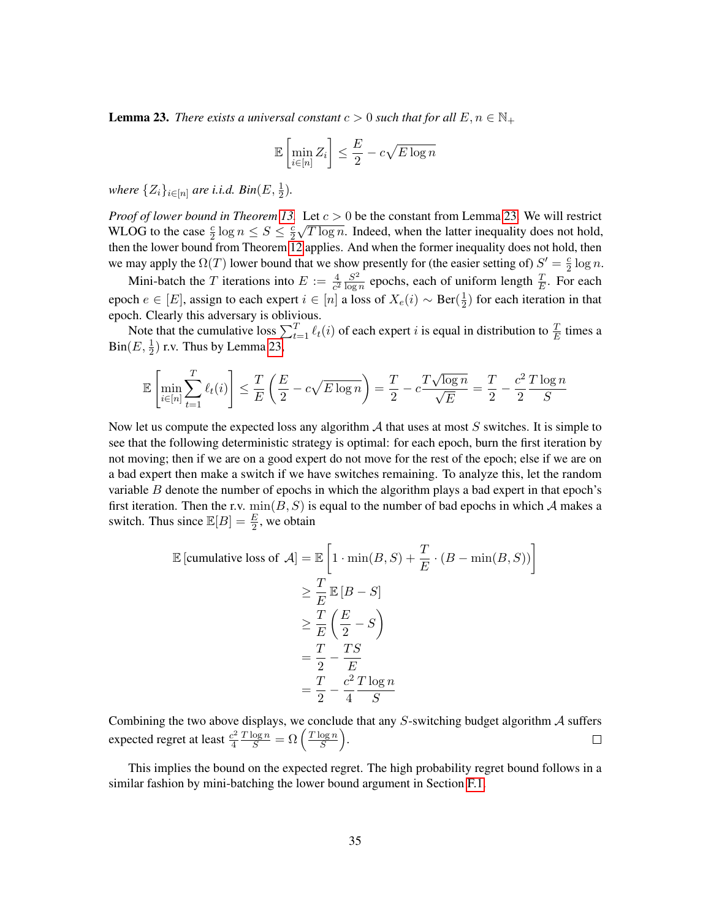**Lemma 23.** *There exists a universal constant $c > 0$ such that for all $E, n \in \mathbb{N}_+$*

$$\mathbb{E}\left[\min_{i \in [n]} Z_i\right] \leq \frac{E}{2} - c\sqrt{E \log n}$$

*where $\{Z_i\}_{i \in [n]}$ are i.i.d. Bin$(E, \frac{1}{2})$.*

*Proof of lower bound in Theorem 13.* Let $c > 0$ be the constant from Lemma 23. We will restrict WLOG to the case $\frac{c}{2} \log n \leq S \leq \frac{c}{2}\sqrt{T \log n}$. Indeed, when the latter inequality does not hold, then the lower bound from Theorem 12 applies. And when the former inequality does not hold, then we may apply the $\Omega(T)$ lower bound that we show presently for (the easier setting of) $S' = \frac{c}{2} \log n$.

Mini-batch the $T$ iterations into $E := \frac{4}{c^2} \frac{S^2}{\log n}$ epochs, each of uniform length $\frac{T}{E}$. For each epoch $e \in [E]$, assign to each expert $i \in [n]$ a loss of $X_e(i) \sim \text{Ber}(\frac{1}{2})$ for each iteration in that epoch. Clearly this adversary is oblivious.

Note that the cumulative loss $\sum_{t=1}^T \ell_t(i)$ of each expert $i$ is equal in distribution to $\frac{T}{E}$ times a Bin$(E, \frac{1}{2})$ r.v. Thus by Lemma 23,

$$\mathbb{E}\left[\min_{i \in [n]} \sum_{t=1}^T \ell_t(i)\right] \leq \frac{T}{E}\left(\frac{E}{2} - c\sqrt{E \log n}\right) = \frac{T}{2} - c\frac{T\sqrt{\log n}}{\sqrt{E}} = \frac{T}{2} - \frac{c^2}{2}\frac{T \log n}{S}$$

Now let us compute the expected loss any algorithm $\mathcal{A}$ that uses at most $S$ switches. It is simple to see that the following deterministic strategy is optimal: for each epoch, burn the first iteration by not moving; then if we are on a good expert do not move for the rest of the epoch; else if we are on a bad expert then make a switch if we have switches remaining. To analyze this, let the random variable $B$ denote the number of epochs in which the algorithm plays a bad expert in that epoch's first iteration. Then the r.v. $\min(B, S)$ is equal to the number of bad epochs in which $\mathcal{A}$ makes a switch. Thus since $\mathbb{E}[B] = \frac{E}{2}$, we obtain

$$\begin{aligned}
\mathbb{E}\left[\text{cumulative loss of } \mathcal{A}\right] &= \mathbb{E}\left[1 \cdot \min(B, S) + \frac{T}{E} \cdot (B - \min(B, S))\right] \\
&\geq \frac{T}{E}\,\mathbb{E}\left[B - S\right] \\
&\geq \frac{T}{E}\left(\frac{E}{2} - S\right) \\
&= \frac{T}{2} - \frac{TS}{E} \\
&= \frac{T}{2} - \frac{c^2}{4}\frac{T \log n}{S}
\end{aligned}$$

Combining the two above displays, we conclude that any $S$-switching budget algorithm $\mathcal{A}$ suffers expected regret at least $\frac{c^2}{4}\frac{T \log n}{S} = \Omega\left(\frac{T \log n}{S}\right)$. □

This implies the bound on the expected regret. The high probability regret bound follows in a similar fashion by mini-batching the lower bound argument in Section F.1.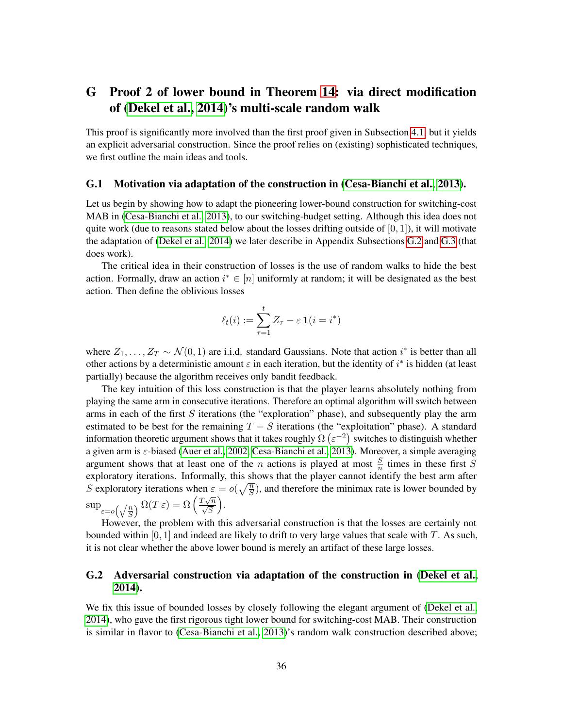# G Proof 2 of lower bound in Theorem 14: via direct modification of (Dekel et al., 2014)'s multi-scale random walk

This proof is significantly more involved than the first proof given in Subsection 4.1, but it yields an explicit adversarial construction. Since the proof relies on (existing) sophisticated techniques, we first outline the main ideas and tools.

## G.1 Motivation via adaptation of the construction in (Cesa-Bianchi et al., 2013).

Let us begin by showing how to adapt the pioneering lower-bound construction for switching-cost MAB in (Cesa-Bianchi et al., 2013), to our switching-budget setting. Although this idea does not quite work (due to reasons stated below about the losses drifting outside of $[0, 1]$), it will motivate the adaptation of (Dekel et al., 2014) we later describe in Appendix Subsections G.2 and G.3 (that does work).

The critical idea in their construction of losses is the use of random walks to hide the best action. Formally, draw an action $i^* \in [n]$ uniformly at random; it will be designated as the best action. Then define the oblivious losses

$$\ell_t(i) := \sum_{\tau=1}^{t} Z_\tau - \varepsilon \, \mathbf{1}(i = i^*)$$

where $Z_1, \ldots, Z_T \sim \mathcal{N}(0, 1)$ are i.i.d. standard Gaussians. Note that action $i^*$ is better than all other actions by a deterministic amount $\varepsilon$ in each iteration, but the identity of $i^*$ is hidden (at least partially) because the algorithm receives only bandit feedback.

The key intuition of this loss construction is that the player learns absolutely nothing from playing the same arm in consecutive iterations. Therefore an optimal algorithm will switch between arms in each of the first $S$ iterations (the "exploration" phase), and subsequently play the arm estimated to be best for the remaining $T - S$ iterations (the "exploitation" phase). A standard information theoretic argument shows that it takes roughly $\Omega\left(\varepsilon^{-2}\right)$ switches to distinguish whether a given arm is $\varepsilon$-biased (Auer et al., 2002; Cesa-Bianchi et al., 2013). Moreover, a simple averaging argument shows that at least one of the $n$ actions is played at most $\frac{S}{n}$ times in these first $S$ exploratory iterations. Informally, this shows that the player cannot identify the best arm after $S$ exploratory iterations when $\varepsilon = o(\sqrt{\frac{n}{S}})$, and therefore the minimax rate is lower bounded by $\sup_{\varepsilon = o\left(\sqrt{\frac{n}{S}}\right)} \Omega(T\,\varepsilon) = \Omega\left(\frac{T\sqrt{n}}{\sqrt{S}}\right)$.

However, the problem with this adversarial construction is that the losses are certainly not bounded within $[0, 1]$ and indeed are likely to drift to very large values that scale with $T$. As such, it is not clear whether the above lower bound is merely an artifact of these large losses.

## G.2 Adversarial construction via adaptation of the construction in (Dekel et al., 2014).

We fix this issue of bounded losses by closely following the elegant argument of (Dekel et al., 2014), who gave the first rigorous tight lower bound for switching-cost MAB. Their construction is similar in flavor to (Cesa-Bianchi et al., 2013)'s random walk construction described above;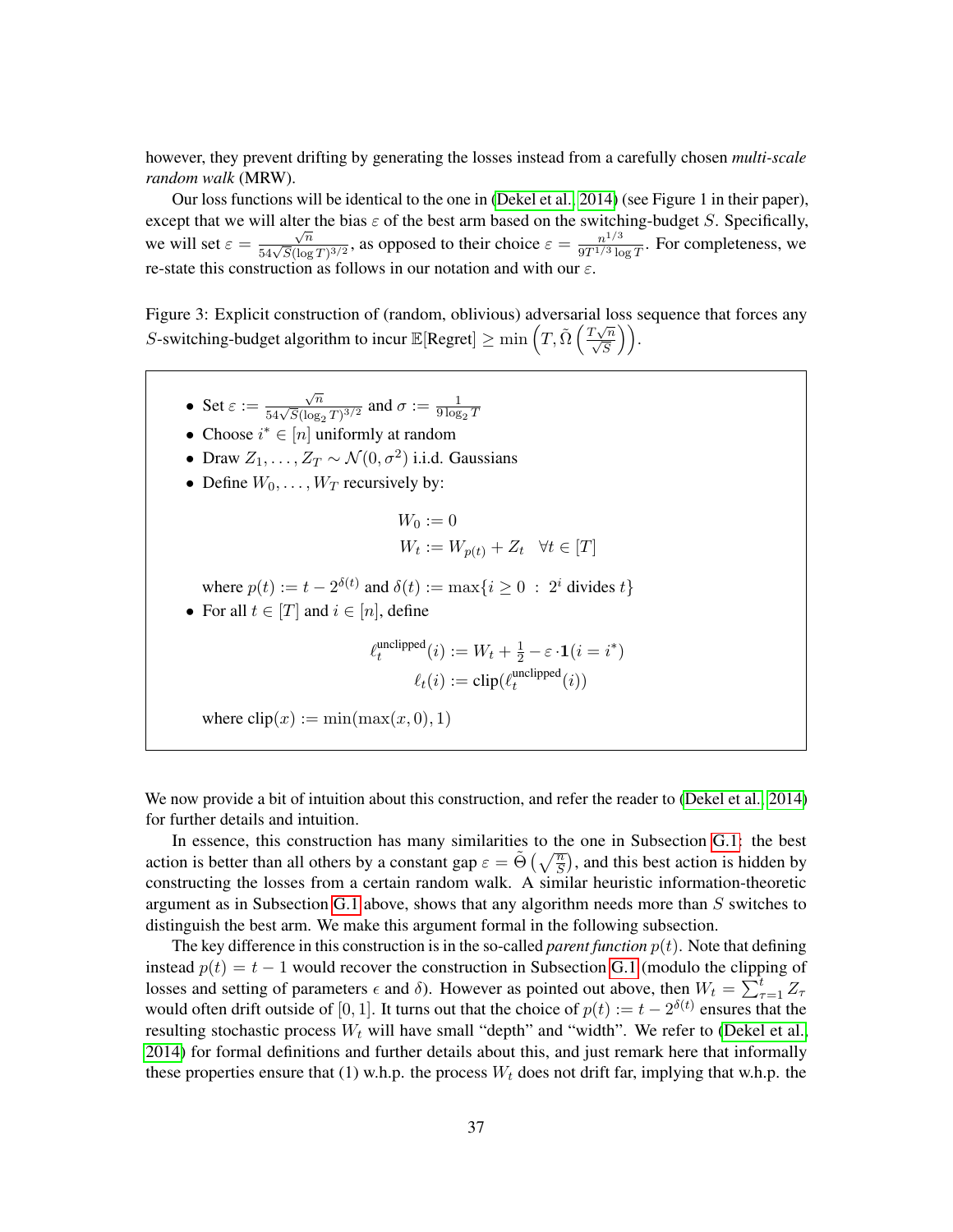however, they prevent drifting by generating the losses instead from a carefully chosen *multi-scale random walk* (MRW).

Our loss functions will be identical to the one in (Dekel et al., 2014) (see Figure 1 in their paper), except that we will alter the bias $\varepsilon$ of the best arm based on the switching-budget $S$. Specifically, we will set $\varepsilon = \frac{\sqrt{n}}{54\sqrt{S}(\log T)^{3/2}}$, as opposed to their choice $\varepsilon = \frac{n^{1/3}}{9T^{1/3}\log T}$. For completeness, we re-state this construction as follows in our notation and with our $\varepsilon$.

Figure 3: Explicit construction of (random, oblivious) adversarial loss sequence that forces any $S$-switching-budget algorithm to incur $\mathbb{E}[\text{Regret}] \geq \min\left(T, \tilde{\Omega}\left(\frac{T\sqrt{n}}{\sqrt{S}}\right)\right)$.

- Set $\varepsilon := \frac{\sqrt{n}}{54\sqrt{S}(\log_2 T)^{3/2}}$ and $\sigma := \frac{1}{9\log_2 T}$
- Choose $i^* \in [n]$ uniformly at random
- Draw $Z_1, \ldots, Z_T \sim \mathcal{N}(0, \sigma^2)$ i.i.d. Gaussians
- Define $W_0, \ldots, W_T$ recursively by:

$$W_0 := 0$$
$$W_t := W_{p(t)} + Z_t \quad \forall t \in [T]$$

where $p(t) := t - 2^{\delta(t)}$ and $\delta(t) := \max\{i \geq 0 \ : \ 2^i \text{ divides } t\}$

- For all $t \in [T]$ and $i \in [n]$, define

$$\ell_t^{\text{unclipped}}(i) := W_t + \tfrac{1}{2} - \varepsilon \cdot \mathbf{1}(i = i^*)$$
$$\ell_t(i) := \text{clip}(\ell_t^{\text{unclipped}}(i))$$

where $\text{clip}(x) := \min(\max(x, 0), 1)$

We now provide a bit of intuition about this construction, and refer the reader to (Dekel et al., 2014) for further details and intuition.

In essence, this construction has many similarities to the one in Subsection G.1: the best action is better than all others by a constant gap $\varepsilon = \tilde{\Theta}\left(\sqrt{\frac{n}{S}}\right)$, and this best action is hidden by constructing the losses from a certain random walk. A similar heuristic information-theoretic argument as in Subsection G.1 above, shows that any algorithm needs more than $S$ switches to distinguish the best arm. We make this argument formal in the following subsection.

The key difference in this construction is in the so-called *parent function* $p(t)$. Note that defining instead $p(t) = t - 1$ would recover the construction in Subsection G.1 (modulo the clipping of losses and setting of parameters $\epsilon$ and $\delta$). However as pointed out above, then $W_t = \sum_{\tau=1}^{t} Z_\tau$ would often drift outside of $[0, 1]$. It turns out that the choice of $p(t) := t - 2^{\delta(t)}$ ensures that the resulting stochastic process $W_t$ will have small "depth" and "width". We refer to (Dekel et al., 2014) for formal definitions and further details about this, and just remark here that informally these properties ensure that (1) w.h.p. the process $W_t$ does not drift far, implying that w.h.p. the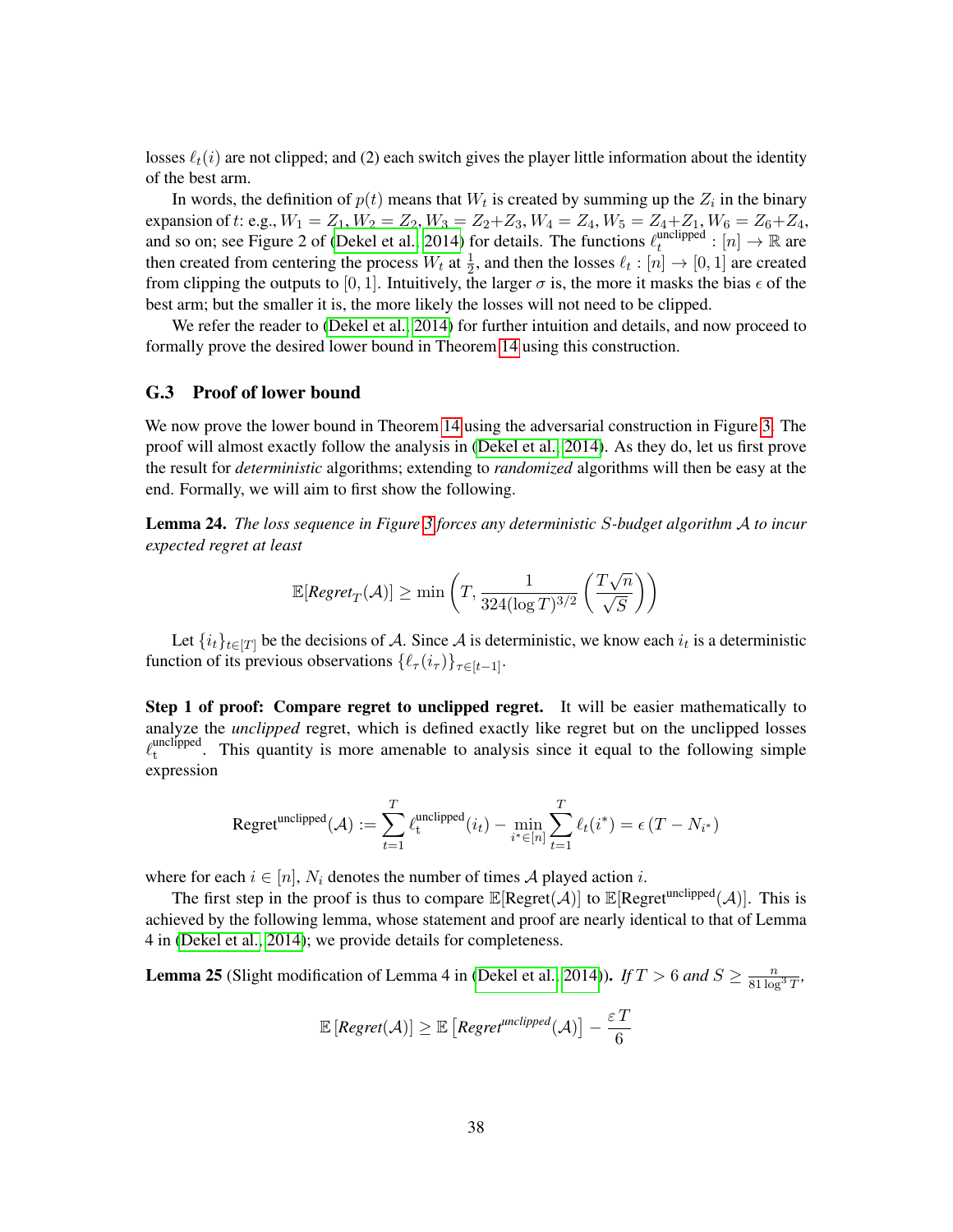losses $\ell_t(i)$ are not clipped; and (2) each switch gives the player little information about the identity of the best arm.

In words, the definition of $p(t)$ means that $W_t$ is created by summing up the $Z_i$ in the binary expansion of $t$: e.g., $W_1 = Z_1, W_2 = Z_2, W_3 = Z_2 + Z_3, W_4 = Z_4, W_5 = Z_4 + Z_1, W_6 = Z_6 + Z_4$, and so on; see Figure 2 of (Dekel et al., 2014) for details. The functions $\ell_t^{\text{unclipped}} : [n] \to \mathbb{R}$ are then created from centering the process $W_t$ at $\frac{1}{2}$, and then the losses $\ell_t : [n] \to [0, 1]$ are created from clipping the outputs to $[0, 1]$. Intuitively, the larger $\sigma$ is, the more it masks the bias $\epsilon$ of the best arm; but the smaller it is, the more likely the losses will not need to be clipped.

We refer the reader to (Dekel et al., 2014) for further intuition and details, and now proceed to formally prove the desired lower bound in Theorem 14 using this construction.

### G.3 Proof of lower bound

We now prove the lower bound in Theorem 14 using the adversarial construction in Figure 3. The proof will almost exactly follow the analysis in (Dekel et al., 2014). As they do, let us first prove the result for *deterministic* algorithms; extending to *randomized* algorithms will then be easy at the end. Formally, we will aim to first show the following.

**Lemma 24.** *The loss sequence in Figure 3 forces any deterministic $S$-budget algorithm $\mathcal{A}$ to incur expected regret at least*

$$\mathbb{E}[\textit{Regret}_T(\mathcal{A})] \geq \min\left(T, \frac{1}{324(\log T)^{3/2}}\left(\frac{T\sqrt{n}}{\sqrt{S}}\right)\right)$$

Let $\{i_t\}_{t\in[T]}$ be the decisions of $\mathcal{A}$. Since $\mathcal{A}$ is deterministic, we know each $i_t$ is a deterministic function of its previous observations $\{\ell_\tau(i_\tau)\}_{\tau\in[t-1]}$.

**Step 1 of proof: Compare regret to unclipped regret.** It will be easier mathematically to analyze the *unclipped* regret, which is defined exactly like regret but on the unclipped losses $\ell_t^{\text{unclipped}}$. This quantity is more amenable to analysis since it equal to the following simple expression

$$\text{Regret}^{\text{unclipped}}(\mathcal{A}) := \sum_{t=1}^{T} \ell_t^{\text{unclipped}}(i_t) - \min_{i^*\in[n]} \sum_{t=1}^{T} \ell_t(i^*) = \epsilon\,(T - N_{i^*})$$

where for each $i \in [n]$, $N_i$ denotes the number of times $\mathcal{A}$ played action $i$.

The first step in the proof is thus to compare $\mathbb{E}[\text{Regret}(\mathcal{A})]$ to $\mathbb{E}[\text{Regret}^{\text{unclipped}}(\mathcal{A})]$. This is achieved by the following lemma, whose statement and proof are nearly identical to that of Lemma 4 in (Dekel et al., 2014); we provide details for completeness.

**Lemma 25** (Slight modification of Lemma 4 in (Dekel et al., 2014))**.** *If $T > 6$ and $S \geq \frac{n}{81\log^3 T}$,*

$$\mathbb{E}\left[\textit{Regret}(\mathcal{A})\right] \geq \mathbb{E}\left[\textit{Regret}^{\textit{unclipped}}(\mathcal{A})\right] - \frac{\varepsilon T}{6}$$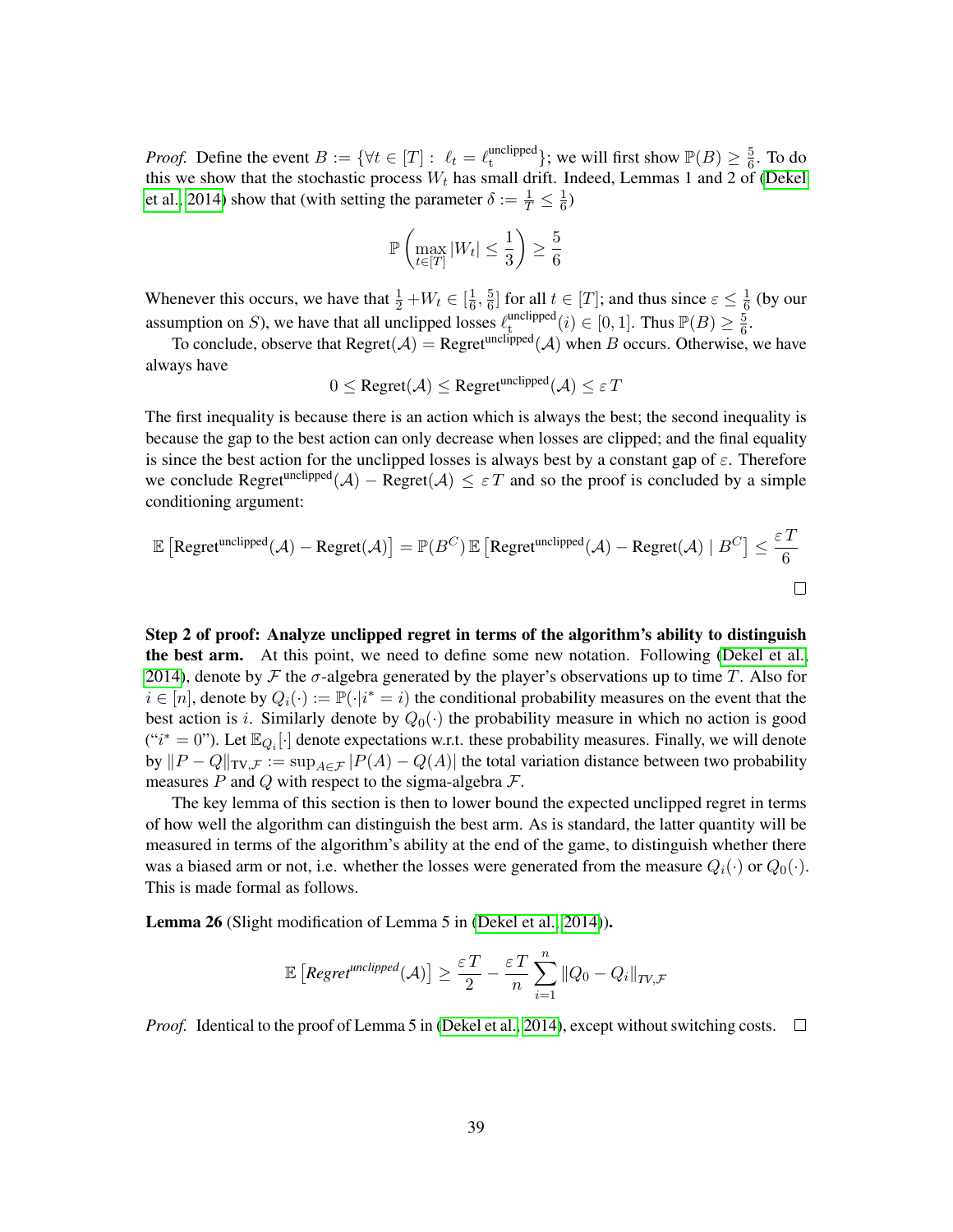*Proof.* Define the event $B := \{\forall t \in [T] : \ \ell_t = \ell_{\text{t}}^{\text{unclipped}}\}$; we will first show $\mathbb{P}(B) \geq \frac{5}{6}$. To do this we show that the stochastic process $W_t$ has small drift. Indeed, Lemmas 1 and 2 of (Dekel et al., 2014) show that (with setting the parameter $\delta := \frac{1}{T} \leq \frac{1}{6}$)

$$\mathbb{P}\left(\max_{t \in [T]} |W_t| \leq \frac{1}{3}\right) \geq \frac{5}{6}$$

Whenever this occurs, we have that $\frac{1}{2} + W_t \in [\frac{1}{6}, \frac{5}{6}]$ for all $t \in [T]$; and thus since $\varepsilon \leq \frac{1}{6}$ (by our assumption on $S$), we have that all unclipped losses $\ell_{\text{t}}^{\text{unclipped}}(i) \in [0, 1]$. Thus $\mathbb{P}(B) \geq \frac{5}{6}$.

To conclude, observe that $\text{Regret}(\mathcal{A}) = \text{Regret}^{\text{unclipped}}(\mathcal{A})$ when $B$ occurs. Otherwise, we have always have

$$0 \leq \text{Regret}(\mathcal{A}) \leq \text{Regret}^{\text{unclipped}}(\mathcal{A}) \leq \varepsilon T$$

The first inequality is because there is an action which is always the best; the second inequality is because the gap to the best action can only decrease when losses are clipped; and the final equality is since the best action for the unclipped losses is always best by a constant gap of $\varepsilon$. Therefore we conclude $\text{Regret}^{\text{unclipped}}(\mathcal{A}) - \text{Regret}(\mathcal{A}) \leq \varepsilon T$ and so the proof is concluded by a simple conditioning argument:

$$\mathbb{E}\left[\text{Regret}^{\text{unclipped}}(\mathcal{A}) - \text{Regret}(\mathcal{A})\right] = \mathbb{P}(B^C)\, \mathbb{E}\left[\text{Regret}^{\text{unclipped}}(\mathcal{A}) - \text{Regret}(\mathcal{A}) \mid B^C\right] \leq \frac{\varepsilon T}{6}$$

□

**Step 2 of proof: Analyze unclipped regret in terms of the algorithm's ability to distinguish the best arm.** At this point, we need to define some new notation. Following (Dekel et al., 2014), denote by $\mathcal{F}$ the $\sigma$-algebra generated by the player's observations up to time $T$. Also for $i \in [n]$, denote by $Q_i(\cdot) := \mathbb{P}(\cdot | i^* = i)$ the conditional probability measures on the event that the best action is $i$. Similarly denote by $Q_0(\cdot)$ the probability measure in which no action is good ("$i^* = 0$"). Let $\mathbb{E}_{Q_i}[\cdot]$ denote expectations w.r.t. these probability measures. Finally, we will denote by $\|P - Q\|_{\text{TV},\mathcal{F}} := \sup_{A \in \mathcal{F}} |P(A) - Q(A)|$ the total variation distance between two probability measures $P$ and $Q$ with respect to the sigma-algebra $\mathcal{F}$.

The key lemma of this section is then to lower bound the expected unclipped regret in terms of how well the algorithm can distinguish the best arm. As is standard, the latter quantity will be measured in terms of the algorithm's ability at the end of the game, to distinguish whether there was a biased arm or not, i.e. whether the losses were generated from the measure $Q_i(\cdot)$ or $Q_0(\cdot)$. This is made formal as follows.

**Lemma 26** (Slight modification of Lemma 5 in (Dekel et al., 2014))**.**

$$\mathbb{E}\left[\textit{Regret}^{\textit{unclipped}}(\mathcal{A})\right] \geq \frac{\varepsilon T}{2} - \frac{\varepsilon T}{n} \sum_{i=1}^{n} \|Q_0 - Q_i\|_{\textit{TV},\mathcal{F}}$$

*Proof.* Identical to the proof of Lemma 5 in (Dekel et al., 2014), except without switching costs. □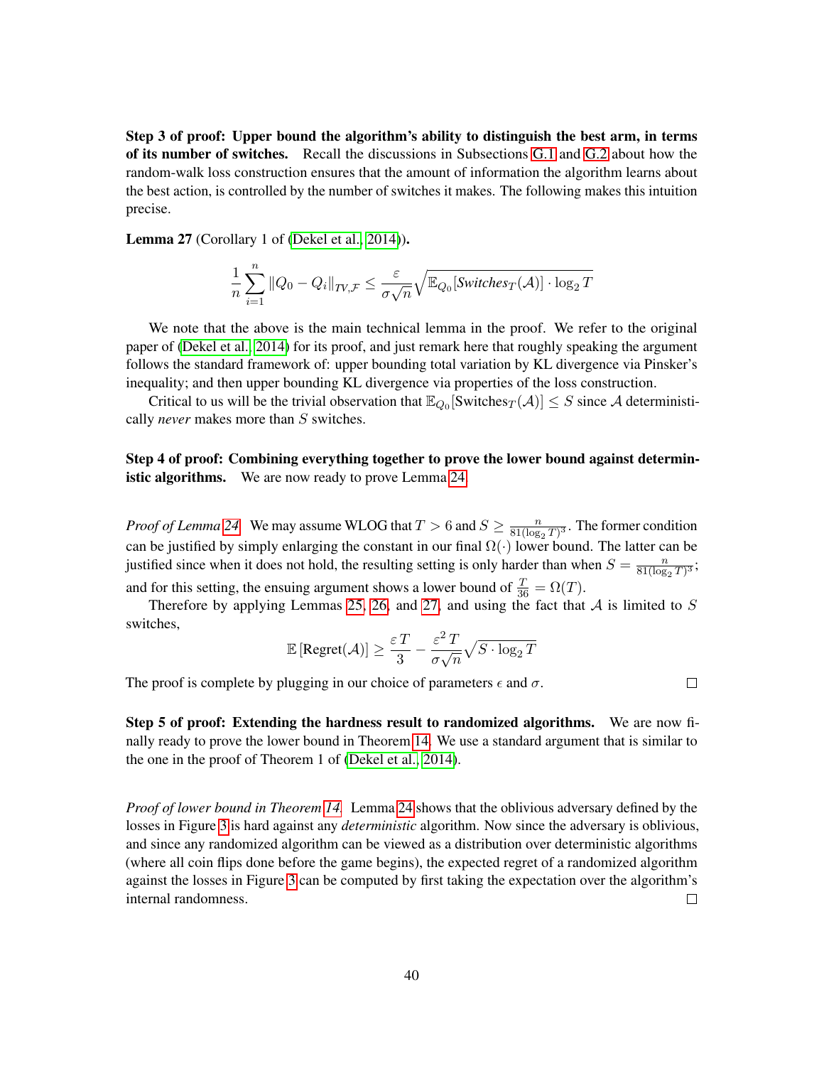**Step 3 of proof: Upper bound the algorithm's ability to distinguish the best arm, in terms of its number of switches.** Recall the discussions in Subsections G.1 and G.2 about how the random-walk loss construction ensures that the amount of information the algorithm learns about the best action, is controlled by the number of switches it makes. The following makes this intuition precise.

**Lemma 27** (Corollary 1 of (Dekel et al., 2014))**.**

$$\frac{1}{n}\sum_{i=1}^{n}\|Q_0 - Q_i\|_{TV,\mathcal{F}} \leq \frac{\varepsilon}{\sigma\sqrt{n}}\sqrt{\mathbb{E}_{Q_0}[\textit{Switches}_T(\mathcal{A})] \cdot \log_2 T}$$

We note that the above is the main technical lemma in the proof. We refer to the original paper of (Dekel et al., 2014) for its proof, and just remark here that roughly speaking the argument follows the standard framework of: upper bounding total variation by KL divergence via Pinsker's inequality; and then upper bounding KL divergence via properties of the loss construction.

Critical to us will be the trivial observation that $\mathbb{E}_{Q_0}[\text{Switches}_T(\mathcal{A})] \leq S$ since $\mathcal{A}$ deterministically *never* makes more than $S$ switches.

**Step 4 of proof: Combining everything together to prove the lower bound against deterministic algorithms.** We are now ready to prove Lemma 24.

*Proof of Lemma 24.* We may assume WLOG that $T > 6$ and $S \geq \frac{n}{81(\log_2 T)^3}$. The former condition can be justified by simply enlarging the constant in our final $\Omega(\cdot)$ lower bound. The latter can be justified since when it does not hold, the resulting setting is only harder than when $S = \frac{n}{81(\log_2 T)^3}$; and for this setting, the ensuing argument shows a lower bound of $\frac{T}{36} = \Omega(T)$.

Therefore by applying Lemmas 25, 26, and 27, and using the fact that $\mathcal{A}$ is limited to $S$ switches,

$$\mathbb{E}\left[\text{Regret}(\mathcal{A})\right] \geq \frac{\varepsilon T}{3} - \frac{\varepsilon^2 T}{\sigma\sqrt{n}}\sqrt{S \cdot \log_2 T}$$

The proof is complete by plugging in our choice of parameters $\epsilon$ and $\sigma$. □

**Step 5 of proof: Extending the hardness result to randomized algorithms.** We are now finally ready to prove the lower bound in Theorem 14. We use a standard argument that is similar to the one in the proof of Theorem 1 of (Dekel et al., 2014).

*Proof of lower bound in Theorem 14.* Lemma 24 shows that the oblivious adversary defined by the losses in Figure 3 is hard against any *deterministic* algorithm. Now since the adversary is oblivious, and since any randomized algorithm can be viewed as a distribution over deterministic algorithms (where all coin flips done before the game begins), the expected regret of a randomized algorithm against the losses in Figure 3 can be computed by first taking the expectation over the algorithm's internal randomness. □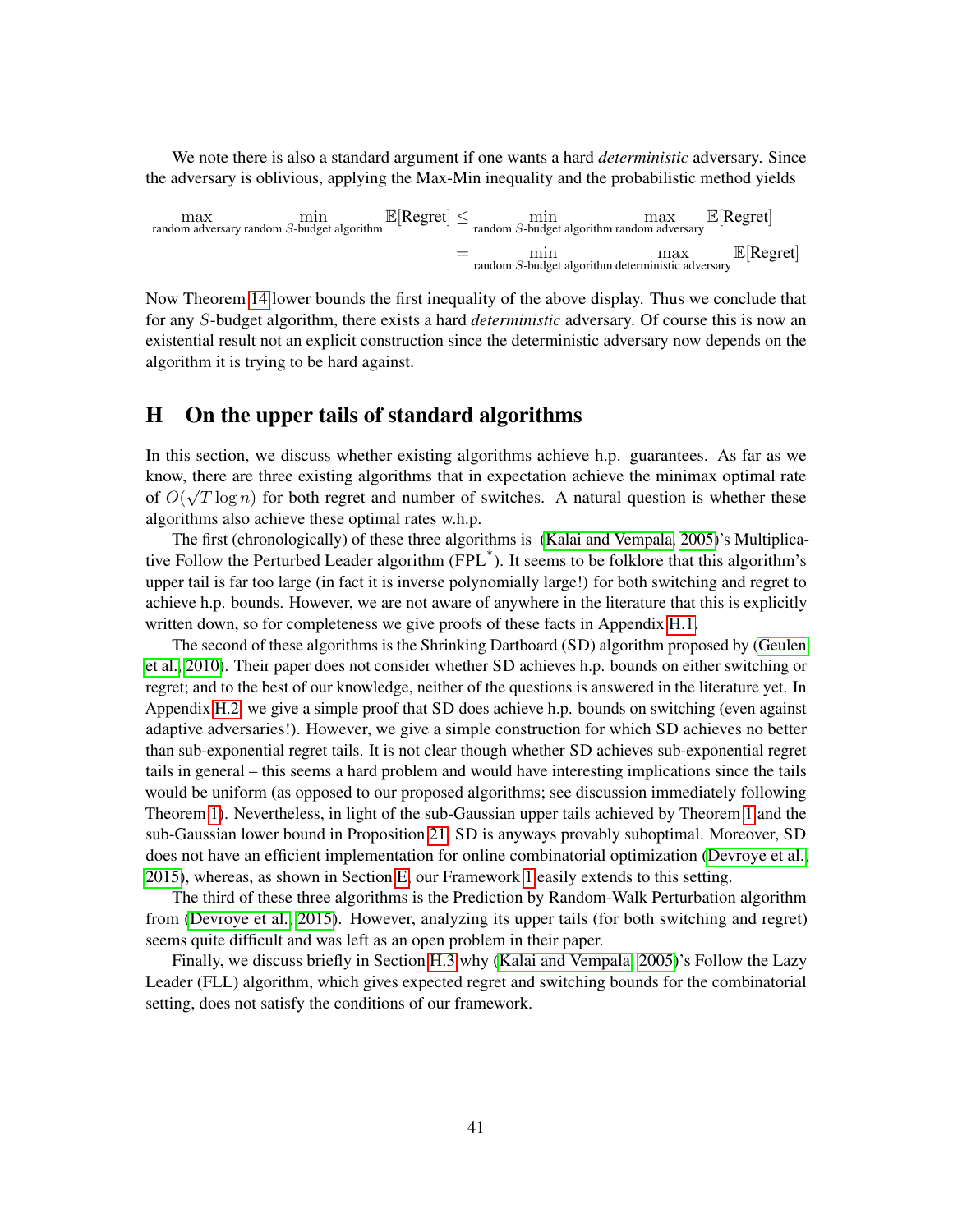We note there is also a standard argument if one wants a hard *deterministic* adversary. Since the adversary is oblivious, applying the Max-Min inequality and the probabilistic method yields

$$
\begin{aligned}
\max_{\text{random adversary}} \; \min_{\text{random } S\text{-budget algorithm}} \mathbb{E}[\text{Regret}] &\leq \min_{\text{random } S\text{-budget algorithm}} \; \max_{\text{random adversary}} \mathbb{E}[\text{Regret}] \\
&= \min_{\text{random } S\text{-budget algorithm}} \; \max_{\text{deterministic adversary}} \mathbb{E}[\text{Regret}]
\end{aligned}
$$

Now Theorem 14 lower bounds the first inequality of the above display. Thus we conclude that for any $S$-budget algorithm, there exists a hard *deterministic* adversary. Of course this is now an existential result not an explicit construction since the deterministic adversary now depends on the algorithm it is trying to be hard against.

## H On the upper tails of standard algorithms

In this section, we discuss whether existing algorithms achieve h.p. guarantees. As far as we know, there are three existing algorithms that in expectation achieve the minimax optimal rate of $O(\sqrt{T \log n})$ for both regret and number of switches. A natural question is whether these algorithms also achieve these optimal rates w.h.p.

The first (chronologically) of these three algorithms is (Kalai and Vempala, 2005)'s Multiplicative Follow the Perturbed Leader algorithm ($\text{FPL}^*$). It seems to be folklore that this algorithm's upper tail is far too large (in fact it is inverse polynomially large!) for both switching and regret to achieve h.p. bounds. However, we are not aware of anywhere in the literature that this is explicitly written down, so for completeness we give proofs of these facts in Appendix H.1.

The second of these algorithms is the Shrinking Dartboard (SD) algorithm proposed by (Geulen et al., 2010). Their paper does not consider whether SD achieves h.p. bounds on either switching or regret; and to the best of our knowledge, neither of the questions is answered in the literature yet. In Appendix H.2, we give a simple proof that SD does achieve h.p. bounds on switching (even against adaptive adversaries!). However, we give a simple construction for which SD achieves no better than sub-exponential regret tails. It is not clear though whether SD achieves sub-exponential regret tails in general – this seems a hard problem and would have interesting implications since the tails would be uniform (as opposed to our proposed algorithms; see discussion immediately following Theorem 1). Nevertheless, in light of the sub-Gaussian upper tails achieved by Theorem 1 and the sub-Gaussian lower bound in Proposition 21, SD is anyways provably suboptimal. Moreover, SD does not have an efficient implementation for online combinatorial optimization (Devroye et al., 2015), whereas, as shown in Section E, our Framework 1 easily extends to this setting.

The third of these three algorithms is the Prediction by Random-Walk Perturbation algorithm from (Devroye et al., 2015). However, analyzing its upper tails (for both switching and regret) seems quite difficult and was left as an open problem in their paper.

Finally, we discuss briefly in Section H.3 why (Kalai and Vempala, 2005)'s Follow the Lazy Leader (FLL) algorithm, which gives expected regret and switching bounds for the combinatorial setting, does not satisfy the conditions of our framework.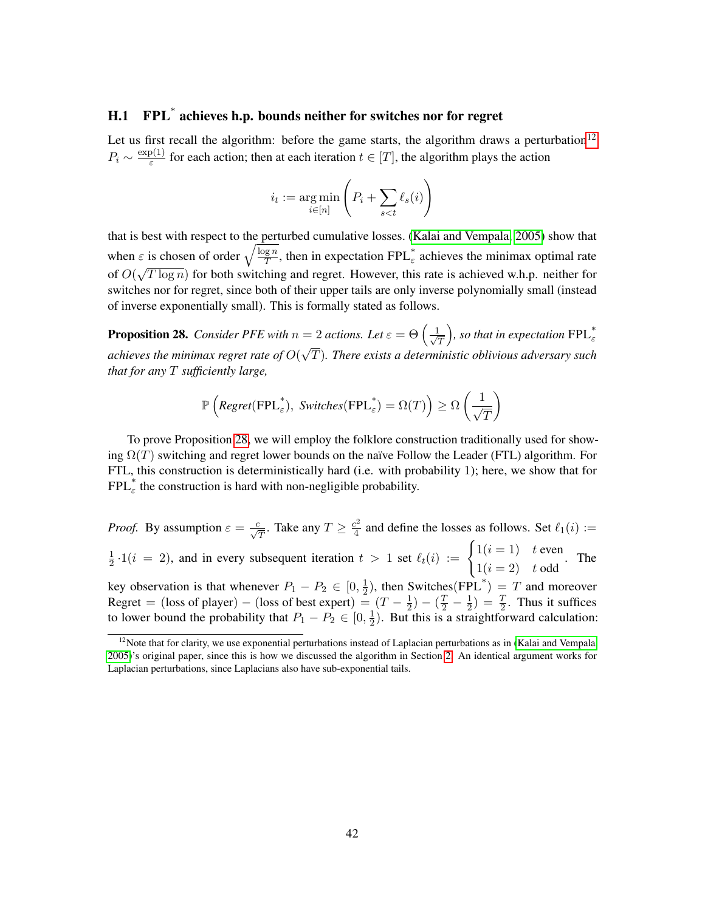### H.1 $\text{FPL}^*$ achieves h.p. bounds neither for switches nor for regret

Let us first recall the algorithm: before the game starts, the algorithm draws a perturbation[12] $P_i \sim \frac{\exp(1)}{\varepsilon}$ for each action; then at each iteration $t \in [T]$, the algorithm plays the action

$$i_t := \arg\min_{i \in [n]} \left( P_i + \sum_{s<t} \ell_s(i) \right)$$

that is best with respect to the perturbed cumulative losses. (Kalai and Vempala, 2005) show that when $\varepsilon$ is chosen of order $\sqrt{\frac{\log n}{T}}$, then in expectation $\text{FPL}_\varepsilon^*$ achieves the minimax optimal rate of $O(\sqrt{T \log n})$ for both switching and regret. However, this rate is achieved w.h.p. neither for switches nor for regret, since both of their upper tails are only inverse polynomially small (instead of inverse exponentially small). This is formally stated as follows.

**Proposition 28.** *Consider PFE with $n = 2$ actions. Let $\varepsilon = \Theta\left(\frac{1}{\sqrt{T}}\right)$, so that in expectation $\text{FPL}_\varepsilon^*$ achieves the minimax regret rate of $O(\sqrt{T})$. There exists a deterministic oblivious adversary such that for any $T$ sufficiently large,*

$$\mathbb{P}\left( \textit{Regret}(\text{FPL}_\varepsilon^*),\ \textit{Switches}(\text{FPL}_\varepsilon^*) = \Omega(T) \right) \geq \Omega\left( \frac{1}{\sqrt{T}} \right)$$

To prove Proposition 28, we will employ the folklore construction traditionally used for showing $\Omega(T)$ switching and regret lower bounds on the naïve Follow the Leader (FTL) algorithm. For FTL, this construction is deterministically hard (i.e. with probability 1); here, we show that for $\text{FPL}_\varepsilon^*$ the construction is hard with non-negligible probability.

*Proof.* By assumption $\varepsilon = \frac{c}{\sqrt{T}}$. Take any $T \geq \frac{c^2}{4}$ and define the losses as follows. Set $\ell_1(i) := \frac{1}{2} \cdot 1(i = 2)$, and in every subsequent iteration $t > 1$ set $\ell_t(i) := \begin{cases} 1(i = 1) & t \text{ even} \\ 1(i = 2) & t \text{ odd} \end{cases}$. The key observation is that whenever $P_1 - P_2 \in [0, \frac{1}{2})$, then $\text{Switches}(\text{FPL}^*) = T$ and moreover $\text{Regret} = (\text{loss of player}) - (\text{loss of best expert}) = (T - \frac{1}{2}) - (\frac{T}{2} - \frac{1}{2}) = \frac{T}{2}$. Thus it suffices to lower bound the probability that $P_1 - P_2 \in [0, \frac{1}{2})$. But this is a straightforward calculation:

[12] Note that for clarity, we use exponential perturbations instead of Laplacian perturbations as in (Kalai and Vempala, 2005)'s original paper, since this is how we discussed the algorithm in Section 2. An identical argument works for Laplacian perturbations, since Laplacians also have sub-exponential tails.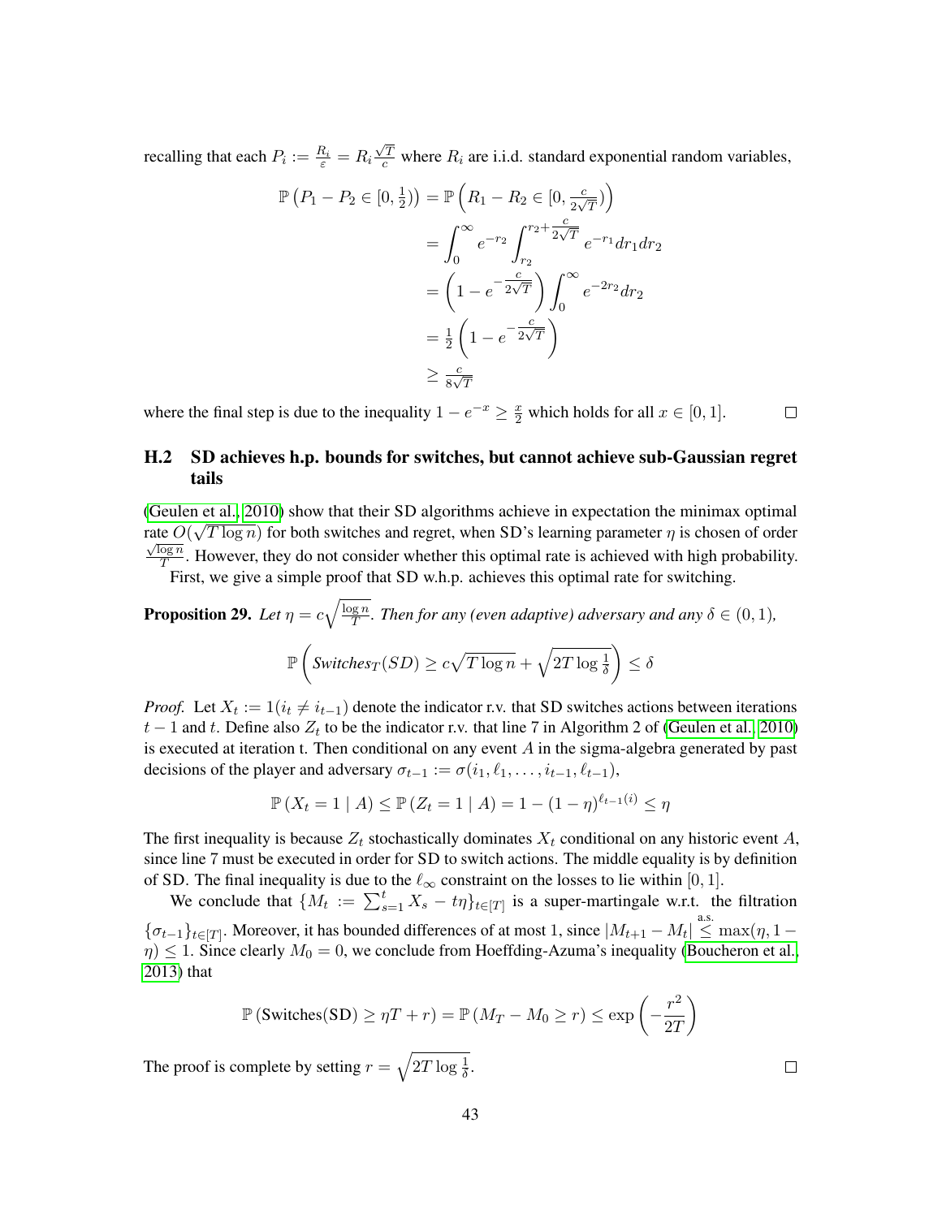recalling that each $P_i := \frac{R_i}{\varepsilon} = R_i \frac{\sqrt{T}}{c}$ where $R_i$ are i.i.d. standard exponential random variables,

$$
\begin{aligned}
\mathbb{P}\left(P_1 - P_2 \in [0, \tfrac{1}{2})\right) &= \mathbb{P}\left(R_1 - R_2 \in [0, \tfrac{c}{2\sqrt{T}})\right) \\
&= \int_0^\infty e^{-r_2} \int_{r_2}^{r_2 + \frac{c}{2\sqrt{T}}} e^{-r_1} dr_1 dr_2 \\
&= \left(1 - e^{-\frac{c}{2\sqrt{T}}}\right) \int_0^\infty e^{-2r_2} dr_2 \\
&= \tfrac{1}{2}\left(1 - e^{-\frac{c}{2\sqrt{T}}}\right) \\
&\geq \tfrac{c}{8\sqrt{T}}
\end{aligned}
$$

where the final step is due to the inequality $1 - e^{-x} \geq \frac{x}{2}$ which holds for all $x \in [0, 1]$. ☐

### H.2 SD achieves h.p. bounds for switches, but cannot achieve sub-Gaussian regret tails

(Geulen et al., 2010) show that their SD algorithms achieve in expectation the minimax optimal rate $O(\sqrt{T \log n})$ for both switches and regret, when SD's learning parameter $\eta$ is chosen of order $\frac{\sqrt{\log n}}{T}$. However, they do not consider whether this optimal rate is achieved with high probability.

First, we give a simple proof that SD w.h.p. achieves this optimal rate for switching.

**Proposition 29.** *Let $\eta = c\sqrt{\frac{\log n}{T}}$. Then for any (even adaptive) adversary and any $\delta \in (0, 1)$,*

$$
\mathbb{P}\left(\textit{Switches}_T(SD) \geq c\sqrt{T \log n} + \sqrt{2T \log \tfrac{1}{\delta}}\right) \leq \delta
$$

*Proof.* Let $X_t := 1(i_t \neq i_{t-1})$ denote the indicator r.v. that SD switches actions between iterations $t-1$ and $t$. Define also $Z_t$ to be the indicator r.v. that line 7 in Algorithm 2 of (Geulen et al., 2010) is executed at iteration t. Then conditional on any event $A$ in the sigma-algebra generated by past decisions of the player and adversary $\sigma_{t-1} := \sigma(i_1, \ell_1, \ldots, i_{t-1}, \ell_{t-1})$,

$$
\mathbb{P}\left(X_t = 1 \mid A\right) \leq \mathbb{P}\left(Z_t = 1 \mid A\right) = 1 - (1-\eta)^{\ell_{t-1}(i)} \leq \eta
$$

The first inequality is because $Z_t$ stochastically dominates $X_t$ conditional on any historic event $A$, since line 7 must be executed in order for SD to switch actions. The middle equality is by definition of SD. The final inequality is due to the $\ell_\infty$ constraint on the losses to lie within $[0, 1]$.

We conclude that $\{M_t := \sum_{s=1}^t X_s - t\eta\}_{t \in [T]}$ is a super-martingale w.r.t. the filtration $\{\sigma_{t-1}\}_{t \in [T]}$. Moreover, it has bounded differences of at most 1, since $|M_{t+1} - M_t| \overset{\text{a.s.}}{\leq} \max(\eta, 1 - \eta) \leq 1$. Since clearly $M_0 = 0$, we conclude from Hoeffding-Azuma's inequality (Boucheron et al., 2013) that

$$
\mathbb{P}\left(\text{Switches(SD)} \geq \eta T + r\right) = \mathbb{P}\left(M_T - M_0 \geq r\right) \leq \exp\left(-\frac{r^2}{2T}\right)
$$

The proof is complete by setting $r = \sqrt{2T \log \frac{1}{\delta}}$. ☐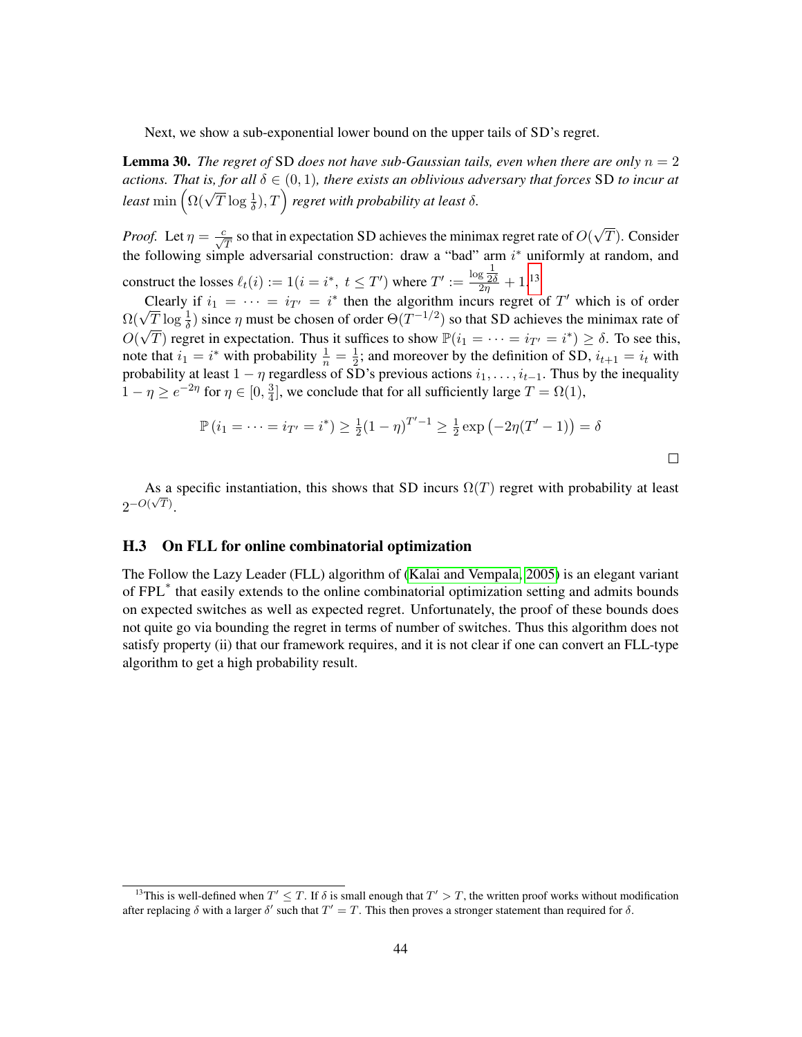Next, we show a sub-exponential lower bound on the upper tails of SD's regret.

**Lemma 30.** *The regret of* SD *does not have sub-Gaussian tails, even when there are only $n = 2$ actions. That is, for all $\delta \in (0, 1)$, there exists an oblivious adversary that forces* SD *to incur at least* $\min\left(\Omega(\sqrt{T}\log\frac{1}{\delta}), T\right)$ *regret with probability at least $\delta$.*

*Proof.* Let $\eta = \frac{c}{\sqrt{T}}$ so that in expectation SD achieves the minimax regret rate of $O(\sqrt{T})$. Consider the following simple adversarial construction: draw a "bad" arm $i^*$ uniformly at random, and construct the losses $\ell_t(i) := 1(i = i^*,\ t \le T')$ where $T' := \frac{\log\frac{1}{2\delta}}{2\eta} + 1$.[13]

Clearly if $i_1 = \cdots = i_{T'} = i^*$ then the algorithm incurs regret of $T'$ which is of order $\Omega(\sqrt{T}\log\frac{1}{\delta})$ since $\eta$ must be chosen of order $\Theta(T^{-1/2})$ so that SD achieves the minimax rate of $O(\sqrt{T})$ regret in expectation. Thus it suffices to show $\mathbb{P}(i_1 = \cdots = i_{T'} = i^*) \ge \delta$. To see this, note that $i_1 = i^*$ with probability $\frac{1}{n} = \frac{1}{2}$; and moreover by the definition of SD, $i_{t+1} = i_t$ with probability at least $1 - \eta$ regardless of SD's previous actions $i_1, \ldots, i_{t-1}$. Thus by the inequality $1 - \eta \ge e^{-2\eta}$ for $\eta \in [0, \frac{3}{4}]$, we conclude that for all sufficiently large $T = \Omega(1)$,

$$
\mathbb{P}\left(i_1 = \cdots = i_{T'} = i^*\right) \ge \tfrac{1}{2}(1-\eta)^{T'-1} \ge \tfrac{1}{2}\exp\left(-2\eta(T'-1)\right) = \delta
$$

□

As a specific instantiation, this shows that SD incurs $\Omega(T)$ regret with probability at least $2^{-O(\sqrt{T})}$.

### H.3 On FLL for online combinatorial optimization

The Follow the Lazy Leader (FLL) algorithm of (Kalai and Vempala, 2005) is an elegant variant of FPL* that easily extends to the online combinatorial optimization setting and admits bounds on expected switches as well as expected regret. Unfortunately, the proof of these bounds does not quite go via bounding the regret in terms of number of switches. Thus this algorithm does not satisfy property (ii) that our framework requires, and it is not clear if one can convert an FLL-type algorithm to get a high probability result.

---

[13] This is well-defined when $T' \le T$. If $\delta$ is small enough that $T' > T$, the written proof works without modification after replacing $\delta$ with a larger $\delta'$ such that $T' = T$. This then proves a stronger statement than required for $\delta$.